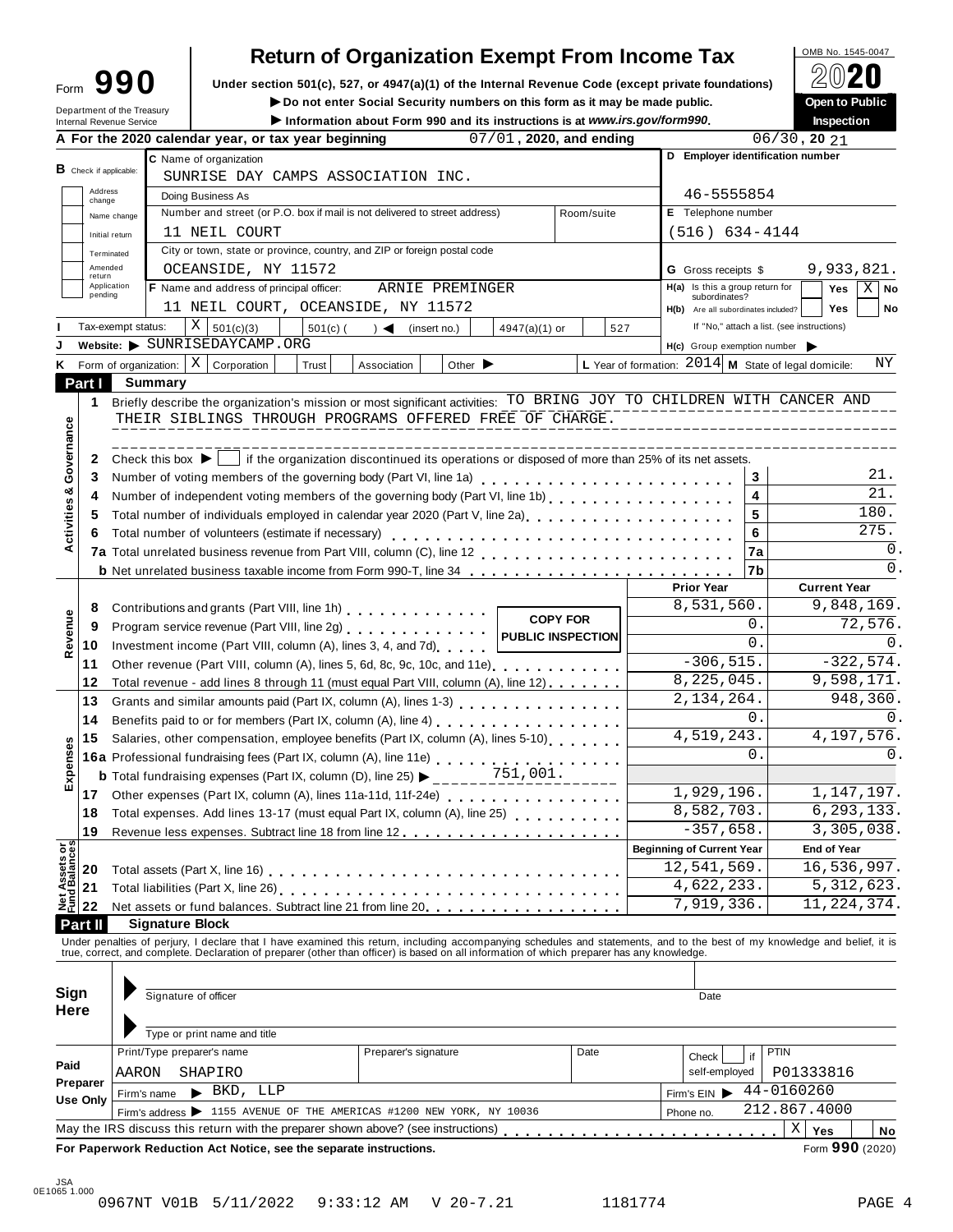# Form 990 — Return of Organization Exempt From Income Tax

OMB No. 1545-0047

**2020**

Under section 501(c), 527, or 4947(a)(1) of the Internal Revenue Code (except private foundations)

▶ Do not enter Social Security numbers on this form as it may be made public.

▶ Information about Form 990 and its instructions is at *www.irs.gov/form990*.

Department of the Treasury
Internal Revenue Service

**Open to Public Inspection**

**A** For the 2020 calendar year, or tax year beginning 07/01, 2020, and ending 06/30, 20 21

**B** Check if applicable: Address change / Name change / Initial return / Terminated / Amended return / Application pending

**C** Name of organization: SUNRISE DAY CAMPS ASSOCIATION INC.

Doing Business As

Number and street (or P.O. box if mail is not delivered to street address): 11 NEIL COURT — Room/suite

City or town, state or province, country, and ZIP or foreign postal code: OCEANSIDE, NY 11572

**D** Employer identification number: 46-5555854

**E** Telephone number: (516) 634-4144

**G** Gross receipts $ 9,933,821.

**F** Name and address of principal officer: ARNIE PREMINGER, 11 NEIL COURT, OCEANSIDE, NY 11572

**H(a)** Is this a group return for subordinates? Yes ☐ No ☒

**H(b)** Are all subordinates included? Yes ☐ No ☐ — If "No," attach a list. (see instructions)

**I** Tax-exempt status: ☒ 501(c)(3) ☐ 501(c) ( ) ◀ (insert no.) ☐ 4947(a)(1) or ☐ 527

**J** Website: ▶ SUNRISEDAYCAMP.ORG

**H(c)** Group exemption number ▶

**K** Form of organization: ☒ Corporation ☐ Trust ☐ Association ☐ Other ▶

**L** Year of formation: 2014 **M** State of legal domicile: NY

## Part I — Summary

**Activities & Governance**

1. Briefly describe the organization's mission or most significant activities: TO BRING JOY TO CHILDREN WITH CANCER AND THEIR SIBLINGS THROUGH PROGRAMS OFFERED FREE OF CHARGE.
2. Check this box ▶ ☐ if the organization discontinued its operations or disposed of more than 25% of its net assets.

| Line | Description | | Value |
|---|---|---|---|
| 3 | Number of voting members of the governing body (Part VI, line 1a) | 3 | 21. |
| 4 | Number of independent voting members of the governing body (Part VI, line 1b) | 4 | 21. |
| 5 | Total number of individuals employed in calendar year 2020 (Part V, line 2a) | 5 | 180. |
| 6 | Total number of volunteers (estimate if necessary) | 6 | 275. |
| 7a | Total unrelated business revenue from Part VIII, column (C), line 12 | 7a | 0. |
| 7b | Net unrelated business taxable income from Form 990-T, line 34 | 7b | 0. |

**COPY FOR PUBLIC INSPECTION**

| Line | Description | Prior Year | Current Year |
|---|---|---|---|
| **Revenue** | | | |
| 8 | Contributions and grants (Part VIII, line 1h) | 8,531,560. | 9,848,169. |
| 9 | Program service revenue (Part VIII, line 2g) | 0. | 72,576. |
| 10 | Investment income (Part VIII, column (A), lines 3, 4, and 7d) | 0. | 0. |
| 11 | Other revenue (Part VIII, column (A), lines 5, 6d, 8c, 9c, 10c, and 11e) | -306,515. | -322,574. |
| 12 | Total revenue - add lines 8 through 11 (must equal Part VIII, column (A), line 12) | 8,225,045. | 9,598,171. |
| **Expenses** | | | |
| 13 | Grants and similar amounts paid (Part IX, column (A), lines 1-3) | 2,134,264. | 948,360. |
| 14 | Benefits paid to or for members (Part IX, column (A), line 4) | 0. | 0. |
| 15 | Salaries, other compensation, employee benefits (Part IX, column (A), lines 5-10) | 4,519,243. | 4,197,576. |
| 16a | Professional fundraising fees (Part IX, column (A), line 11e) | 0. | 0. |
| b | Total fundraising expenses (Part IX, column (D), line 25) ▶ 751,001. | | |
| 17 | Other expenses (Part IX, column (A), lines 11a-11d, 11f-24e) | 1,929,196. | 1,147,197. |
| 18 | Total expenses. Add lines 13-17 (must equal Part IX, column (A), line 25) | 8,582,703. | 6,293,133. |
| 19 | Revenue less expenses. Subtract line 18 from line 12 | -357,658. | 3,305,038. |

| Line | Net Assets or Fund Balances | Beginning of Current Year | End of Year |
|---|---|---|---|
| 20 | Total assets (Part X, line 16) | 12,541,569. | 16,536,997. |
| 21 | Total liabilities (Part X, line 26) | 4,622,233. | 5,312,623. |
| 22 | Net assets or fund balances. Subtract line 21 from line 20 | 7,919,336. | 11,224,374. |

## Part II — Signature Block

Under penalties of perjury, I declare that I have examined this return, including accompanying schedules and statements, and to the best of my knowledge and belief, it is true, correct, and complete. Declaration of preparer (other than officer) is based on all information of which preparer has any knowledge.

**Sign Here**

Signature of officer — Date

Type or print name and title

**Paid Preparer Use Only**

| Print/Type preparer's name | Preparer's signature | Date | Check ☐ if self-employed | PTIN |
|---|---|---|---|---|
| AARON SHAPIRO | | | | P01333816 |

Firm's name ▶ BKD, LLP — Firm's EIN ▶ 44-0160260

Firm's address ▶ 1155 AVENUE OF THE AMERICAS #1200 NEW YORK, NY 10036 — Phone no. 212.867.4000

May the IRS discuss this return with the preparer shown above? (see instructions) ☒ Yes ☐ No

**For Paperwork Reduction Act Notice, see the separate instructions.** Form **990** (2020)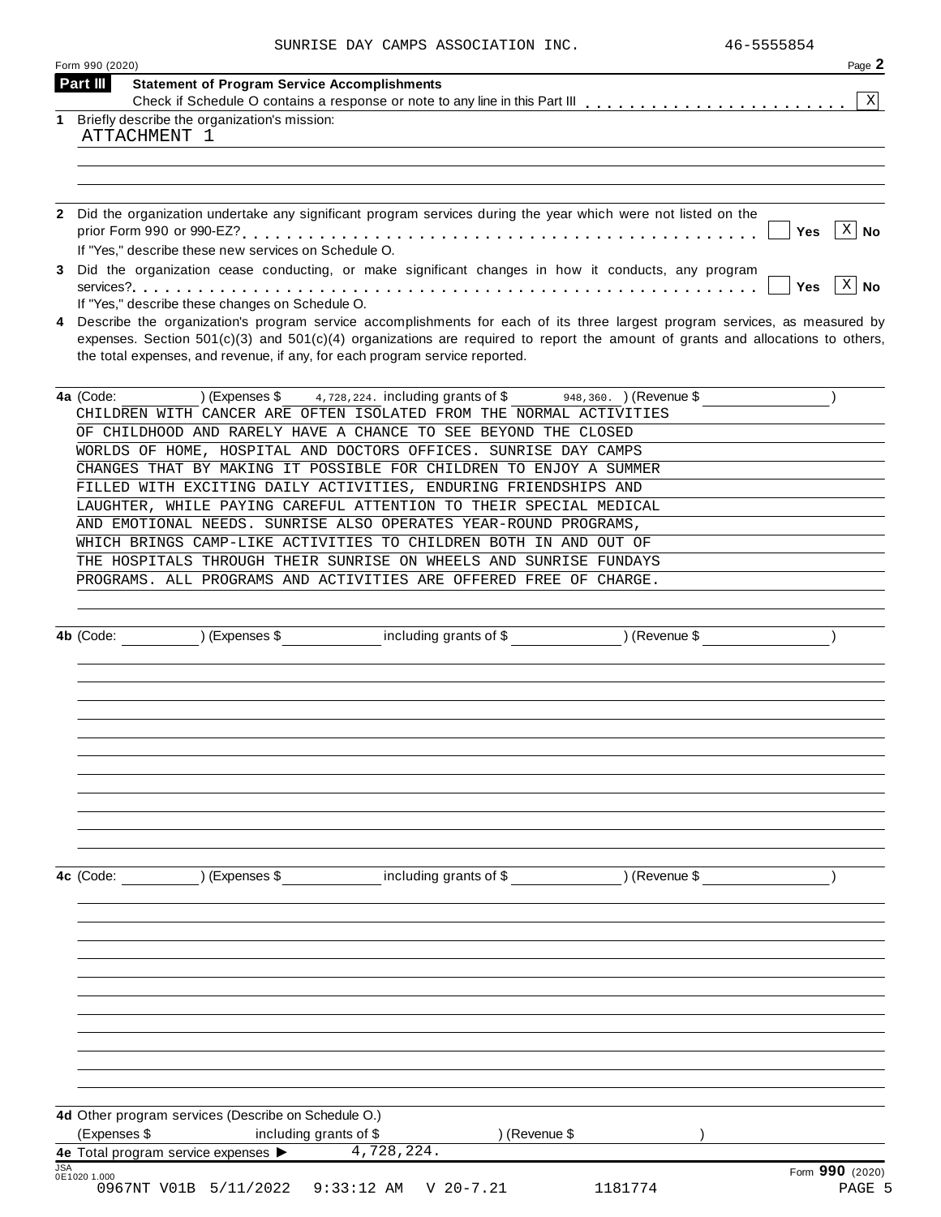SUNRISE DAY CAMPS ASSOCIATION INC. 46-5555854

Form 990 (2020)

## Part III Statement of Program Service Accomplishments

Check if Schedule O contains a response or note to any line in this Part III . . . . . . . . . . . . . . . . . . . . . . . X

**1** Briefly describe the organization's mission:

ATTACHMENT 1

**2** Did the organization undertake any significant program services during the year which were not listed on the prior Form 990 or 990-EZ? . . . . . . . . . . . . . . . . . . . . . . . . . . . . . . . . . . . . . . . . . . Yes [ ] No [X]

If "Yes," describe these new services on Schedule O.

**3** Did the organization cease conducting, or make significant changes in how it conducts, any program services? . . . . . . . . . . . . . . . . . . . . . . . . . . . . . . . . . . . . . . . . . . . . . . . . . . . Yes [ ] No [X]

If "Yes," describe these changes on Schedule O.

**4** Describe the organization's program service accomplishments for each of its three largest program services, as measured by expenses. Section 501(c)(3) and 501(c)(4) organizations are required to report the amount of grants and allocations to others, the total expenses, and revenue, if any, for each program service reported.

**4a** (Code: ) (Expenses $ 4,728,224. including grants of $ 948,360. ) (Revenue $ )

CHILDREN WITH CANCER ARE OFTEN ISOLATED FROM THE NORMAL ACTIVITIES OF CHILDHOOD AND RARELY HAVE A CHANCE TO SEE BEYOND THE CLOSED WORLDS OF HOME, HOSPITAL AND DOCTORS OFFICES. SUNRISE DAY CAMPS CHANGES THAT BY MAKING IT POSSIBLE FOR CHILDREN TO ENJOY A SUMMER FILLED WITH EXCITING DAILY ACTIVITIES, ENDURING FRIENDSHIPS AND LAUGHTER, WHILE PAYING CAREFUL ATTENTION TO THEIR SPECIAL MEDICAL AND EMOTIONAL NEEDS. SUNRISE ALSO OPERATES YEAR-ROUND PROGRAMS, WHICH BRINGS CAMP-LIKE ACTIVITIES TO CHILDREN BOTH IN AND OUT OF THE HOSPITALS THROUGH THEIR SUNRISE ON WHEELS AND SUNRISE FUNDAYS PROGRAMS. ALL PROGRAMS AND ACTIVITIES ARE OFFERED FREE OF CHARGE.

**4b** (Code: ) (Expenses $ including grants of $ ) (Revenue $ )

**4c** (Code: ) (Expenses $ including grants of $ ) (Revenue $ )

**4d** Other program services (Describe on Schedule O.)

(Expenses $ including grants of $ ) (Revenue $ )

**4e** Total program service expenses ▶ 4,728,224.

JSA 0E1020 1.000

Form **990** (2020)

0967NT V01B 5/11/2022 9:33:12 AM V 20-7.21 1181774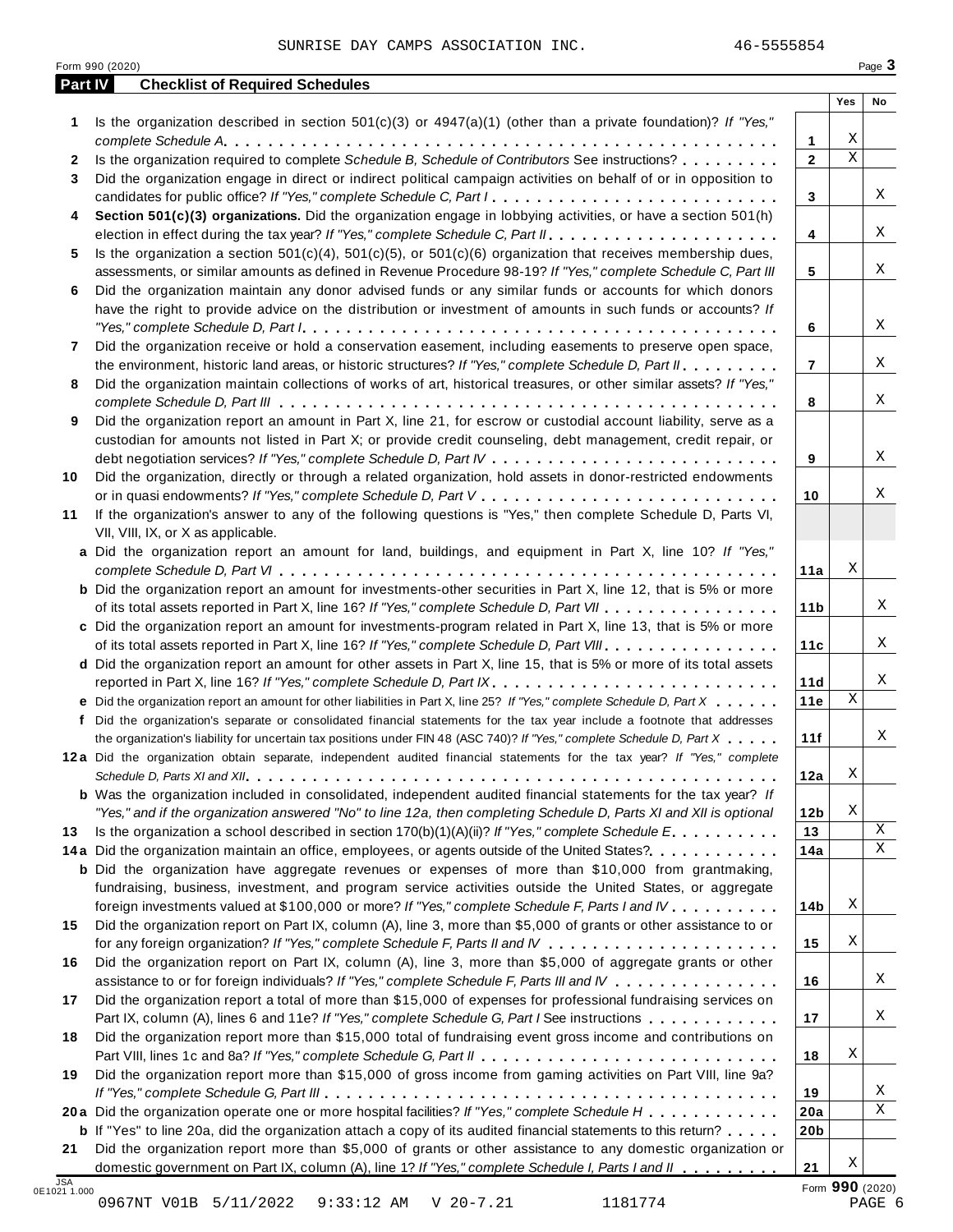SUNRISE DAY CAMPS ASSOCIATION INC. 46-5555854

## Part IV Checklist of Required Schedules

| | | | Yes | No |
|---|---|---|---|---|
| **1** | Is the organization described in section 501(c)(3) or 4947(a)(1) (other than a private foundation)? *If "Yes," complete Schedule A* | **1** | X | |
| **2** | Is the organization required to complete *Schedule B, Schedule of Contributors* See instructions? | **2** | X | |
| **3** | Did the organization engage in direct or indirect political campaign activities on behalf of or in opposition to candidates for public office? *If "Yes," complete Schedule C, Part I* | **3** | | X |
| **4** | **Section 501(c)(3) organizations.** Did the organization engage in lobbying activities, or have a section 501(h) election in effect during the tax year? *If "Yes," complete Schedule C, Part II* | **4** | | X |
| **5** | Is the organization a section 501(c)(4), 501(c)(5), or 501(c)(6) organization that receives membership dues, assessments, or similar amounts as defined in Revenue Procedure 98-19? *If "Yes," complete Schedule C, Part III* | **5** | | X |
| **6** | Did the organization maintain any donor advised funds or any similar funds or accounts for which donors have the right to provide advice on the distribution or investment of amounts in such funds or accounts? *If "Yes," complete Schedule D, Part I* | **6** | | X |
| **7** | Did the organization receive or hold a conservation easement, including easements to preserve open space, the environment, historic land areas, or historic structures? *If "Yes," complete Schedule D, Part II* | **7** | | X |
| **8** | Did the organization maintain collections of works of art, historical treasures, or other similar assets? *If "Yes," complete Schedule D, Part III* | **8** | | X |
| **9** | Did the organization report an amount in Part X, line 21, for escrow or custodial account liability, serve as a custodian for amounts not listed in Part X; or provide credit counseling, debt management, credit repair, or debt negotiation services? *If "Yes," complete Schedule D, Part IV* | **9** | | X |
| **10** | Did the organization, directly or through a related organization, hold assets in donor-restricted endowments or in quasi endowments? *If "Yes," complete Schedule D, Part V* | **10** | | X |
| **11** | If the organization's answer to any of the following questions is "Yes," then complete Schedule D, Parts VI, VII, VIII, IX, or X as applicable. | | | |
| **a** | Did the organization report an amount for land, buildings, and equipment in Part X, line 10? *If "Yes," complete Schedule D, Part VI* | **11a** | X | |
| **b** | Did the organization report an amount for investments-other securities in Part X, line 12, that is 5% or more of its total assets reported in Part X, line 16? *If "Yes," complete Schedule D, Part VII* | **11b** | | X |
| **c** | Did the organization report an amount for investments-program related in Part X, line 13, that is 5% or more of its total assets reported in Part X, line 16? *If "Yes," complete Schedule D, Part VIII* | **11c** | | X |
| **d** | Did the organization report an amount for other assets in Part X, line 15, that is 5% or more of its total assets reported in Part X, line 16? *If "Yes," complete Schedule D, Part IX* | **11d** | | X |
| **e** | Did the organization report an amount for other liabilities in Part X, line 25? *If "Yes," complete Schedule D, Part X* | **11e** | X | |
| **f** | Did the organization's separate or consolidated financial statements for the tax year include a footnote that addresses the organization's liability for uncertain tax positions under FIN 48 (ASC 740)? *If "Yes," complete Schedule D, Part X* | **11f** | | X |
| **12a** | Did the organization obtain separate, independent audited financial statements for the tax year? *If "Yes," complete Schedule D, Parts XI and XII* | **12a** | X | |
| **b** | Was the organization included in consolidated, independent audited financial statements for the tax year? *If "Yes," and if the organization answered "No" to line 12a, then completing Schedule D, Parts XI and XII is optional* | **12b** | X | |
| **13** | Is the organization a school described in section 170(b)(1)(A)(ii)? *If "Yes," complete Schedule E* | **13** | | X |
| **14a** | Did the organization maintain an office, employees, or agents outside of the United States? | **14a** | | X |
| **b** | Did the organization have aggregate revenues or expenses of more than $10,000 from grantmaking, fundraising, business, investment, and program service activities outside the United States, or aggregate foreign investments valued at $100,000 or more? *If "Yes," complete Schedule F, Parts I and IV* | **14b** | X | |
| **15** | Did the organization report on Part IX, column (A), line 3, more than $5,000 of grants or other assistance to or for any foreign organization? *If "Yes," complete Schedule F, Parts II and IV* | **15** | X | |
| **16** | Did the organization report on Part IX, column (A), line 3, more than $5,000 of aggregate grants or other assistance to or for foreign individuals? *If "Yes," complete Schedule F, Parts III and IV* | **16** | | X |
| **17** | Did the organization report a total of more than $15,000 of expenses for professional fundraising services on Part IX, column (A), lines 6 and 11e? *If "Yes," complete Schedule G, Part I* See instructions | **17** | | X |
| **18** | Did the organization report more than $15,000 total of fundraising event gross income and contributions on Part VIII, lines 1c and 8a? *If "Yes," complete Schedule G, Part II* | **18** | X | |
| **19** | Did the organization report more than $15,000 of gross income from gaming activities on Part VIII, line 9a? *If "Yes," complete Schedule G, Part III* | **19** | | X |
| **20a** | Did the organization operate one or more hospital facilities? *If "Yes," complete Schedule H* | **20a** | | X |
| **b** | If "Yes" to line 20a, did the organization attach a copy of its audited financial statements to this return? | **20b** | | |
| **21** | Did the organization report more than $5,000 of grants or other assistance to any domestic organization or domestic government on Part IX, column (A), line 1? *If "Yes," complete Schedule I, Parts I and II* | **21** | X | |

Form **990** (2020)

0967NT V01B 5/11/2022 9:33:12 AM V 20-7.21 1181774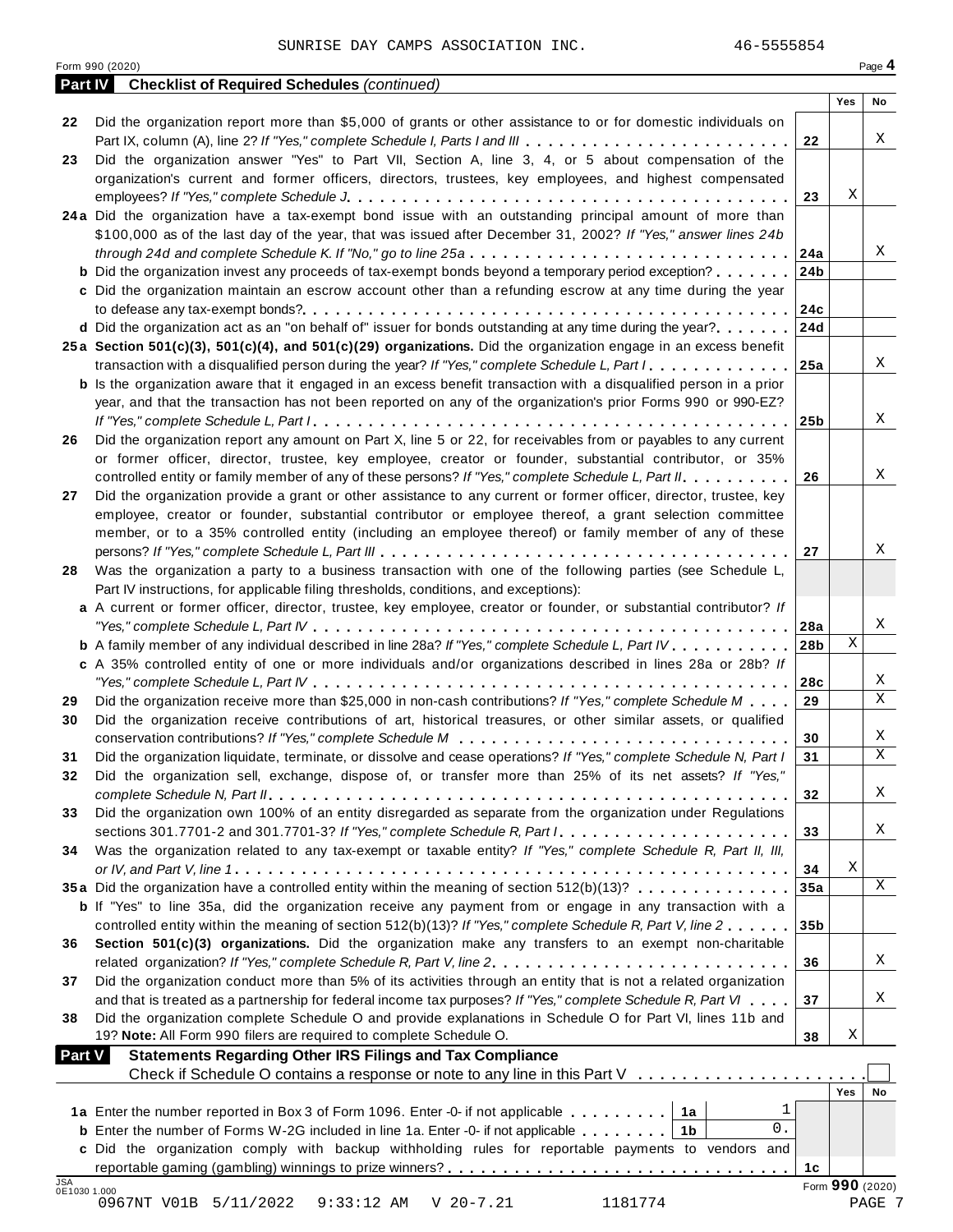SUNRISE DAY CAMPS ASSOCIATION INC. 46-5555854

Form 990 (2020) Page **4**

## Part IV Checklist of Required Schedules *(continued)*

| | | | Yes | No |
|---|---|---|---|---|
| 22 | Did the organization report more than $5,000 of grants or other assistance to or for domestic individuals on Part IX, column (A), line 2? *If "Yes," complete Schedule I, Parts I and III* | 22 | | X |
| 23 | Did the organization answer "Yes" to Part VII, Section A, line 3, 4, or 5 about compensation of the organization's current and former officers, directors, trustees, key employees, and highest compensated employees? *If "Yes," complete Schedule J* | 23 | X | |
| 24a | Did the organization have a tax-exempt bond issue with an outstanding principal amount of more than $100,000 as of the last day of the year, that was issued after December 31, 2002? *If "Yes," answer lines 24b through 24d and complete Schedule K. If "No," go to line 25a* | 24a | | X |
| b | Did the organization invest any proceeds of tax-exempt bonds beyond a temporary period exception? | 24b | | |
| c | Did the organization maintain an escrow account other than a refunding escrow at any time during the year to defease any tax-exempt bonds? | 24c | | |
| d | Did the organization act as an "on behalf of" issuer for bonds outstanding at any time during the year? | 24d | | |
| 25a | **Section 501(c)(3), 501(c)(4), and 501(c)(29) organizations.** Did the organization engage in an excess benefit transaction with a disqualified person during the year? *If "Yes," complete Schedule L, Part I* | 25a | | X |
| b | Is the organization aware that it engaged in an excess benefit transaction with a disqualified person in a prior year, and that the transaction has not been reported on any of the organization's prior Forms 990 or 990-EZ? *If "Yes," complete Schedule L, Part I* | 25b | | X |
| 26 | Did the organization report any amount on Part X, line 5 or 22, for receivables from or payables to any current or former officer, director, trustee, key employee, creator or founder, substantial contributor, or 35% controlled entity or family member of any of these persons? *If "Yes," complete Schedule L, Part II* | 26 | | X |
| 27 | Did the organization provide a grant or other assistance to any current or former officer, director, trustee, key employee, creator or founder, substantial contributor or employee thereof, a grant selection committee member, or to a 35% controlled entity (including an employee thereof) or family member of any of these persons? *If "Yes," complete Schedule L, Part III* | 27 | | X |
| 28 | Was the organization a party to a business transaction with one of the following parties (see Schedule L, Part IV instructions, for applicable filing thresholds, conditions, and exceptions): | | | |
| a | A current or former officer, director, trustee, key employee, creator or founder, or substantial contributor? *If "Yes," complete Schedule L, Part IV* | 28a | | X |
| b | A family member of any individual described in line 28a? *If "Yes," complete Schedule L, Part IV* | 28b | X | |
| c | A 35% controlled entity of one or more individuals and/or organizations described in lines 28a or 28b? *If "Yes," complete Schedule L, Part IV* | 28c | | X |
| 29 | Did the organization receive more than $25,000 in non-cash contributions? *If "Yes," complete Schedule M* | 29 | | X |
| 30 | Did the organization receive contributions of art, historical treasures, or other similar assets, or qualified conservation contributions? *If "Yes," complete Schedule M* | 30 | | X |
| 31 | Did the organization liquidate, terminate, or dissolve and cease operations? *If "Yes," complete Schedule N, Part I* | 31 | | X |
| 32 | Did the organization sell, exchange, dispose of, or transfer more than 25% of its net assets? *If "Yes," complete Schedule N, Part II* | 32 | | X |
| 33 | Did the organization own 100% of an entity disregarded as separate from the organization under Regulations sections 301.7701-2 and 301.7701-3? *If "Yes," complete Schedule R, Part I* | 33 | | X |
| 34 | Was the organization related to any tax-exempt or taxable entity? *If "Yes," complete Schedule R, Part II, III, or IV, and Part V, line 1* | 34 | X | |
| 35a | Did the organization have a controlled entity within the meaning of section 512(b)(13)? | 35a | | X |
| b | If "Yes" to line 35a, did the organization receive any payment from or engage in any transaction with a controlled entity within the meaning of section 512(b)(13)? *If "Yes," complete Schedule R, Part V, line 2* | 35b | | |
| 36 | **Section 501(c)(3) organizations.** Did the organization make any transfers to an exempt non-charitable related organization? *If "Yes," complete Schedule R, Part V, line 2* | 36 | | X |
| 37 | Did the organization conduct more than 5% of its activities through an entity that is not a related organization and that is treated as a partnership for federal income tax purposes? *If "Yes," complete Schedule R, Part VI* | 37 | | X |
| 38 | Did the organization complete Schedule O and provide explanations in Schedule O for Part VI, lines 11b and 19? **Note:** All Form 990 filers are required to complete Schedule O. | 38 | X | |

## Part V Statements Regarding Other IRS Filings and Tax Compliance

Check if Schedule O contains a response or note to any line in this Part V ☐

| | | | | | Yes | No |
|---|---|---|---|---|---|---|
| 1a | Enter the number reported in Box 3 of Form 1096. Enter -0- if not applicable | 1a | 1 | | | |
| b | Enter the number of Forms W-2G included in line 1a. Enter -0- if not applicable | 1b | 0. | | | |
| c | Did the organization comply with backup withholding rules for reportable payments to vendors and reportable gaming (gambling) winnings to prize winners? | | | 1c | | |

Form **990** (2020)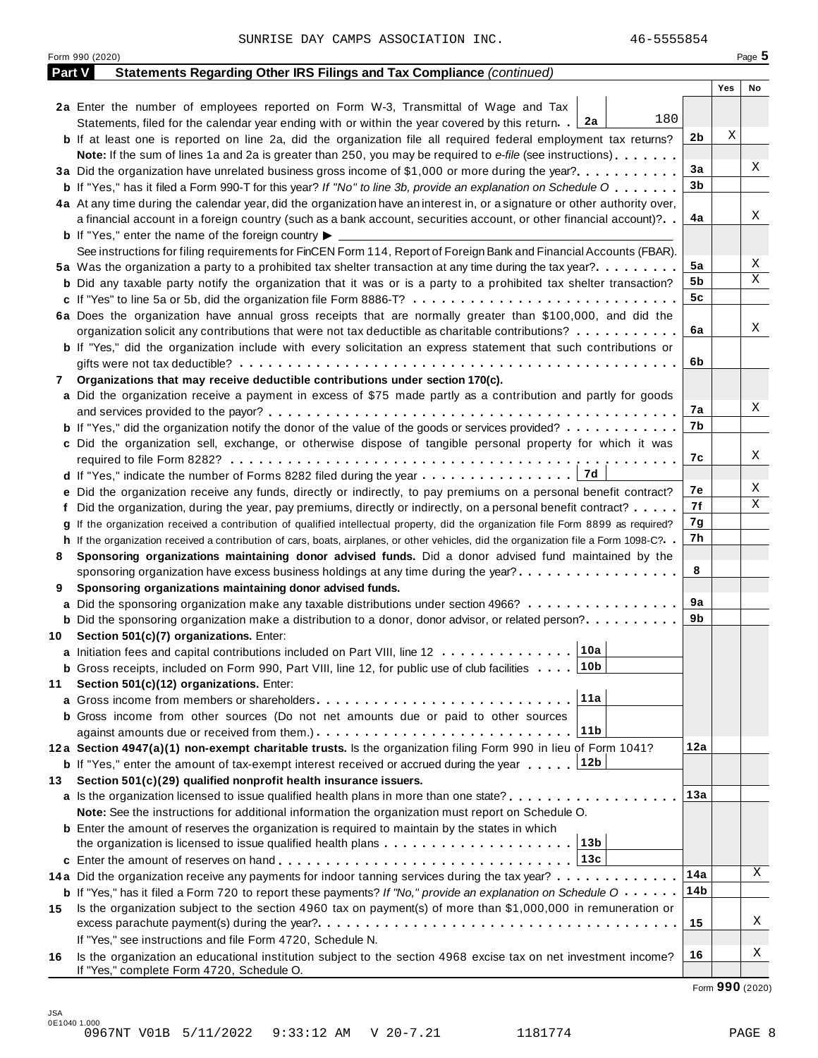SUNRISE DAY CAMPS ASSOCIATION INC. 46-5555854

Form 990 (2020) Page **5**

## Part V Statements Regarding Other IRS Filings and Tax Compliance *(continued)*

| | | | Yes | No |
|---|---|---|---|---|
| **2a** | Enter the number of employees reported on Form W-3, Transmittal of Wage and Tax Statements, filed for the calendar year ending with or within the year covered by this return . . **2a** 180 | | | |
| **b** | If at least one is reported on line 2a, did the organization file all required federal employment tax returns? | **2b** | X | |
| | **Note:** If the sum of lines 1a and 2a is greater than 250, you may be required to *e-file* (see instructions) | | | |
| **3a** | Did the organization have unrelated business gross income of $1,000 or more during the year? | **3a** | | X |
| **b** | If "Yes," has it filed a Form 990-T for this year? *If "No" to line 3b, provide an explanation on Schedule O* | **3b** | | |
| **4a** | At any time during the calendar year, did the organization have an interest in, or a signature or other authority over, a financial account in a foreign country (such as a bank account, securities account, or other financial account)? | **4a** | | X |
| **b** | If "Yes," enter the name of the foreign country ▶ | | | |
| | See instructions for filing requirements for FinCEN Form 114, Report of Foreign Bank and Financial Accounts (FBAR). | | | |
| **5a** | Was the organization a party to a prohibited tax shelter transaction at any time during the tax year? | **5a** | | X |
| **b** | Did any taxable party notify the organization that it was or is a party to a prohibited tax shelter transaction? | **5b** | | X |
| **c** | If "Yes" to line 5a or 5b, did the organization file Form 8886-T? | **5c** | | |
| **6a** | Does the organization have annual gross receipts that are normally greater than $100,000, and did the organization solicit any contributions that were not tax deductible as charitable contributions? | **6a** | | X |
| **b** | If "Yes," did the organization include with every solicitation an express statement that such contributions or gifts were not tax deductible? | **6b** | | |
| **7** | **Organizations that may receive deductible contributions under section 170(c).** | | | |
| **a** | Did the organization receive a payment in excess of $75 made partly as a contribution and partly for goods and services provided to the payor? | **7a** | | X |
| **b** | If "Yes," did the organization notify the donor of the value of the goods or services provided? | **7b** | | |
| **c** | Did the organization sell, exchange, or otherwise dispose of tangible personal property for which it was required to file Form 8282? | **7c** | | X |
| **d** | If "Yes," indicate the number of Forms 8282 filed during the year . . . **7d** | | | |
| **e** | Did the organization receive any funds, directly or indirectly, to pay premiums on a personal benefit contract? | **7e** | | X |
| **f** | Did the organization, during the year, pay premiums, directly or indirectly, on a personal benefit contract? | **7f** | | X |
| **g** | If the organization received a contribution of qualified intellectual property, did the organization file Form 8899 as required? | **7g** | | |
| **h** | If the organization received a contribution of cars, boats, airplanes, or other vehicles, did the organization file a Form 1098-C? | **7h** | | |
| **8** | **Sponsoring organizations maintaining donor advised funds.** Did a donor advised fund maintained by the sponsoring organization have excess business holdings at any time during the year? | **8** | | |
| **9** | **Sponsoring organizations maintaining donor advised funds.** | | | |
| **a** | Did the sponsoring organization make any taxable distributions under section 4966? | **9a** | | |
| **b** | Did the sponsoring organization make a distribution to a donor, donor advisor, or related person? | **9b** | | |
| **10** | **Section 501(c)(7) organizations.** Enter: | | | |
| **a** | Initiation fees and capital contributions included on Part VIII, line 12 . . . **10a** | | | |
| **b** | Gross receipts, included on Form 990, Part VIII, line 12, for public use of club facilities . . . **10b** | | | |
| **11** | **Section 501(c)(12) organizations.** Enter: | | | |
| **a** | Gross income from members or shareholders . . . **11a** | | | |
| **b** | Gross income from other sources (Do not net amounts due or paid to other sources against amounts due or received from them.) . . . **11b** | | | |
| **12a** | **Section 4947(a)(1) non-exempt charitable trusts.** Is the organization filing Form 990 in lieu of Form 1041? | **12a** | | |
| **b** | If "Yes," enter the amount of tax-exempt interest received or accrued during the year . . . **12b** | | | |
| **13** | **Section 501(c)(29) qualified nonprofit health insurance issuers.** | | | |
| **a** | Is the organization licensed to issue qualified health plans in more than one state? | **13a** | | |
| | **Note:** See the instructions for additional information the organization must report on Schedule O. | | | |
| **b** | Enter the amount of reserves the organization is required to maintain by the states in which the organization is licensed to issue qualified health plans . . . **13b** | | | |
| **c** | Enter the amount of reserves on hand . . . **13c** | | | |
| **14a** | Did the organization receive any payments for indoor tanning services during the tax year? | **14a** | | X |
| **b** | If "Yes," has it filed a Form 720 to report these payments? *If "No," provide an explanation on Schedule O* | **14b** | | |
| **15** | Is the organization subject to the section 4960 tax on payment(s) of more than $1,000,000 in remuneration or excess parachute payment(s) during the year? | **15** | | X |
| | If "Yes," see instructions and file Form 4720, Schedule N. | | | |
| **16** | Is the organization an educational institution subject to the section 4968 excise tax on net investment income? If "Yes," complete Form 4720, Schedule O. | **16** | | X |

Form **990** (2020)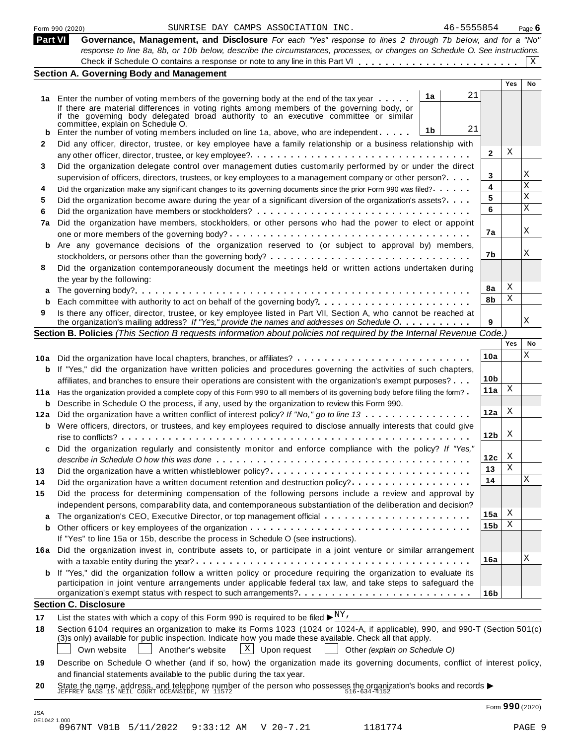Form 990 (2020) SUNRISE DAY CAMPS ASSOCIATION INC. 46-5555854 Page **6**

**Part VI** **Governance, Management, and Disclosure** *For each "Yes" response to lines 2 through 7b below, and for a "No" response to line 8a, 8b, or 10b below, describe the circumstances, processes, or changes on Schedule O. See instructions.*

Check if Schedule O contains a response or note to any line in this Part VI . . . . . . . . . . . . . . . . . . . . . . . . [X]

## Section A. Governing Body and Management

| | | | | | Yes | No |
|---|---|---|---|---|---|---|
| **1a** | Enter the number of voting members of the governing body at the end of the tax year . . . . . If there are material differences in voting rights among members of the governing body, or if the governing body delegated broad authority to an executive committee or similar committee, explain on Schedule O. | 1a | 21 | | | |
| **b** | Enter the number of voting members included on line 1a, above, who are independent . . . . . | 1b | 21 | | | |
| **2** | Did any officer, director, trustee, or key employee have a family relationship or a business relationship with any other officer, director, trustee, or key employee? . . . | | | 2 | X | |
| **3** | Did the organization delegate control over management duties customarily performed by or under the direct supervision of officers, directors, trustees, or key employees to a management company or other person? . . . . | | | 3 | | X |
| **4** | Did the organization make any significant changes to its governing documents since the prior Form 990 was filed? . . . . . | | | 4 | | X |
| **5** | Did the organization become aware during the year of a significant diversion of the organization's assets? . . . . | | | 5 | | X |
| **6** | Did the organization have members or stockholders? . . . | | | 6 | | X |
| **7a** | Did the organization have members, stockholders, or other persons who had the power to elect or appoint one or more members of the governing body? . . . | | | 7a | | X |
| **b** | Are any governance decisions of the organization reserved to (or subject to approval by) members, stockholders, or persons other than the governing body? . . . | | | 7b | | X |
| **8** | Did the organization contemporaneously document the meetings held or written actions undertaken during the year by the following: | | | | | |
| **a** | The governing body? . . . | | | 8a | X | |
| **b** | Each committee with authority to act on behalf of the governing body? . . . | | | 8b | X | |
| **9** | Is there any officer, director, trustee, or key employee listed in Part VII, Section A, who cannot be reached at the organization's mailing address? *If "Yes," provide the names and addresses on Schedule O.* . . . | | | 9 | | X |

## Section B. Policies *(This Section B requests information about policies not required by the Internal Revenue Code.)*

| | | | Yes | No |
|---|---|---|---|---|
| **10a** | Did the organization have local chapters, branches, or affiliates? . . . | 10a | | X |
| **b** | If "Yes," did the organization have written policies and procedures governing the activities of such chapters, affiliates, and branches to ensure their operations are consistent with the organization's exempt purposes? . . . | 10b | | |
| **11a** | Has the organization provided a complete copy of this Form 990 to all members of its governing body before filing the form? . | 11a | X | |
| **b** | Describe in Schedule O the process, if any, used by the organization to review this Form 990. | | | |
| **12a** | Did the organization have a written conflict of interest policy? *If "No," go to line 13* . . . | 12a | X | |
| **b** | Were officers, directors, or trustees, and key employees required to disclose annually interests that could give rise to conflicts? . . . | 12b | X | |
| **c** | Did the organization regularly and consistently monitor and enforce compliance with the policy? *If "Yes," describe in Schedule O how this was done* . . . | 12c | X | |
| **13** | Did the organization have a written whistleblower policy? . . . | 13 | X | |
| **14** | Did the organization have a written document retention and destruction policy? . . . | 14 | | X |
| **15** | Did the process for determining compensation of the following persons include a review and approval by independent persons, comparability data, and contemporaneous substantiation of the deliberation and decision? | | | |
| **a** | The organization's CEO, Executive Director, or top management official . . . | 15a | X | |
| **b** | Other officers or key employees of the organization . . . | 15b | X | |
| | If "Yes" to line 15a or 15b, describe the process in Schedule O (see instructions). | | | |
| **16a** | Did the organization invest in, contribute assets to, or participate in a joint venture or similar arrangement with a taxable entity during the year? . . . | 16a | | X |
| **b** | If "Yes," did the organization follow a written policy or procedure requiring the organization to evaluate its participation in joint venture arrangements under applicable federal tax law, and take steps to safeguard the organization's exempt status with respect to such arrangements? . . . | 16b | | |

## Section C. Disclosure

**17** List the states with which a copy of this Form 990 is required to be filed ▶ NY,

**18** Section 6104 requires an organization to make its Forms 1023 (1024 or 1024-A, if applicable), 990, and 990-T (Section 501(c)(3)s only) available for public inspection. Indicate how you made these available. Check all that apply.

[ ] Own website [ ] Another's website [X] Upon request [ ] Other *(explain on Schedule O)*

**19** Describe on Schedule O whether (and if so, how) the organization made its governing documents, conflict of interest policy, and financial statements available to the public during the tax year.

**20** State the name, address, and telephone number of the person who possesses the organization's books and records ▶
JEFFREY GASS 15 NEIL COURT OCEANSIDE, NY 11572 516-634-4152

Form **990** (2020)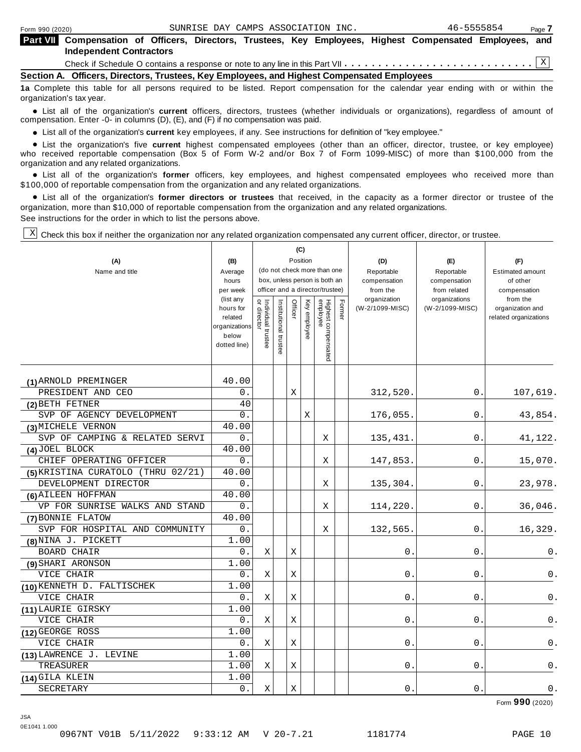Form 990 (2020) SUNRISE DAY CAMPS ASSOCIATION INC. 46-5555854

**Part VII Compensation of Officers, Directors, Trustees, Key Employees, Highest Compensated Employees, and Independent Contractors**

Check if Schedule O contains a response or note to any line in this Part VII . . . . . . . . . . . . . . . . . . . . . . . . . . . [X]

**Section A. Officers, Directors, Trustees, Key Employees, and Highest Compensated Employees**

**1a** Complete this table for all persons required to be listed. Report compensation for the calendar year ending with or within the organization's tax year.

- List all of the organization's **current** officers, directors, trustees (whether individuals or organizations), regardless of amount of compensation. Enter -0- in columns (D), (E), and (F) if no compensation was paid.
- List all of the organization's **current** key employees, if any. See instructions for definition of "key employee."
- List the organization's five **current** highest compensated employees (other than an officer, director, trustee, or key employee) who received reportable compensation (Box 5 of Form W-2 and/or Box 7 of Form 1099-MISC) of more than $100,000 from the organization and any related organizations.
- List all of the organization's **former** officers, key employees, and highest compensated employees who received more than $100,000 of reportable compensation from the organization and any related organizations.
- List all of the organization's **former directors or trustees** that received, in the capacity as a former director or trustee of the organization, more than $10,000 of reportable compensation from the organization and any related organizations.

See instructions for the order in which to list the persons above.

[X] Check this box if neither the organization nor any related organization compensated any current officer, director, or trustee.

| (A) Name and title | (B) Average hours per week (list any hours for related organizations below dotted line) | (C) Position: Individual trustee or director | Institutional trustee | Officer | Key employee | Highest compensated employee | Former | (D) Reportable compensation from the organization (W-2/1099-MISC) | (E) Reportable compensation from related organizations (W-2/1099-MISC) | (F) Estimated amount of other compensation from the organization and related organizations |
|---|---|---|---|---|---|---|---|---|---|---|
| (1) ARNOLD PREMINGER<br>PRESIDENT AND CEO | 40.00<br>0. | | | X | | | | 312,520. | 0. | 107,619. |
| (2) BETH FETNER<br>SVP OF AGENCY DEVELOPMENT | 40<br>0. | | | | X | | | 176,055. | 0. | 43,854. |
| (3) MICHELE VERNON<br>SVP OF CAMPING & RELATED SERVI | 40.00<br>0. | | | | | X | | 135,431. | 0. | 41,122. |
| (4) JOEL BLOCK<br>CHIEF OPERATING OFFICER | 40.00<br>0. | | | | | X | | 147,853. | 0. | 15,070. |
| (5) KRISTINA CURATOLO (THRU 02/21)<br>DEVELOPMENT DIRECTOR | 40.00<br>0. | | | | | X | | 135,304. | 0. | 23,978. |
| (6) AILEEN HOFFMAN<br>VP FOR SUNRISE WALKS AND STAND | 40.00<br>0. | | | | | X | | 114,220. | 0. | 36,046. |
| (7) BONNIE FLATOW<br>SVP FOR HOSPITAL AND COMMUNITY | 40.00<br>0. | | | | | X | | 132,565. | 0. | 16,329. |
| (8) NINA J. PICKETT<br>BOARD CHAIR | 1.00<br>0. | X | | X | | | | 0. | 0. | 0. |
| (9) SHARI ARONSON<br>VICE CHAIR | 1.00<br>0. | X | | X | | | | 0. | 0. | 0. |
| (10) KENNETH D. FALTISCHEK<br>VICE CHAIR | 1.00<br>0. | X | | X | | | | 0. | 0. | 0. |
| (11) LAURIE GIRSKY<br>VICE CHAIR | 1.00<br>0. | X | | X | | | | 0. | 0. | 0. |
| (12) GEORGE ROSS<br>VICE CHAIR | 1.00<br>0. | X | | X | | | | 0. | 0. | 0. |
| (13) LAWRENCE J. LEVINE<br>TREASURER | 1.00<br>1.00 | X | | X | | | | 0. | 0. | 0. |
| (14) GILA KLEIN<br>SECRETARY | 1.00<br>0. | X | | X | | | | 0. | 0. | 0. |

Form **990** (2020)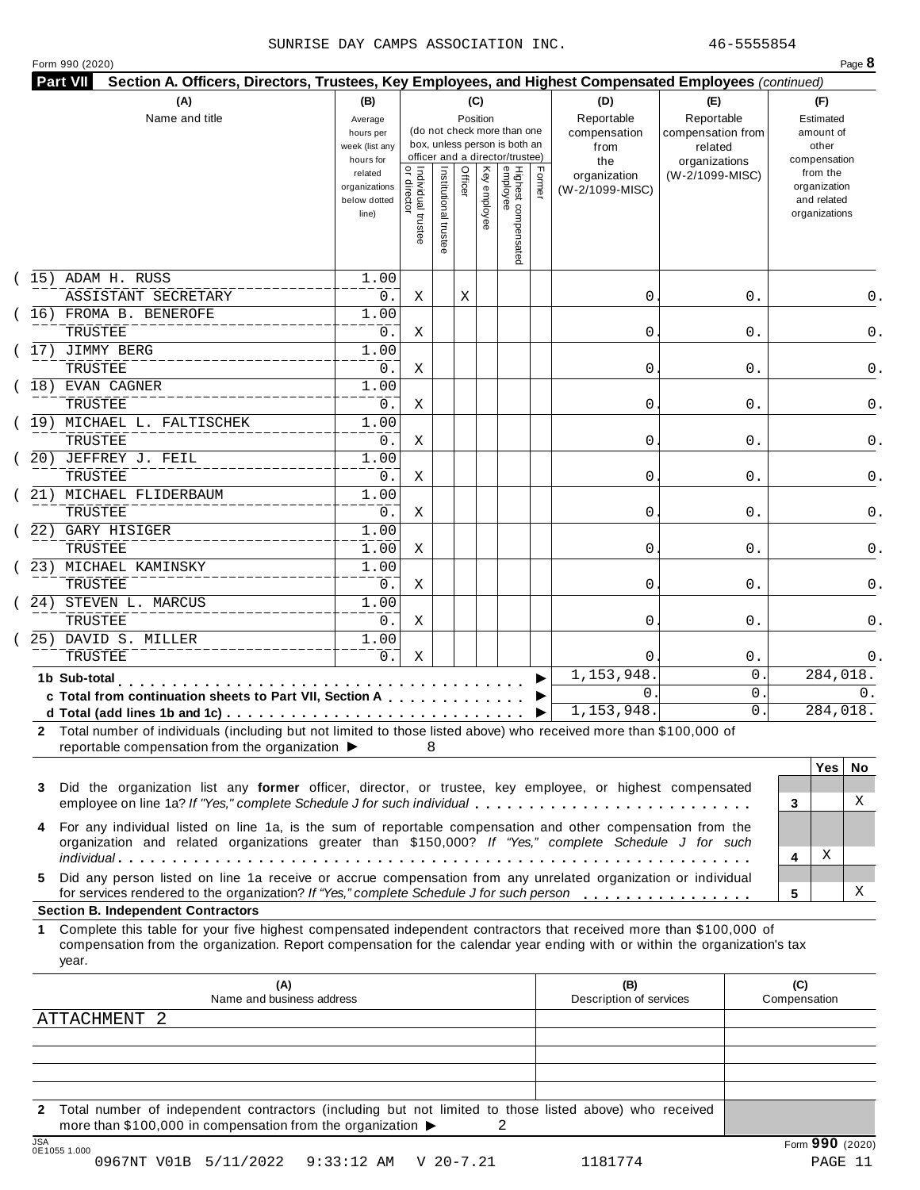SUNRISE DAY CAMPS ASSOCIATION INC. 46-5555854

## Part VII Section A. Officers, Directors, Trustees, Key Employees, and Highest Compensated Employees *(continued)*

| (A) Name and title | (B) Average hours per week (list any hours for related organizations below dotted line) | (C) Position: Individual trustee or director | Institutional trustee | Officer | Key employee | Highest compensated employee | Former | (D) Reportable compensation from the organization (W-2/1099-MISC) | (E) Reportable compensation from related organizations (W-2/1099-MISC) | (F) Estimated amount of other compensation from the organization and related organizations |
|---|---|---|---|---|---|---|---|---|---|---|
| (15) ADAM H. RUSS<br>ASSISTANT SECRETARY | 1.00<br>0. | X | | X | | | | 0. | 0. | 0. |
| (16) FROMA B. BENEROFE<br>TRUSTEE | 1.00<br>0. | X | | | | | | 0. | 0. | 0. |
| (17) JIMMY BERG<br>TRUSTEE | 1.00<br>0. | X | | | | | | 0. | 0. | 0. |
| (18) EVAN CAGNER<br>TRUSTEE | 1.00<br>0. | X | | | | | | 0. | 0. | 0. |
| (19) MICHAEL L. FALTISCHEK<br>TRUSTEE | 1.00<br>0. | X | | | | | | 0. | 0. | 0. |
| (20) JEFFREY J. FEIL<br>TRUSTEE | 1.00<br>0. | X | | | | | | 0. | 0. | 0. |
| (21) MICHAEL FLIDERBAUM<br>TRUSTEE | 1.00<br>0. | X | | | | | | 0. | 0. | 0. |
| (22) GARY HISIGER<br>TRUSTEE | 1.00<br>1.00 | X | | | | | | 0. | 0. | 0. |
| (23) MICHAEL KAMINSKY<br>TRUSTEE | 1.00<br>0. | X | | | | | | 0. | 0. | 0. |
| (24) STEVEN L. MARCUS<br>TRUSTEE | 1.00<br>0. | X | | | | | | 0. | 0. | 0. |
| (25) DAVID S. MILLER<br>TRUSTEE | 1.00<br>0. | X | | | | | | 0. | 0. | 0. |
| **1b Sub-total** | | | | | | | | 1,153,948. | 0. | 284,018. |
| **c Total from continuation sheets to Part VII, Section A** | | | | | | | | 0. | 0. | 0. |
| **d Total (add lines 1b and 1c)** | | | | | | | | 1,153,948. | 0. | 284,018. |

**2** Total number of individuals (including but not limited to those listed above) who received more than $100,000 of reportable compensation from the organization ▶ 8

| | | Yes | No |
|---|---|---|---|
| **3** Did the organization list any **former** officer, director, or trustee, key employee, or highest compensated employee on line 1a? *If "Yes," complete Schedule J for such individual* | 3 | | X |
| **4** For any individual listed on line 1a, is the sum of reportable compensation and other compensation from the organization and related organizations greater than $150,000? *If "Yes," complete Schedule J for such individual* | 4 | X | |
| **5** Did any person listed on line 1a receive or accrue compensation from any unrelated organization or individual for services rendered to the organization? *If "Yes," complete Schedule J for such person* | 5 | | X |

### Section B. Independent Contractors

**1** Complete this table for your five highest compensated independent contractors that received more than $100,000 of compensation from the organization. Report compensation for the calendar year ending with or within the organization's tax year.

| (A) Name and business address | (B) Description of services | (C) Compensation |
|---|---|---|
| ATTACHMENT 2 | | |
| | | |
| | | |
| | | |
| | | |

**2** Total number of independent contractors (including but not limited to those listed above) who received more than $100,000 in compensation from the organization ▶ 2

Form **990** (2020)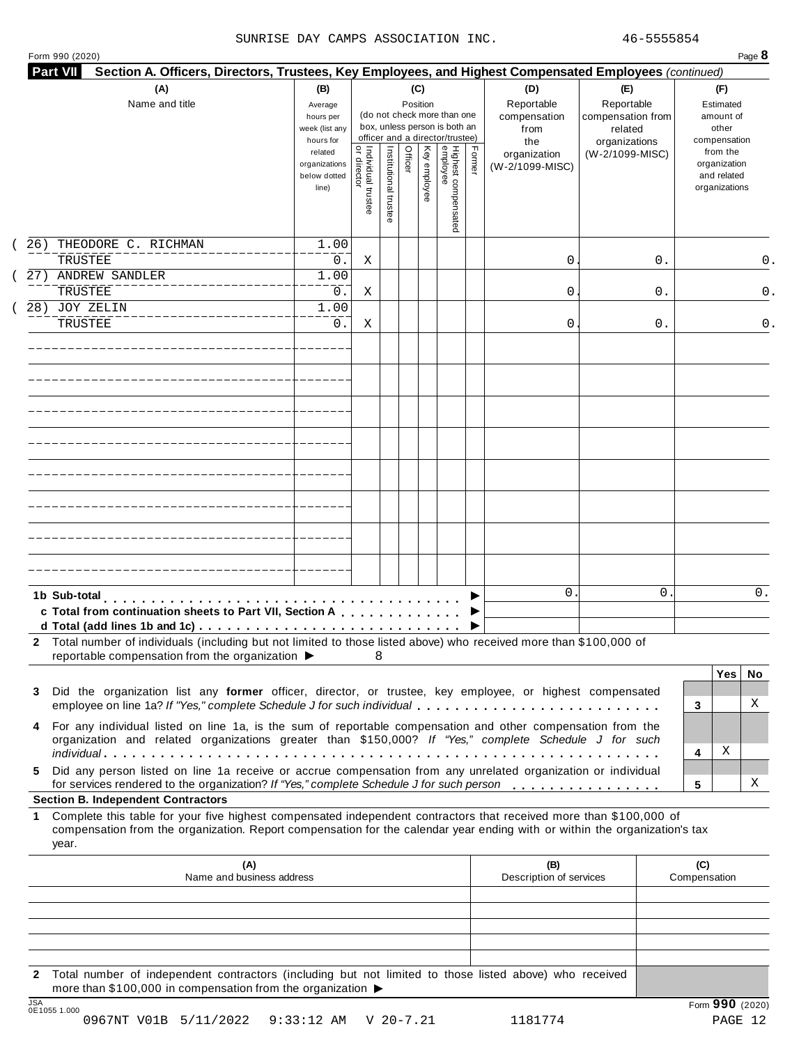SUNRISE DAY CAMPS ASSOCIATION INC. 46-5555854

Form 990 (2020) Page **8**

**Part VII Section A. Officers, Directors, Trustees, Key Employees, and Highest Compensated Employees** *(continued)*

| (A) Name and title | (B) Average hours per week (list any hours for related organizations below dotted line) | (C) Position: Individual trustee or director | Institutional trustee | Officer | Key employee | Highest compensated employee | Former | (D) Reportable compensation from the organization (W-2/1099-MISC) | (E) Reportable compensation from related organizations (W-2/1099-MISC) | (F) Estimated amount of other compensation from the organization and related organizations |
|---|---|---|---|---|---|---|---|---|---|---|
| (26) THEODORE C. RICHMAN<br>TRUSTEE | 1.00<br>0. | X | | | | | | 0. | 0. | 0. |
| (27) ANDREW SANDLER<br>TRUSTEE | 1.00<br>0. | X | | | | | | 0. | 0. | 0. |
| (28) JOY ZELIN<br>TRUSTEE | 1.00<br>0. | X | | | | | | 0. | 0. | 0. |
| | | | | | | | | | | |
| **1b Sub-total** | | | | | | | | 0. | 0. | 0. |
| **c Total from continuation sheets to Part VII, Section A** | | | | | | | | | | |
| **d Total (add lines 1b and 1c)** | | | | | | | | | | |

**2** Total number of individuals (including but not limited to those listed above) who received more than $100,000 of reportable compensation from the organization ▶ 8

| | | Yes | No |
|---|---|---|---|
| **3** Did the organization list any **former** officer, director, or trustee, key employee, or highest compensated employee on line 1a? *If "Yes," complete Schedule J for such individual* | 3 | | X |
| **4** For any individual listed on line 1a, is the sum of reportable compensation and other compensation from the organization and related organizations greater than $150,000? *If "Yes," complete Schedule J for such individual* | 4 | X | |
| **5** Did any person listed on line 1a receive or accrue compensation from any unrelated organization or individual for services rendered to the organization? *If "Yes," complete Schedule J for such person* | 5 | | X |

**Section B. Independent Contractors**

**1** Complete this table for your five highest compensated independent contractors that received more than $100,000 of compensation from the organization. Report compensation for the calendar year ending with or within the organization's tax year.

| (A) Name and business address | (B) Description of services | (C) Compensation |
|---|---|---|
| | | |
| | | |
| | | |
| | | |
| | | |

**2** Total number of independent contractors (including but not limited to those listed above) who received more than $100,000 in compensation from the organization ▶

Form **990** (2020)

0967NT V01B 5/11/2022 9:33:12 AM V 20-7.21 1181774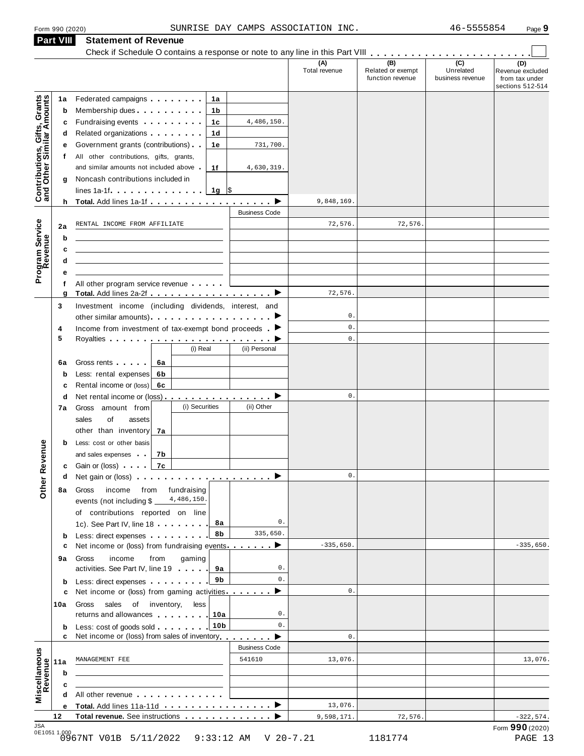Form 990 (2020) SUNRISE DAY CAMPS ASSOCIATION INC. 46-5555854

## Part VIII Statement of Revenue

Check if Schedule O contains a response or note to any line in this Part VIII . . . . . . . . . . . . . . . . . . . . . . . ☐

| | | | | (A) Total revenue | (B) Related or exempt function revenue | (C) Unrelated business revenue | (D) Revenue excluded from tax under sections 512-514 |
|---|---|---|---|---|---|---|---|
| **Contributions, Gifts, Grants and Other Similar Amounts** | 1a Federated campaigns | 1a | | | | | |
| | b Membership dues | 1b | | | | | |
| | c Fundraising events | 1c | 4,486,150. | | | | |
| | d Related organizations | 1d | | | | | |
| | e Government grants (contributions) | 1e | 731,700. | | | | |
| | f All other contributions, gifts, grants, and similar amounts not included above | 1f | 4,630,319. | | | | |
| | g Noncash contributions included in lines 1a-1f | 1g | $ | | | | |
| | h **Total.** Add lines 1a-1f | | ▶ | 9,848,169. | | | |
| **Program Service Revenue** | | | Business Code | | | | |
| | 2a RENTAL INCOME FROM AFFILIATE | | | 72,576. | 72,576. | | |
| | b | | | | | | |
| | c | | | | | | |
| | d | | | | | | |
| | e | | | | | | |
| | f All other program service revenue | | | | | | |
| | g **Total.** Add lines 2a-2f | | ▶ | 72,576. | | | |
| **Other Revenue** | 3 Investment income (including dividends, interest, and other similar amounts) | | ▶ | 0. | | | |
| | 4 Income from investment of tax-exempt bond proceeds | | ▶ | 0. | | | |
| | 5 Royalties | | ▶ | 0. | | | |
| | | (i) Real | (ii) Personal | | | | |
| | 6a Gross rents | 6a | | | | | |
| | b Less: rental expenses | 6b | | | | | |
| | c Rental income or (loss) | 6c | | | | | |
| | d Net rental income or (loss) | | ▶ | 0. | | | |
| | | (i) Securities | (ii) Other | | | | |
| | 7a Gross amount from sales of assets other than inventory | 7a | | | | | |
| | b Less: cost or other basis and sales expenses | 7b | | | | | |
| | c Gain or (loss) | 7c | | | | | |
| | d Net gain or (loss) | | ▶ | 0. | | | |
| | 8a Gross income from fundraising events (not including $ 4,486,150. of contributions reported on line 1c). See Part IV, line 18 | 8a | 0. | | | | |
| | b Less: direct expenses | 8b | 335,650. | | | | |
| | c Net income or (loss) from fundraising events | | ▶ | -335,650. | | | -335,650. |
| | 9a Gross income from gaming activities. See Part IV, line 19 | 9a | 0. | | | | |
| | b Less: direct expenses | 9b | 0. | | | | |
| | c Net income or (loss) from gaming activities | | ▶ | 0. | | | |
| | 10a Gross sales of inventory, less returns and allowances | 10a | 0. | | | | |
| | b Less: cost of goods sold | 10b | 0. | | | | |
| | c Net income or (loss) from sales of inventory | | ▶ | 0. | | | |
| **Miscellaneous Revenue** | | | Business Code | | | | |
| | 11a MANAGEMENT FEE | | 541610 | 13,076. | | | 13,076. |
| | b | | | | | | |
| | c | | | | | | |
| | d All other revenue | | | | | | |
| | e **Total.** Add lines 11a-11d | | ▶ | 13,076. | | | |
| | 12 **Total revenue.** See instructions | | ▶ | 9,598,171. | 72,576. | | -322,574. |

JSA 0E1051 1.000

Form **990** (2020)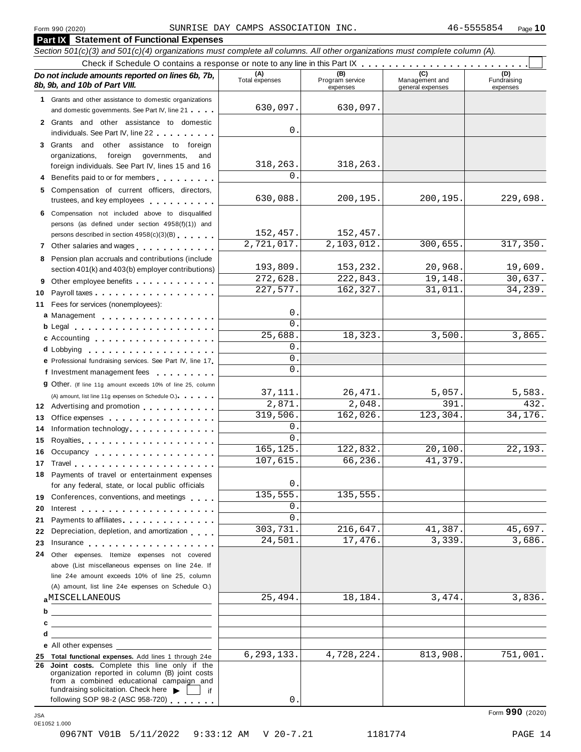Form 990 (2020) SUNRISE DAY CAMPS ASSOCIATION INC. 46-5555854 Page 10

## Part IX Statement of Functional Expenses

*Section 501(c)(3) and 501(c)(4) organizations must complete all columns. All other organizations must complete column (A).*

Check if Schedule O contains a response or note to any line in this Part IX . . . . . . . . . . . . . . . . . . . . . . . . ☐

| *Do not include amounts reported on lines 6b, 7b, 8b, 9b, and 10b of Part VIII.* | (A) Total expenses | (B) Program service expenses | (C) Management and general expenses | (D) Fundraising expenses |
|---|---|---|---|---|
| **1** Grants and other assistance to domestic organizations and domestic governments. See Part IV, line 21 | 630,097. | 630,097. | | |
| **2** Grants and other assistance to domestic individuals. See Part IV, line 22 | 0. | | | |
| **3** Grants and other assistance to foreign organizations, foreign governments, and foreign individuals. See Part IV, lines 15 and 16 | 318,263. | 318,263. | | |
| **4** Benefits paid to or for members | 0. | | | |
| **5** Compensation of current officers, directors, trustees, and key employees | 630,088. | 200,195. | 200,195. | 229,698. |
| **6** Compensation not included above to disqualified persons (as defined under section 4958(f)(1)) and persons described in section 4958(c)(3)(B) | 152,457. | 152,457. | | |
| **7** Other salaries and wages | 2,721,017. | 2,103,012. | 300,655. | 317,350. |
| **8** Pension plan accruals and contributions (include section 401(k) and 403(b) employer contributions) | 193,809. | 153,232. | 20,968. | 19,609. |
| **9** Other employee benefits | 272,628. | 222,843. | 19,148. | 30,637. |
| **10** Payroll taxes | 227,577. | 162,327. | 31,011. | 34,239. |
| **11** Fees for services (nonemployees): | | | | |
| **a** Management | 0. | | | |
| **b** Legal | 0. | | | |
| **c** Accounting | 25,688. | 18,323. | 3,500. | 3,865. |
| **d** Lobbying | 0. | | | |
| **e** Professional fundraising services. See Part IV, line 17 | 0. | | | |
| **f** Investment management fees | 0. | | | |
| **g** Other. (If line 11g amount exceeds 10% of line 25, column (A) amount, list line 11g expenses on Schedule O.) | 37,111. | 26,471. | 5,057. | 5,583. |
| **12** Advertising and promotion | 2,871. | 2,048. | 391. | 432. |
| **13** Office expenses | 319,506. | 162,026. | 123,304. | 34,176. |
| **14** Information technology | 0. | | | |
| **15** Royalties | 0. | | | |
| **16** Occupancy | 165,125. | 122,832. | 20,100. | 22,193. |
| **17** Travel | 107,615. | 66,236. | 41,379. | |
| **18** Payments of travel or entertainment expenses for any federal, state, or local public officials | 0. | | | |
| **19** Conferences, conventions, and meetings | 135,555. | 135,555. | | |
| **20** Interest | 0. | | | |
| **21** Payments to affiliates | 0. | | | |
| **22** Depreciation, depletion, and amortization | 303,731. | 216,647. | 41,387. | 45,697. |
| **23** Insurance | 24,501. | 17,476. | 3,339. | 3,686. |
| **24** Other expenses. Itemize expenses not covered above (List miscellaneous expenses on line 24e. If line 24e amount exceeds 10% of line 25, column (A) amount, list line 24e expenses on Schedule O.) | | | | |
| **a** MISCELLANEOUS | 25,494. | 18,184. | 3,474. | 3,836. |
| **b** | | | | |
| **c** | | | | |
| **d** | | | | |
| **e** All other expenses | | | | |
| **25 Total functional expenses.** Add lines 1 through 24e | 6,293,133. | 4,728,224. | 813,908. | 751,001. |
| **26 Joint costs.** Complete this line only if the organization reported in column (B) joint costs from a combined educational campaign and fundraising solicitation. Check here ▶ ☐ if following SOP 98-2 (ASC 958-720) | 0. | | | |

Form **990** (2020)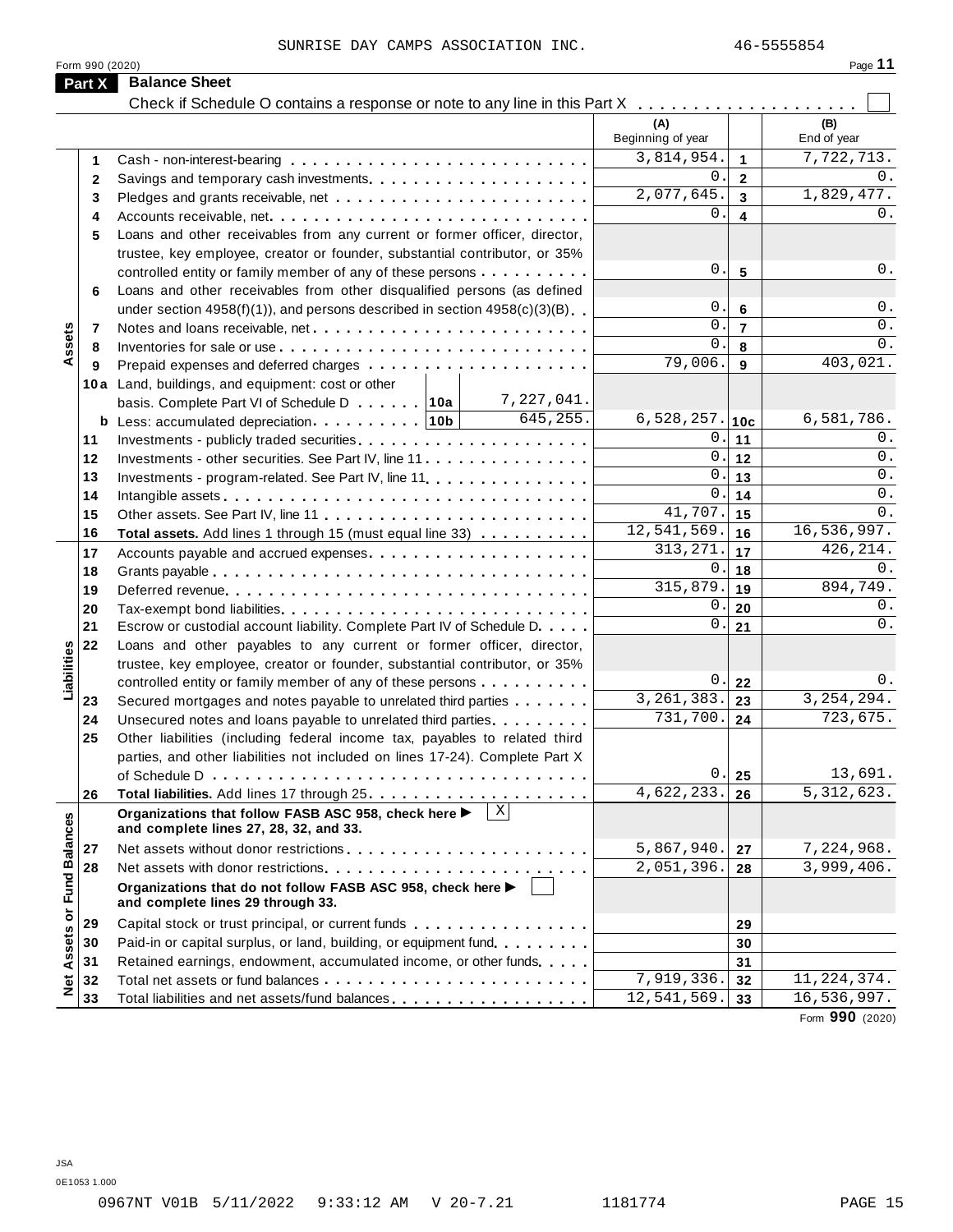SUNRISE DAY CAMPS ASSOCIATION INC. 46-5555854

Form 990 (2020)

## Part X Balance Sheet

Check if Schedule O contains a response or note to any line in this Part X . . . . . . . . . . . . . . . . . . . . ☐

| | | | (A) Beginning of year | | (B) End of year |
|---|---|---|---|---|---|
| **Assets** | 1 | Cash - non-interest-bearing | 3,814,954. | 1 | 7,722,713. |
| | 2 | Savings and temporary cash investments | 0. | 2 | 0. |
| | 3 | Pledges and grants receivable, net | 2,077,645. | 3 | 1,829,477. |
| | 4 | Accounts receivable, net | 0. | 4 | 0. |
| | 5 | Loans and other receivables from any current or former officer, director, trustee, key employee, creator or founder, substantial contributor, or 35% controlled entity or family member of any of these persons | 0. | 5 | 0. |
| | 6 | Loans and other receivables from other disqualified persons (as defined under section 4958(f)(1)), and persons described in section 4958(c)(3)(B) | 0. | 6 | 0. |
| | 7 | Notes and loans receivable, net | 0. | 7 | 0. |
| | 8 | Inventories for sale or use | 0. | 8 | 0. |
| | 9 | Prepaid expenses and deferred charges | 79,006. | 9 | 403,021. |
| | 10a | Land, buildings, and equipment: cost or other basis. Complete Part VI of Schedule D . . . . . . 10a 7,227,041. | | | |
| | b | Less: accumulated depreciation . . . . . . . . . 10b 645,255. | 6,528,257. | 10c | 6,581,786. |
| | 11 | Investments - publicly traded securities | 0. | 11 | 0. |
| | 12 | Investments - other securities. See Part IV, line 11 | 0. | 12 | 0. |
| | 13 | Investments - program-related. See Part IV, line 11 | 0. | 13 | 0. |
| | 14 | Intangible assets | 0. | 14 | 0. |
| | 15 | Other assets. See Part IV, line 11 | 41,707. | 15 | 0. |
| | 16 | **Total assets.** Add lines 1 through 15 (must equal line 33) | 12,541,569. | 16 | 16,536,997. |
| **Liabilities** | 17 | Accounts payable and accrued expenses | 313,271. | 17 | 426,214. |
| | 18 | Grants payable | 0. | 18 | 0. |
| | 19 | Deferred revenue | 315,879. | 19 | 894,749. |
| | 20 | Tax-exempt bond liabilities | 0. | 20 | 0. |
| | 21 | Escrow or custodial account liability. Complete Part IV of Schedule D | 0. | 21 | 0. |
| | 22 | Loans and other payables to any current or former officer, director, trustee, key employee, creator or founder, substantial contributor, or 35% controlled entity or family member of any of these persons | 0. | 22 | 0. |
| | 23 | Secured mortgages and notes payable to unrelated third parties | 3,261,383. | 23 | 3,254,294. |
| | 24 | Unsecured notes and loans payable to unrelated third parties | 731,700. | 24 | 723,675. |
| | 25 | Other liabilities (including federal income tax, payables to related third parties, and other liabilities not included on lines 17-24). Complete Part X of Schedule D | 0. | 25 | 13,691. |
| | 26 | **Total liabilities.** Add lines 17 through 25 | 4,622,233. | 26 | 5,312,623. |
| **Net Assets or Fund Balances** | | **Organizations that follow FASB ASC 958, check here ▶ ☒ and complete lines 27, 28, 32, and 33.** | | | |
| | 27 | Net assets without donor restrictions | 5,867,940. | 27 | 7,224,968. |
| | 28 | Net assets with donor restrictions | 2,051,396. | 28 | 3,999,406. |
| | | **Organizations that do not follow FASB ASC 958, check here ▶ ☐ and complete lines 29 through 33.** | | | |
| | 29 | Capital stock or trust principal, or current funds | | 29 | |
| | 30 | Paid-in or capital surplus, or land, building, or equipment fund | | 30 | |
| | 31 | Retained earnings, endowment, accumulated income, or other funds | | 31 | |
| | 32 | Total net assets or fund balances | 7,919,336. | 32 | 11,224,374. |
| | 33 | Total liabilities and net assets/fund balances | 12,541,569. | 33 | 16,536,997. |

Form **990** (2020)

JSA
0E1053 1.000

0967NT V01B 5/11/2022 9:33:12 AM V 20-7.21 1181774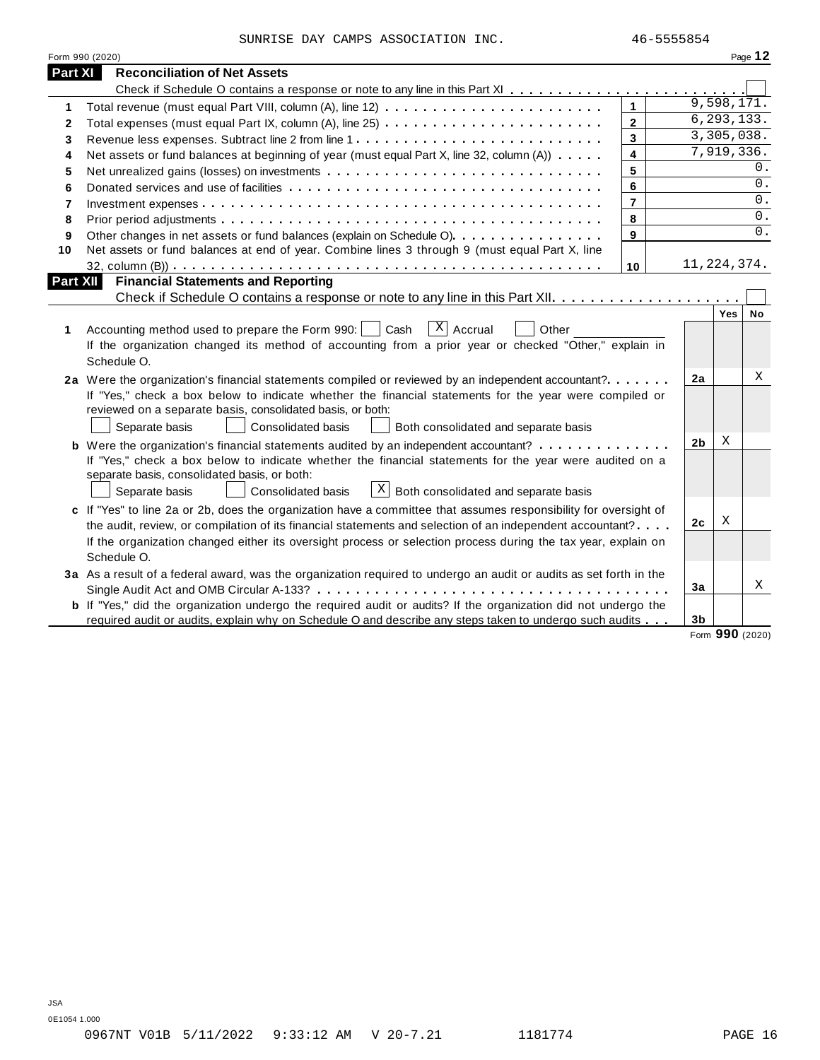SUNRISE DAY CAMPS ASSOCIATION INC. 46-5555854

Form 990 (2020) Page **12**

## Part XI Reconciliation of Net Assets

Check if Schedule O contains a response or note to any line in this Part XI . . . . . . . . . . . . . . . . . . . . . . . . ☐

| | | | |
|---|---|---|---|
| 1 | Total revenue (must equal Part VIII, column (A), line 12) | 1 | 9,598,171. |
| 2 | Total expenses (must equal Part IX, column (A), line 25) | 2 | 6,293,133. |
| 3 | Revenue less expenses. Subtract line 2 from line 1 | 3 | 3,305,038. |
| 4 | Net assets or fund balances at beginning of year (must equal Part X, line 32, column (A)) | 4 | 7,919,336. |
| 5 | Net unrealized gains (losses) on investments | 5 | 0. |
| 6 | Donated services and use of facilities | 6 | 0. |
| 7 | Investment expenses | 7 | 0. |
| 8 | Prior period adjustments | 8 | 0. |
| 9 | Other changes in net assets or fund balances (explain on Schedule O) | 9 | 0. |
| 10 | Net assets or fund balances at end of year. Combine lines 3 through 9 (must equal Part X, line 32, column (B)) | 10 | 11,224,374. |

## Part XII Financial Statements and Reporting

Check if Schedule O contains a response or note to any line in this Part XII . . . . . . . . . . . . . . . . . . . . ☐

| | | | Yes | No |
|---|---|---|---|---|
| 1 | Accounting method used to prepare the Form 990: ☐ Cash ☒ Accrual ☐ Other ______ If the organization changed its method of accounting from a prior year or checked "Other," explain in Schedule O. | | | |
| 2a | Were the organization's financial statements compiled or reviewed by an independent accountant? If "Yes," check a box below to indicate whether the financial statements for the year were compiled or reviewed on a separate basis, consolidated basis, or both: ☐ Separate basis ☐ Consolidated basis ☐ Both consolidated and separate basis | 2a | | X |
| b | Were the organization's financial statements audited by an independent accountant? If "Yes," check a box below to indicate whether the financial statements for the year were audited on a separate basis, consolidated basis, or both: ☐ Separate basis ☐ Consolidated basis ☒ Both consolidated and separate basis | 2b | X | |
| c | If "Yes" to line 2a or 2b, does the organization have a committee that assumes responsibility for oversight of the audit, review, or compilation of its financial statements and selection of an independent accountant? If the organization changed either its oversight process or selection process during the tax year, explain on Schedule O. | 2c | X | |
| 3a | As a result of a federal award, was the organization required to undergo an audit or audits as set forth in the Single Audit Act and OMB Circular A-133? | 3a | | X |
| b | If "Yes," did the organization undergo the required audit or audits? If the organization did not undergo the required audit or audits, explain why on Schedule O and describe any steps taken to undergo such audits | 3b | | |

Form **990** (2020)

JSA
0E1054 1.000
0967NT V01B 5/11/2022 9:33:12 AM V 20-7.21 1181774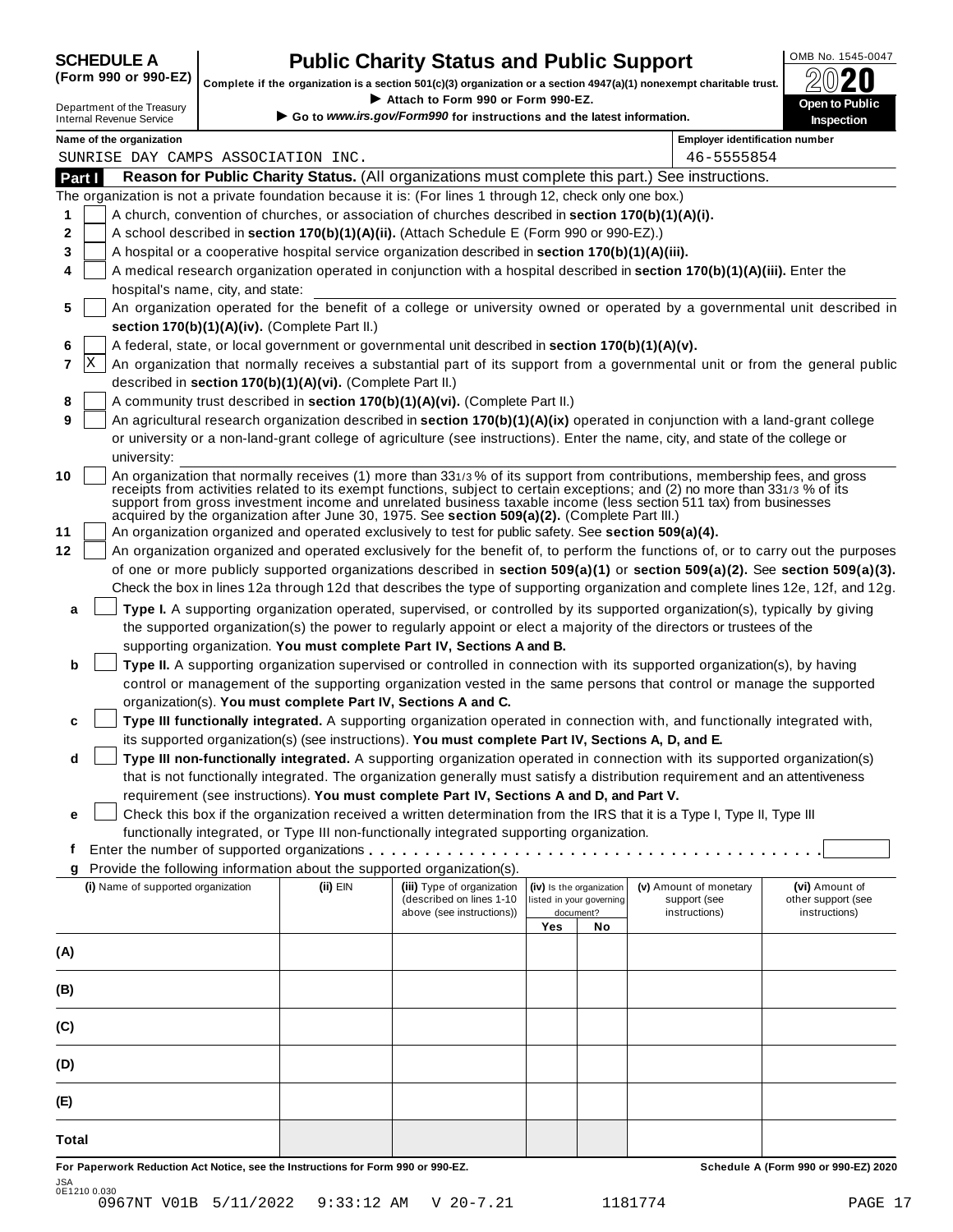**SCHEDULE A (Form 990 or 990-EZ)**

Department of the Treasury
Internal Revenue Service

# Public Charity Status and Public Support

**Complete if the organization is a section 501(c)(3) organization or a section 4947(a)(1) nonexempt charitable trust.**
▶ Attach to Form 990 or Form 990-EZ.
▶ Go to *www.irs.gov/Form990* for instructions and the latest information.

OMB No. 1545-0047
2020
**Open to Public Inspection**

**Name of the organization:** SUNRISE DAY CAMPS ASSOCIATION INC.
**Employer identification number:** 46-5555854

## Part I Reason for Public Charity Status. (All organizations must complete this part.) See instructions.

The organization is not a private foundation because it is: (For lines 1 through 12, check only one box.)

1. [ ] A church, convention of churches, or association of churches described in **section 170(b)(1)(A)(i).**
2. [ ] A school described in **section 170(b)(1)(A)(ii).** (Attach Schedule E (Form 990 or 990-EZ).)
3. [ ] A hospital or a cooperative hospital service organization described in **section 170(b)(1)(A)(iii).**
4. [ ] A medical research organization operated in conjunction with a hospital described in **section 170(b)(1)(A)(iii).** Enter the hospital's name, city, and state: ______
5. [ ] An organization operated for the benefit of a college or university owned or operated by a governmental unit described in **section 170(b)(1)(A)(iv).** (Complete Part II.)
6. [ ] A federal, state, or local government or governmental unit described in **section 170(b)(1)(A)(v).**
7. [X] An organization that normally receives a substantial part of its support from a governmental unit or from the general public described in **section 170(b)(1)(A)(vi).** (Complete Part II.)
8. [ ] A community trust described in **section 170(b)(1)(A)(vi).** (Complete Part II.)
9. [ ] An agricultural research organization described in **section 170(b)(1)(A)(ix)** operated in conjunction with a land-grant college or university or a non-land-grant college of agriculture (see instructions). Enter the name, city, and state of the college or university: ______
10. [ ] An organization that normally receives (1) more than 33 1/3 % of its support from contributions, membership fees, and gross receipts from activities related to its exempt functions, subject to certain exceptions; and (2) no more than 33 1/3 % of its support from gross investment income and unrelated business taxable income (less section 511 tax) from businesses acquired by the organization after June 30, 1975. See **section 509(a)(2).** (Complete Part III.)
11. [ ] An organization organized and operated exclusively to test for public safety. See **section 509(a)(4).**
12. [ ] An organization organized and operated exclusively for the benefit of, to perform the functions of, or to carry out the purposes of one or more publicly supported organizations described in **section 509(a)(1)** or **section 509(a)(2).** See **section 509(a)(3).** Check the box in lines 12a through 12d that describes the type of supporting organization and complete lines 12e, 12f, and 12g.
   - **a** [ ] **Type I.** A supporting organization operated, supervised, or controlled by its supported organization(s), typically by giving the supported organization(s) the power to regularly appoint or elect a majority of the directors or trustees of the supporting organization. **You must complete Part IV, Sections A and B.**
   - **b** [ ] **Type II.** A supporting organization supervised or controlled in connection with its supported organization(s), by having control or management of the supporting organization vested in the same persons that control or manage the supported organization(s). **You must complete Part IV, Sections A and C.**
   - **c** [ ] **Type III functionally integrated.** A supporting organization operated in connection with, and functionally integrated with, its supported organization(s) (see instructions). **You must complete Part IV, Sections A, D, and E.**
   - **d** [ ] **Type III non-functionally integrated.** A supporting organization operated in connection with its supported organization(s) that is not functionally integrated. The organization generally must satisfy a distribution requirement and an attentiveness requirement (see instructions). **You must complete Part IV, Sections A and D, and Part V.**
   - **e** [ ] Check this box if the organization received a written determination from the IRS that it is a Type I, Type II, Type III functionally integrated, or Type III non-functionally integrated supporting organization.
   - **f** Enter the number of supported organizations . . . . . ______
   - **g** Provide the following information about the supported organization(s).

| (i) Name of supported organization | (ii) EIN | (iii) Type of organization (described on lines 1-10 above (see instructions)) | (iv) Is the organization listed in your governing document? | | (v) Amount of monetary support (see instructions) | (vi) Amount of other support (see instructions) |
|---|---|---|---|---|---|---|
| | | | Yes | No | | |
| (A) | | | | | | |
| (B) | | | | | | |
| (C) | | | | | | |
| (D) | | | | | | |
| (E) | | | | | | |
| Total | | | | | | |

**For Paperwork Reduction Act Notice, see the Instructions for Form 990 or 990-EZ.** **Schedule A (Form 990 or 990-EZ) 2020**

JSA 0E1210 0.030
0967NT V01B 5/11/2022 9:33:12 AM V 20-7.21 1181774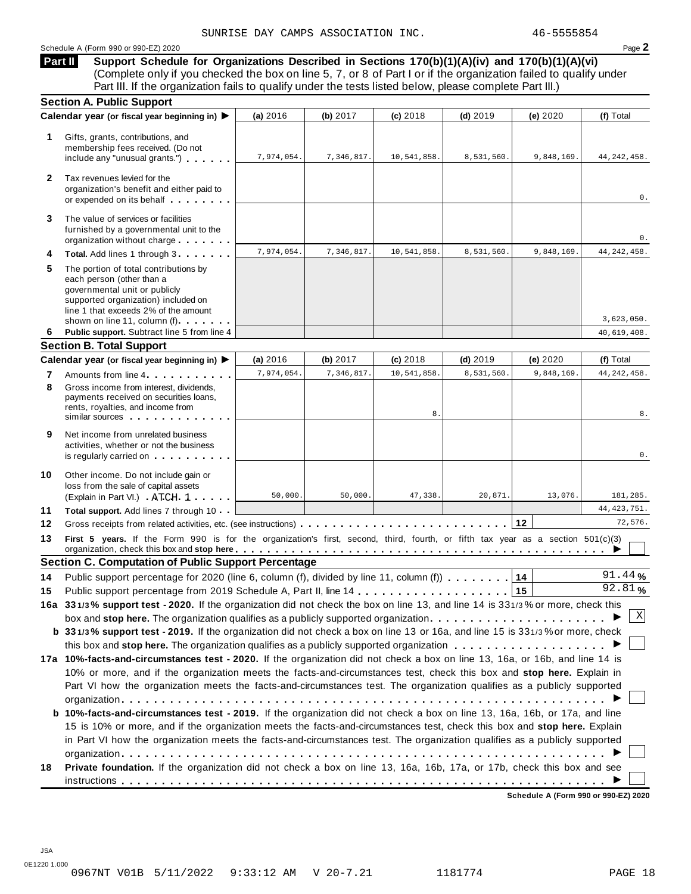SUNRISE DAY CAMPS ASSOCIATION INC. 46-5555854

Schedule A (Form 990 or 990-EZ) 2020 Page **2**

**Part II** **Support Schedule for Organizations Described in Sections 170(b)(1)(A)(iv) and 170(b)(1)(A)(vi)** (Complete only if you checked the box on line 5, 7, or 8 of Part I or if the organization failed to qualify under Part III. If the organization fails to qualify under the tests listed below, please complete Part III.)

### Section A. Public Support

| | Calendar year (or fiscal year beginning in) ▶ | (a) 2016 | (b) 2017 | (c) 2018 | (d) 2019 | (e) 2020 | (f) Total |
|---|---|---|---|---|---|---|---|
| 1 | Gifts, grants, contributions, and membership fees received. (Do not include any "unusual grants.") | 7,974,054. | 7,346,817. | 10,541,858. | 8,531,560. | 9,848,169. | 44,242,458. |
| 2 | Tax revenues levied for the organization's benefit and either paid to or expended on its behalf | | | | | | 0. |
| 3 | The value of services or facilities furnished by a governmental unit to the organization without charge | | | | | | 0. |
| 4 | **Total.** Add lines 1 through 3 | 7,974,054. | 7,346,817. | 10,541,858. | 8,531,560. | 9,848,169. | 44,242,458. |
| 5 | The portion of total contributions by each person (other than a governmental unit or publicly supported organization) included on line 1 that exceeds 2% of the amount shown on line 11, column (f) | | | | | | 3,623,050. |
| 6 | **Public support.** Subtract line 5 from line 4 | | | | | | 40,619,408. |

### Section B. Total Support

| | Calendar year (or fiscal year beginning in) ▶ | (a) 2016 | (b) 2017 | (c) 2018 | (d) 2019 | (e) 2020 | (f) Total |
|---|---|---|---|---|---|---|---|
| 7 | Amounts from line 4 | 7,974,054. | 7,346,817. | 10,541,858. | 8,531,560. | 9,848,169. | 44,242,458. |
| 8 | Gross income from interest, dividends, payments received on securities loans, rents, royalties, and income from similar sources | | | 8. | | | 8. |
| 9 | Net income from unrelated business activities, whether or not the business is regularly carried on | | | | | | 0. |
| 10 | Other income. Do not include gain or loss from the sale of capital assets (Explain in Part VI.) ATCH 1 | 50,000. | 50,000. | 47,338. | 20,871. | 13,076. | 181,285. |
| 11 | **Total support.** Add lines 7 through 10 | | | | | | 44,423,751. |
| 12 | Gross receipts from related activities, etc. (see instructions) | | | | | 12 | 72,576. |

**13** **First 5 years.** If the Form 990 is for the organization's first, second, third, fourth, or fifth tax year as a section 501(c)(3) organization, check this box and **stop here** ▶ ☐

### Section C. Computation of Public Support Percentage

**14** Public support percentage for 2020 (line 6, column (f), divided by line 11, column (f)) **14** 91.44 %

**15** Public support percentage from 2019 Schedule A, Part II, line 14 **15** 92.81 %

**16a** **33 1/3 % support test - 2020.** If the organization did not check the box on line 13, and line 14 is 33 1/3 % or more, check this box and **stop here.** The organization qualifies as a publicly supported organization ▶ ☒

**b** **33 1/3 % support test - 2019.** If the organization did not check a box on line 13 or 16a, and line 15 is 33 1/3 % or more, check this box and **stop here.** The organization qualifies as a publicly supported organization ▶ ☐

**17a** **10%-facts-and-circumstances test - 2020.** If the organization did not check a box on line 13, 16a, or 16b, and line 14 is 10% or more, and if the organization meets the facts-and-circumstances test, check this box and **stop here.** Explain in Part VI how the organization meets the facts-and-circumstances test. The organization qualifies as a publicly supported organization ▶ ☐

**b** **10%-facts-and-circumstances test - 2019.** If the organization did not check a box on line 13, 16a, 16b, or 17a, and line 15 is 10% or more, and if the organization meets the facts-and-circumstances test, check this box and **stop here.** Explain in Part VI how the organization meets the facts-and-circumstances test. The organization qualifies as a publicly supported organization ▶ ☐

**18** **Private foundation.** If the organization did not check a box on line 13, 16a, 16b, 17a, or 17b, check this box and see instructions ▶ ☐

**Schedule A (Form 990 or 990-EZ) 2020**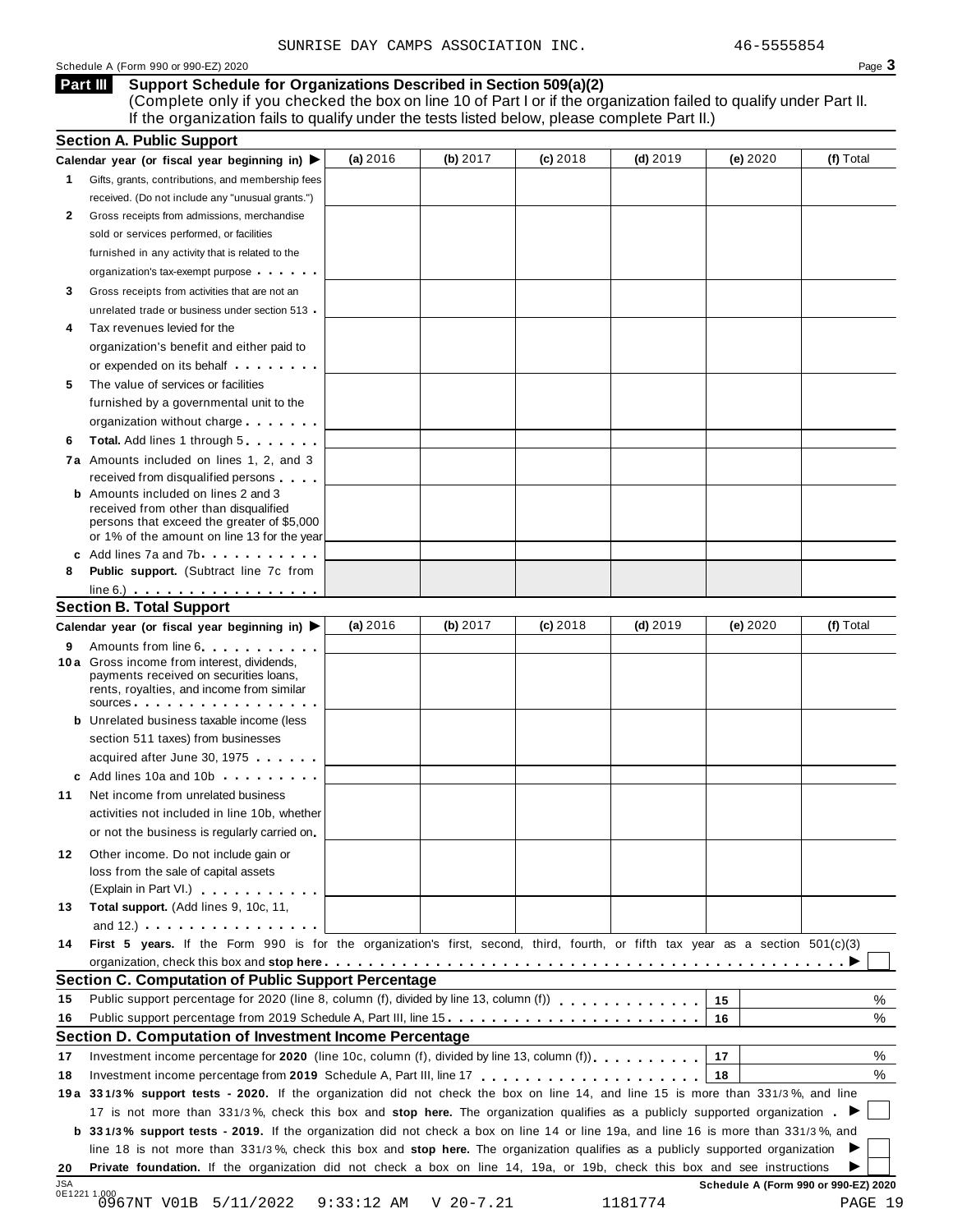SUNRISE DAY CAMPS ASSOCIATION INC. 46-5555854

Schedule A (Form 990 or 990-EZ) 2020

## Part III Support Schedule for Organizations Described in Section 509(a)(2)

(Complete only if you checked the box on line 10 of Part I or if the organization failed to qualify under Part II. If the organization fails to qualify under the tests listed below, please complete Part II.)

### Section A. Public Support

| Calendar year (or fiscal year beginning in) ▶ | (a) 2016 | (b) 2017 | (c) 2018 | (d) 2019 | (e) 2020 | (f) Total |
|---|---|---|---|---|---|---|
| 1 Gifts, grants, contributions, and membership fees received. (Do not include any "unusual grants.") | | | | | | |
| 2 Gross receipts from admissions, merchandise sold or services performed, or facilities furnished in any activity that is related to the organization's tax-exempt purpose | | | | | | |
| 3 Gross receipts from activities that are not an unrelated trade or business under section 513 | | | | | | |
| 4 Tax revenues levied for the organization's benefit and either paid to or expended on its behalf | | | | | | |
| 5 The value of services or facilities furnished by a governmental unit to the organization without charge | | | | | | |
| 6 **Total.** Add lines 1 through 5 | | | | | | |
| 7a Amounts included on lines 1, 2, and 3 received from disqualified persons | | | | | | |
| b Amounts included on lines 2 and 3 received from other than disqualified persons that exceed the greater of $5,000 or 1% of the amount on line 13 for the year | | | | | | |
| c Add lines 7a and 7b | | | | | | |
| 8 **Public support.** (Subtract line 7c from line 6.) | | | | | | |

### Section B. Total Support

| Calendar year (or fiscal year beginning in) ▶ | (a) 2016 | (b) 2017 | (c) 2018 | (d) 2019 | (e) 2020 | (f) Total |
|---|---|---|---|---|---|---|
| 9 Amounts from line 6 | | | | | | |
| 10a Gross income from interest, dividends, payments received on securities loans, rents, royalties, and income from similar sources | | | | | | |
| b Unrelated business taxable income (less section 511 taxes) from businesses acquired after June 30, 1975 | | | | | | |
| c Add lines 10a and 10b | | | | | | |
| 11 Net income from unrelated business activities not included in line 10b, whether or not the business is regularly carried on | | | | | | |
| 12 Other income. Do not include gain or loss from the sale of capital assets (Explain in Part VI.) | | | | | | |
| 13 **Total support.** (Add lines 9, 10c, 11, and 12.) | | | | | | |

14 **First 5 years.** If the Form 990 is for the organization's first, second, third, fourth, or fifth tax year as a section 501(c)(3) organization, check this box and **stop here** ▶ ☐

### Section C. Computation of Public Support Percentage

15 Public support percentage for 2020 (line 8, column (f), divided by line 13, column (f)) | 15 | %

16 Public support percentage from 2019 Schedule A, Part III, line 15 | 16 | %

### Section D. Computation of Investment Income Percentage

17 Investment income percentage for **2020** (line 10c, column (f), divided by line 13, column (f)) | 17 | %

18 Investment income percentage from **2019** Schedule A, Part III, line 17 | 18 | %

19a **33 1/3 % support tests - 2020.** If the organization did not check the box on line 14, and line 15 is more than 33 1/3 %, and line 17 is not more than 33 1/3 %, check this box and **stop here.** The organization qualifies as a publicly supported organization ▶ ☐

b **33 1/3 % support tests - 2019.** If the organization did not check a box on line 14 or line 19a, and line 16 is more than 33 1/3 %, and line 18 is not more than 33 1/3 %, check this box and **stop here.** The organization qualifies as a publicly supported organization ▶ ☐

20 **Private foundation.** If the organization did not check a box on line 14, 19a, or 19b, check this box and see instructions ▶ ☐

Schedule A (Form 990 or 990-EZ) 2020

JSA 0E1221 1.000
0967NT V01B 5/11/2022 9:33:12 AM V 20-7.21 1181774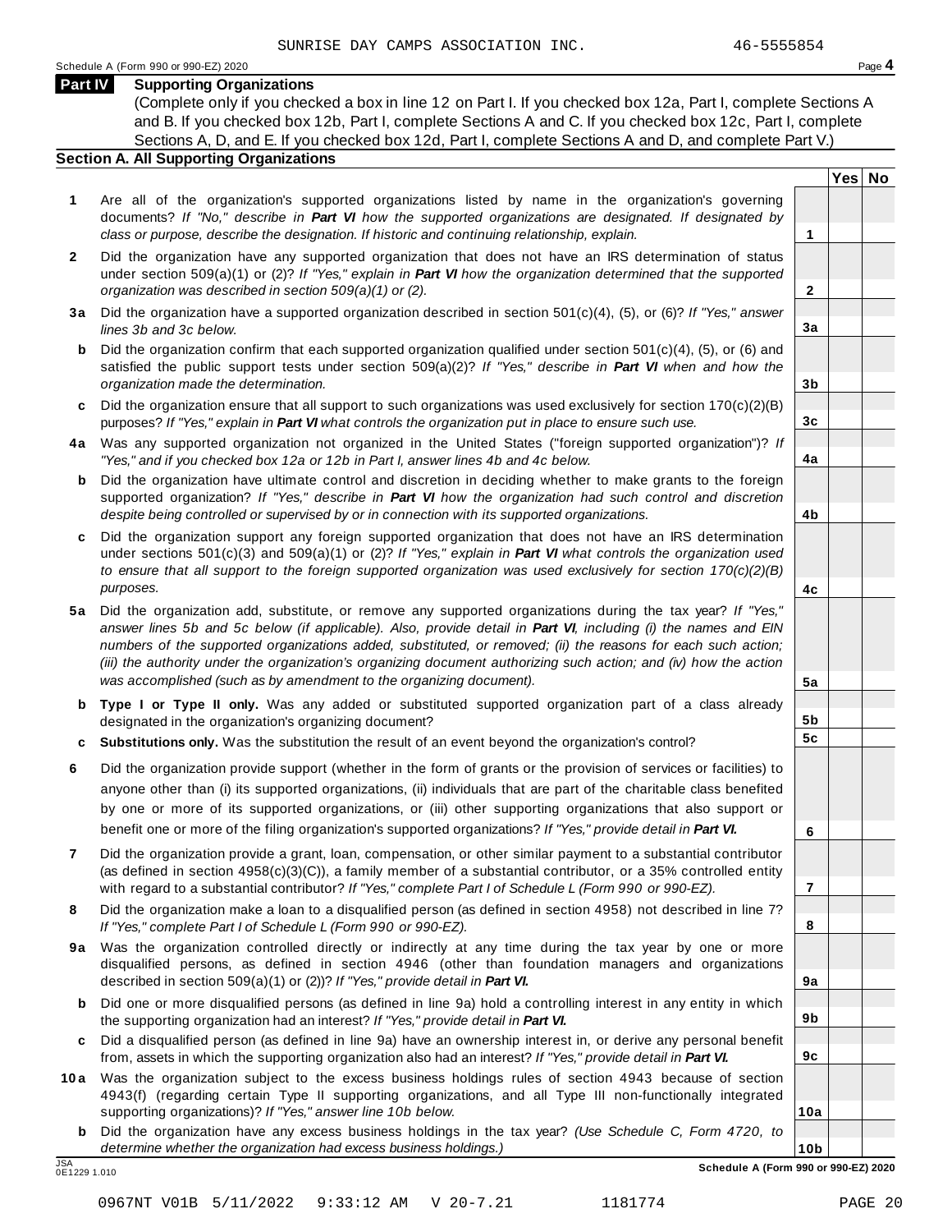SUNRISE DAY CAMPS ASSOCIATION INC. 46-5555854

Schedule A (Form 990 or 990-EZ) 2020

## Part IV Supporting Organizations

(Complete only if you checked a box in line 12 on Part I. If you checked box 12a, Part I, complete Sections A and B. If you checked box 12b, Part I, complete Sections A and C. If you checked box 12c, Part I, complete Sections A, D, and E. If you checked box 12d, Part I, complete Sections A and D, and complete Part V.)

### Section A. All Supporting Organizations

| | | | Yes | No |
|---|---|---|---|---|
| **1** | Are all of the organization's supported organizations listed by name in the organization's governing documents? *If "No," describe in **Part VI** how the supported organizations are designated. If designated by class or purpose, describe the designation. If historic and continuing relationship, explain.* | 1 | | |
| **2** | Did the organization have any supported organization that does not have an IRS determination of status under section 509(a)(1) or (2)? *If "Yes," explain in **Part VI** how the organization determined that the supported organization was described in section 509(a)(1) or (2).* | 2 | | |
| **3a** | Did the organization have a supported organization described in section 501(c)(4), (5), or (6)? *If "Yes," answer lines 3b and 3c below.* | 3a | | |
| **b** | Did the organization confirm that each supported organization qualified under section 501(c)(4), (5), or (6) and satisfied the public support tests under section 509(a)(2)? *If "Yes," describe in **Part VI** when and how the organization made the determination.* | 3b | | |
| **c** | Did the organization ensure that all support to such organizations was used exclusively for section 170(c)(2)(B) purposes? *If "Yes," explain in **Part VI** what controls the organization put in place to ensure such use.* | 3c | | |
| **4a** | Was any supported organization not organized in the United States ("foreign supported organization")? *If "Yes," and if you checked box 12a or 12b in Part I, answer lines 4b and 4c below.* | 4a | | |
| **b** | Did the organization have ultimate control and discretion in deciding whether to make grants to the foreign supported organization? *If "Yes," describe in **Part VI** how the organization had such control and discretion despite being controlled or supervised by or in connection with its supported organizations.* | 4b | | |
| **c** | Did the organization support any foreign supported organization that does not have an IRS determination under sections 501(c)(3) and 509(a)(1) or (2)? *If "Yes," explain in **Part VI** what controls the organization used to ensure that all support to the foreign supported organization was used exclusively for section 170(c)(2)(B) purposes.* | 4c | | |
| **5a** | Did the organization add, substitute, or remove any supported organizations during the tax year? *If "Yes," answer lines 5b and 5c below (if applicable). Also, provide detail in **Part VI**, including (i) the names and EIN numbers of the supported organizations added, substituted, or removed; (ii) the reasons for each such action; (iii) the authority under the organization's organizing document authorizing such action; and (iv) how the action was accomplished (such as by amendment to the organizing document).* | 5a | | |
| **b** | **Type I or Type II only.** Was any added or substituted supported organization part of a class already designated in the organization's organizing document? | 5b | | |
| **c** | **Substitutions only.** Was the substitution the result of an event beyond the organization's control? | 5c | | |
| **6** | Did the organization provide support (whether in the form of grants or the provision of services or facilities) to anyone other than (i) its supported organizations, (ii) individuals that are part of the charitable class benefited by one or more of its supported organizations, or (iii) other supporting organizations that also support or benefit one or more of the filing organization's supported organizations? *If "Yes," provide detail in **Part VI.*** | 6 | | |
| **7** | Did the organization provide a grant, loan, compensation, or other similar payment to a substantial contributor (as defined in section 4958(c)(3)(C)), a family member of a substantial contributor, or a 35% controlled entity with regard to a substantial contributor? *If "Yes," complete Part I of Schedule L (Form 990 or 990-EZ).* | 7 | | |
| **8** | Did the organization make a loan to a disqualified person (as defined in section 4958) not described in line 7? *If "Yes," complete Part I of Schedule L (Form 990 or 990-EZ).* | 8 | | |
| **9a** | Was the organization controlled directly or indirectly at any time during the tax year by one or more disqualified persons, as defined in section 4946 (other than foundation managers and organizations described in section 509(a)(1) or (2))? *If "Yes," provide detail in **Part VI.*** | 9a | | |
| **b** | Did one or more disqualified persons (as defined in line 9a) hold a controlling interest in any entity in which the supporting organization had an interest? *If "Yes," provide detail in **Part VI.*** | 9b | | |
| **c** | Did a disqualified person (as defined in line 9a) have an ownership interest in, or derive any personal benefit from, assets in which the supporting organization also had an interest? *If "Yes," provide detail in **Part VI.*** | 9c | | |
| **10a** | Was the organization subject to the excess business holdings rules of section 4943 because of section 4943(f) (regarding certain Type II supporting organizations, and all Type III non-functionally integrated supporting organizations)? *If "Yes," answer line 10b below.* | 10a | | |
| **b** | Did the organization have any excess business holdings in the tax year? *(Use Schedule C, Form 4720, to determine whether the organization had excess business holdings.)* | 10b | | |

Schedule A (Form 990 or 990-EZ) 2020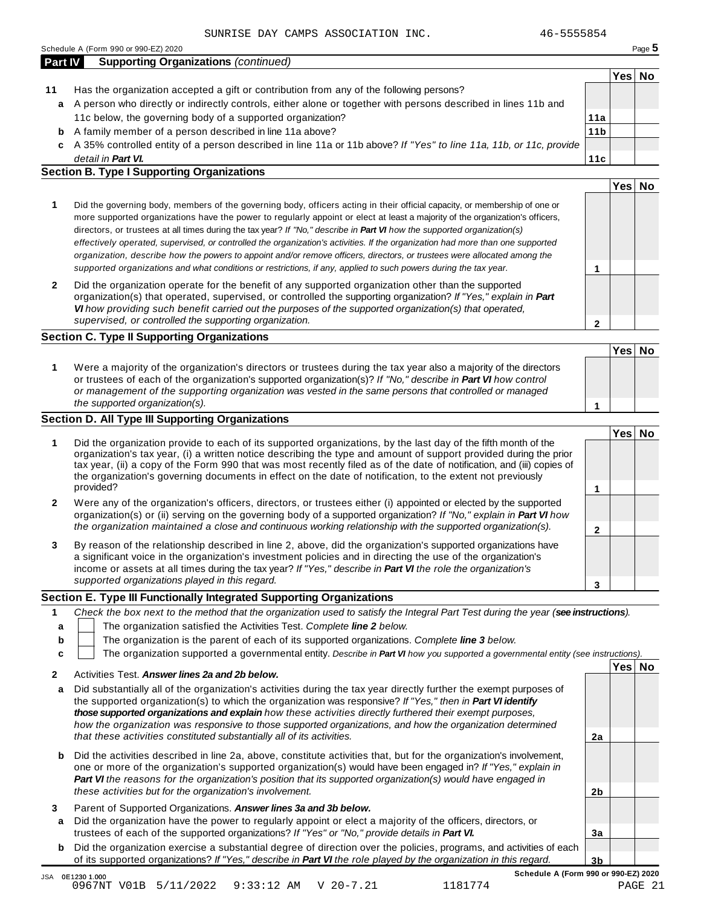SUNRISE DAY CAMPS ASSOCIATION INC. 46-5555854

## Part IV Supporting Organizations *(continued)*

| | | | Yes | No |
|---|---|---|---|---|
| **11** | Has the organization accepted a gift or contribution from any of the following persons? | | | |
| **a** | A person who directly or indirectly controls, either alone or together with persons described in lines 11b and 11c below, the governing body of a supported organization? | **11a** | | |
| **b** | A family member of a person described in line 11a above? | **11b** | | |
| **c** | A 35% controlled entity of a person described in line 11a or 11b above? *If "Yes" to line 11a, 11b, or 11c, provide detail in **Part VI.*** | **11c** | | |

### Section B. Type I Supporting Organizations

| | | | Yes | No |
|---|---|---|---|---|
| **1** | Did the governing body, members of the governing body, officers acting in their official capacity, or membership of one or more supported organizations have the power to regularly appoint or elect at least a majority of the organization's officers, directors, or trustees at all times during the tax year? *If "No," describe in **Part VI** how the supported organization(s) effectively operated, supervised, or controlled the organization's activities. If the organization had more than one supported organization, describe how the powers to appoint and/or remove officers, directors, or trustees were allocated among the supported organizations and what conditions or restrictions, if any, applied to such powers during the tax year.* | **1** | | |
| **2** | Did the organization operate for the benefit of any supported organization other than the supported organization(s) that operated, supervised, or controlled the supporting organization? *If "Yes," explain in **Part VI** how providing such benefit carried out the purposes of the supported organization(s) that operated, supervised, or controlled the supporting organization.* | **2** | | |

### Section C. Type II Supporting Organizations

| | | | Yes | No |
|---|---|---|---|---|
| **1** | Were a majority of the organization's directors or trustees during the tax year also a majority of the directors or trustees of each of the organization's supported organization(s)? *If "No," describe in **Part VI** how control or management of the supporting organization was vested in the same persons that controlled or managed the supported organization(s).* | **1** | | |

### Section D. All Type III Supporting Organizations

| | | | Yes | No |
|---|---|---|---|---|
| **1** | Did the organization provide to each of its supported organizations, by the last day of the fifth month of the organization's tax year, (i) a written notice describing the type and amount of support provided during the prior tax year, (ii) a copy of the Form 990 that was most recently filed as of the date of notification, and (iii) copies of the organization's governing documents in effect on the date of notification, to the extent not previously provided? | **1** | | |
| **2** | Were any of the organization's officers, directors, or trustees either (i) appointed or elected by the supported organization(s) or (ii) serving on the governing body of a supported organization? *If "No," explain in **Part VI** how the organization maintained a close and continuous working relationship with the supported organization(s).* | **2** | | |
| **3** | By reason of the relationship described in line 2, above, did the organization's supported organizations have a significant voice in the organization's investment policies and in directing the use of the organization's income or assets at all times during the tax year? *If "Yes," describe in **Part VI** the role the organization's supported organizations played in this regard.* | **3** | | |

### Section E. Type III Functionally Integrated Supporting Organizations

**1** *Check the box next to the method that the organization used to satisfy the Integral Part Test during the year (**see instructions**).*

- **a** ☐ The organization satisfied the Activities Test. *Complete **line 2** below.*
- **b** ☐ The organization is the parent of each of its supported organizations. *Complete **line 3** below.*
- **c** ☐ The organization supported a governmental entity. *Describe in **Part VI** how you supported a governmental entity (see instructions).*

| | | | Yes | No |
|---|---|---|---|---|
| **2** | Activities Test. ***Answer lines 2a and 2b below.*** | | | |
| **a** | Did substantially all of the organization's activities during the tax year directly further the exempt purposes of the supported organization(s) to which the organization was responsive? *If "Yes," then in **Part VI identify those supported organizations and explain** how these activities directly furthered their exempt purposes, how the organization was responsive to those supported organizations, and how the organization determined that these activities constituted substantially all of its activities.* | **2a** | | |
| **b** | Did the activities described in line 2a, above, constitute activities that, but for the organization's involvement, one or more of the organization's supported organization(s) would have been engaged in? *If "Yes," explain in **Part VI** the reasons for the organization's position that its supported organization(s) would have engaged in these activities but for the organization's involvement.* | **2b** | | |
| **3** | Parent of Supported Organizations. ***Answer lines 3a and 3b below.*** | | | |
| **a** | Did the organization have the power to regularly appoint or elect a majority of the officers, directors, or trustees of each of the supported organizations? *If "Yes" or "No," provide details in **Part VI.*** | **3a** | | |
| **b** | Did the organization exercise a substantial degree of direction over the policies, programs, and activities of each of its supported organizations? *If "Yes," describe in **Part VI** the role played by the organization in this regard.* | **3b** | | |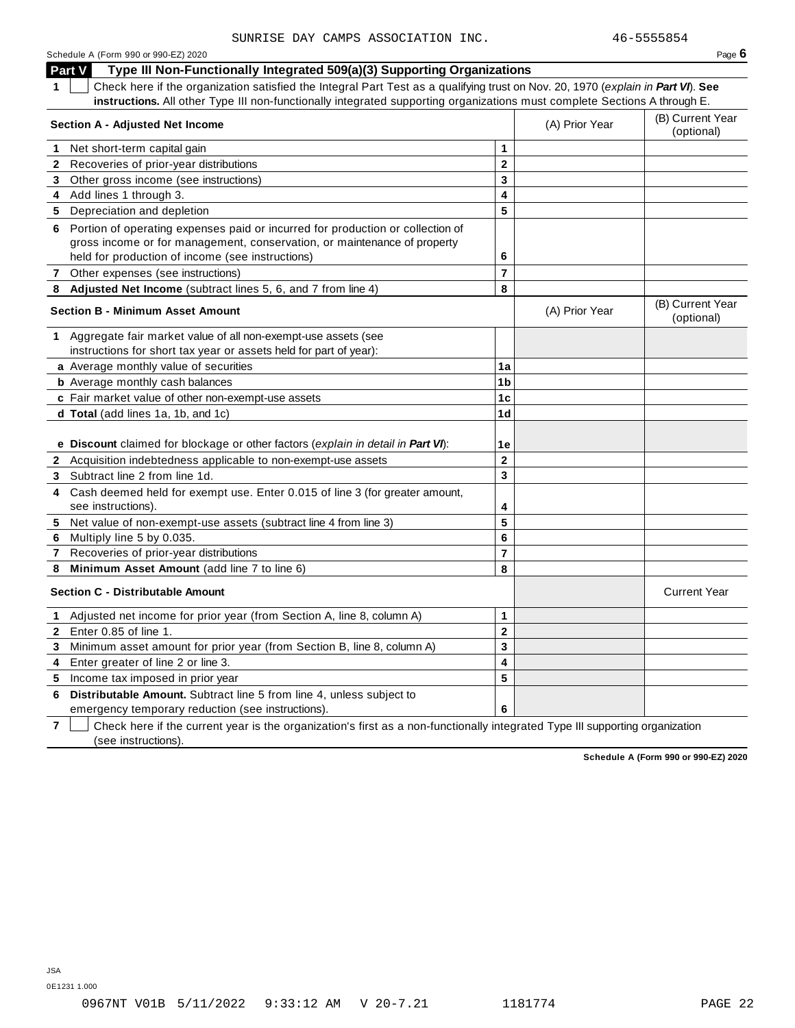SUNRISE DAY CAMPS ASSOCIATION INC. 46-5555854

## Part V Type III Non-Functionally Integrated 509(a)(3) Supporting Organizations

**1** ☐ Check here if the organization satisfied the Integral Part Test as a qualifying trust on Nov. 20, 1970 (*explain in **Part VI***). **See instructions.** All other Type III non-functionally integrated supporting organizations must complete Sections A through E.

| **Section A - Adjusted Net Income** | | (A) Prior Year | (B) Current Year (optional) |
|---|---|---|---|
| **1** Net short-term capital gain | 1 | | |
| **2** Recoveries of prior-year distributions | 2 | | |
| **3** Other gross income (see instructions) | 3 | | |
| **4** Add lines 1 through 3. | 4 | | |
| **5** Depreciation and depletion | 5 | | |
| **6** Portion of operating expenses paid or incurred for production or collection of gross income or for management, conservation, or maintenance of property held for production of income (see instructions) | 6 | | |
| **7** Other expenses (see instructions) | 7 | | |
| **8** **Adjusted Net Income** (subtract lines 5, 6, and 7 from line 4) | 8 | | |

| **Section B - Minimum Asset Amount** | | (A) Prior Year | (B) Current Year (optional) |
|---|---|---|---|
| **1** Aggregate fair market value of all non-exempt-use assets (see instructions for short tax year or assets held for part of year): | | | |
| **a** Average monthly value of securities | 1a | | |
| **b** Average monthly cash balances | 1b | | |
| **c** Fair market value of other non-exempt-use assets | 1c | | |
| **d** **Total** (add lines 1a, 1b, and 1c) | 1d | | |
| **e** **Discount** claimed for blockage or other factors (*explain in detail in **Part VI***): | 1e | | |
| **2** Acquisition indebtedness applicable to non-exempt-use assets | 2 | | |
| **3** Subtract line 2 from line 1d. | 3 | | |
| **4** Cash deemed held for exempt use. Enter 0.015 of line 3 (for greater amount, see instructions). | 4 | | |
| **5** Net value of non-exempt-use assets (subtract line 4 from line 3) | 5 | | |
| **6** Multiply line 5 by 0.035. | 6 | | |
| **7** Recoveries of prior-year distributions | 7 | | |
| **8** **Minimum Asset Amount** (add line 7 to line 6) | 8 | | |

| **Section C - Distributable Amount** | | | Current Year |
|---|---|---|---|
| **1** Adjusted net income for prior year (from Section A, line 8, column A) | 1 | | |
| **2** Enter 0.85 of line 1. | 2 | | |
| **3** Minimum asset amount for prior year (from Section B, line 8, column A) | 3 | | |
| **4** Enter greater of line 2 or line 3. | 4 | | |
| **5** Income tax imposed in prior year | 5 | | |
| **6** **Distributable Amount.** Subtract line 5 from line 4, unless subject to emergency temporary reduction (see instructions). | 6 | | |

**7** ☐ Check here if the current year is the organization's first as a non-functionally integrated Type III supporting organization (see instructions).

**Schedule A (Form 990 or 990-EZ) 2020**

JSA
0E1231 1.000

0967NT V01B 5/11/2022 9:33:12 AM V 20-7.21 1181774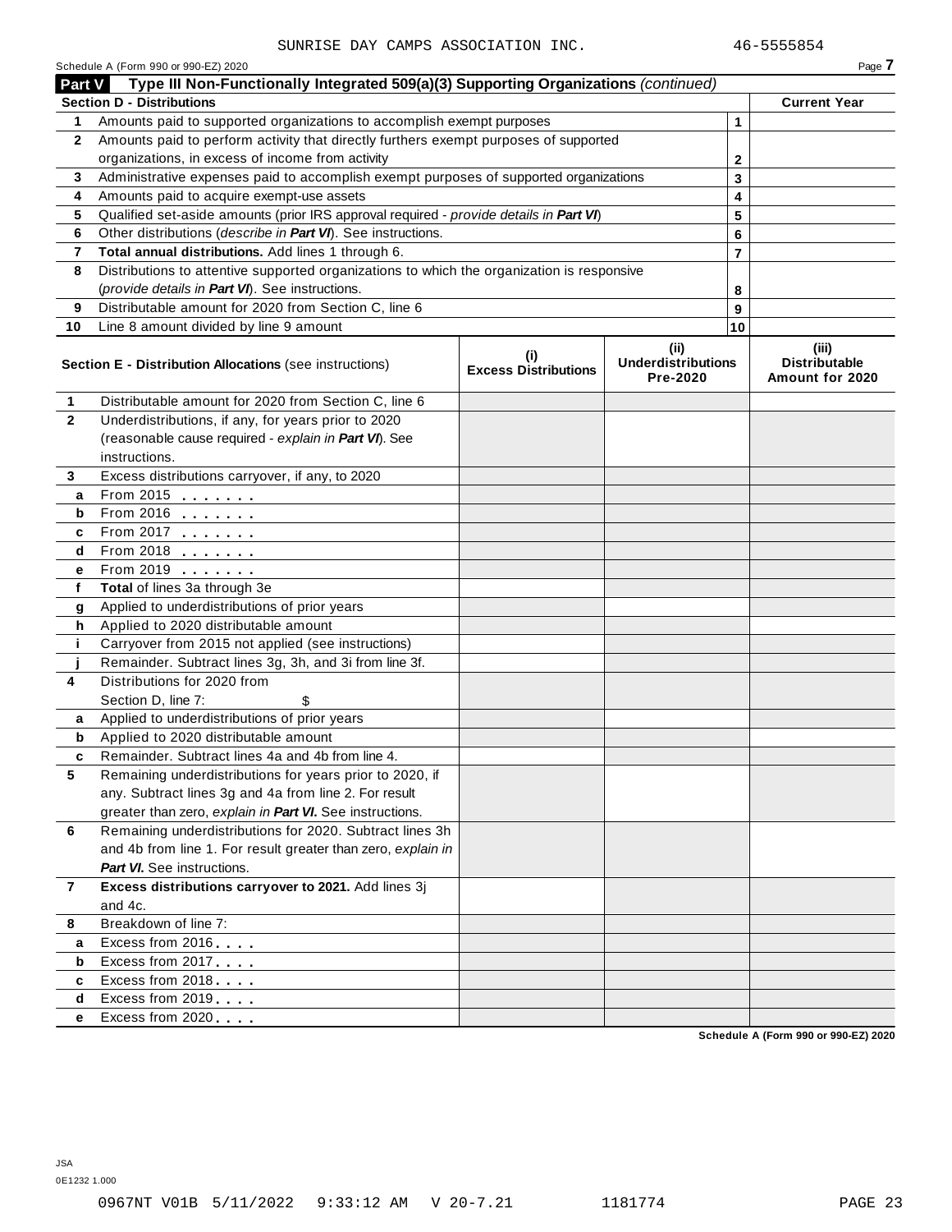SUNRISE DAY CAMPS ASSOCIATION INC. 46-5555854

Schedule A (Form 990 or 990-EZ) 2020

**Part V** **Type III Non-Functionally Integrated 509(a)(3) Supporting Organizations** *(continued)*

| **Section D - Distributions** | | | **Current Year** |
|---|---|---|---|
| **1** | Amounts paid to supported organizations to accomplish exempt purposes | 1 | |
| **2** | Amounts paid to perform activity that directly furthers exempt purposes of supported organizations, in excess of income from activity | 2 | |
| **3** | Administrative expenses paid to accomplish exempt purposes of supported organizations | 3 | |
| **4** | Amounts paid to acquire exempt-use assets | 4 | |
| **5** | Qualified set-aside amounts (prior IRS approval required - *provide details in **Part VI***) | 5 | |
| **6** | Other distributions (*describe in **Part VI***). See instructions. | 6 | |
| **7** | **Total annual distributions.** Add lines 1 through 6. | 7 | |
| **8** | Distributions to attentive supported organizations to which the organization is responsive (*provide details in **Part VI***). See instructions. | 8 | |
| **9** | Distributable amount for 2020 from Section C, line 6 | 9 | |
| **10** | Line 8 amount divided by line 9 amount | 10 | |

| | **Section E - Distribution Allocations** (see instructions) | **(i) Excess Distributions** | **(ii) Underdistributions Pre-2020** | **(iii) Distributable Amount for 2020** |
|---|---|---|---|---|
| **1** | Distributable amount for 2020 from Section C, line 6 | | | |
| **2** | Underdistributions, if any, for years prior to 2020 (reasonable cause required - *explain in **Part VI***). See instructions. | | | |
| **3** | Excess distributions carryover, if any, to 2020 | | | |
| **a** | From 2015 | | | |
| **b** | From 2016 | | | |
| **c** | From 2017 | | | |
| **d** | From 2018 | | | |
| **e** | From 2019 | | | |
| **f** | **Total** of lines 3a through 3e | | | |
| **g** | Applied to underdistributions of prior years | | | |
| **h** | Applied to 2020 distributable amount | | | |
| **i** | Carryover from 2015 not applied (see instructions) | | | |
| **j** | Remainder. Subtract lines 3g, 3h, and 3i from line 3f. | | | |
| **4** | Distributions for 2020 from Section D, line 7: $ | | | |
| **a** | Applied to underdistributions of prior years | | | |
| **b** | Applied to 2020 distributable amount | | | |
| **c** | Remainder. Subtract lines 4a and 4b from line 4. | | | |
| **5** | Remaining underdistributions for years prior to 2020, if any. Subtract lines 3g and 4a from line 2. For result greater than zero, *explain in **Part VI***. See instructions. | | | |
| **6** | Remaining underdistributions for 2020. Subtract lines 3h and 4b from line 1. For result greater than zero, *explain in **Part VI***. See instructions. | | | |
| **7** | **Excess distributions carryover to 2021.** Add lines 3j and 4c. | | | |
| **8** | Breakdown of line 7: | | | |
| **a** | Excess from 2016 | | | |
| **b** | Excess from 2017 | | | |
| **c** | Excess from 2018 | | | |
| **d** | Excess from 2019 | | | |
| **e** | Excess from 2020 | | | |

Schedule A (Form 990 or 990-EZ) 2020

JSA
0E1232 1.000

0967NT V01B 5/11/2022 9:33:12 AM V 20-7.21 1181774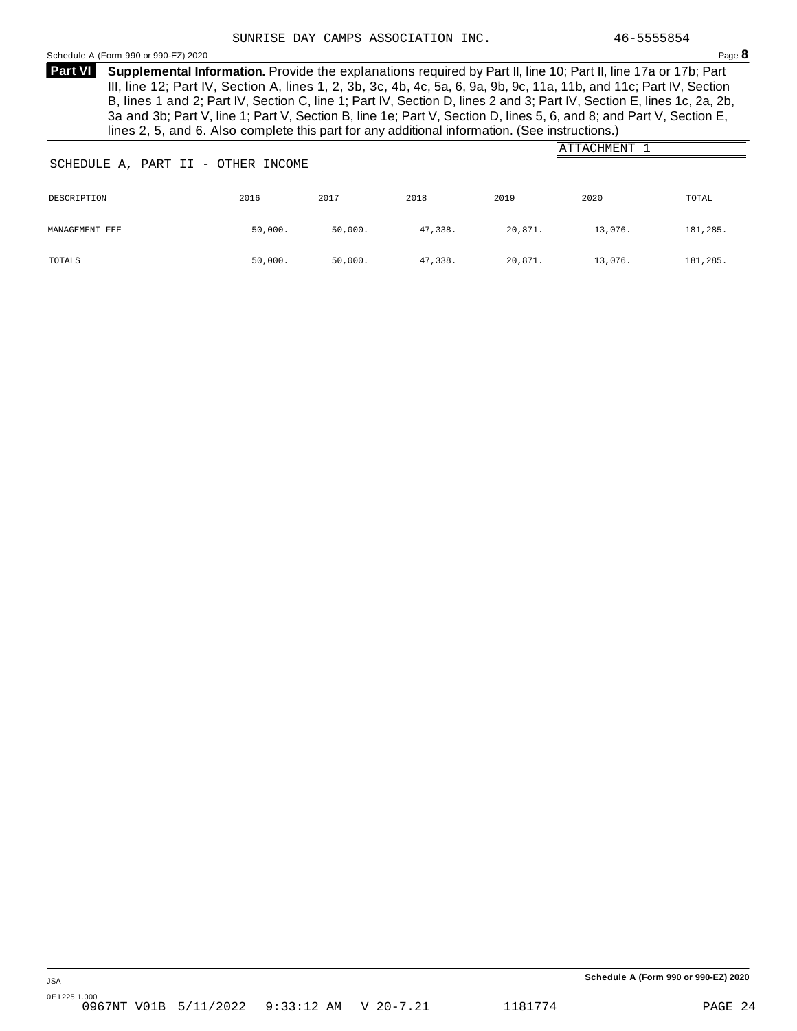SUNRISE DAY CAMPS ASSOCIATION INC. 46-5555854

Schedule A (Form 990 or 990-EZ) 2020 Page **8**

**Part VI** **Supplemental Information.** Provide the explanations required by Part II, line 10; Part II, line 17a or 17b; Part III, line 12; Part IV, Section A, lines 1, 2, 3b, 3c, 4b, 4c, 5a, 6, 9a, 9b, 9c, 11a, 11b, and 11c; Part IV, Section B, lines 1 and 2; Part IV, Section C, line 1; Part IV, Section D, lines 2 and 3; Part IV, Section E, lines 1c, 2a, 2b, 3a and 3b; Part V, line 1; Part V, Section B, line 1e; Part V, Section D, lines 5, 6, and 8; and Part V, Section E, lines 2, 5, and 6. Also complete this part for any additional information. (See instructions.)

ATTACHMENT 1

SCHEDULE A, PART II - OTHER INCOME

| DESCRIPTION | 2016 | 2017 | 2018 | 2019 | 2020 | TOTAL |
|---|---|---|---|---|---|---|
| MANAGEMENT FEE | 50,000. | 50,000. | 47,338. | 20,871. | 13,076. | 181,285. |
| TOTALS | 50,000. | 50,000. | 47,338. | 20,871. | 13,076. | 181,285. |

JSA

0E1225 1.000

0967NT V01B 5/11/2022 9:33:12 AM V 20-7.21 1181774

Schedule A (Form 990 or 990-EZ) 2020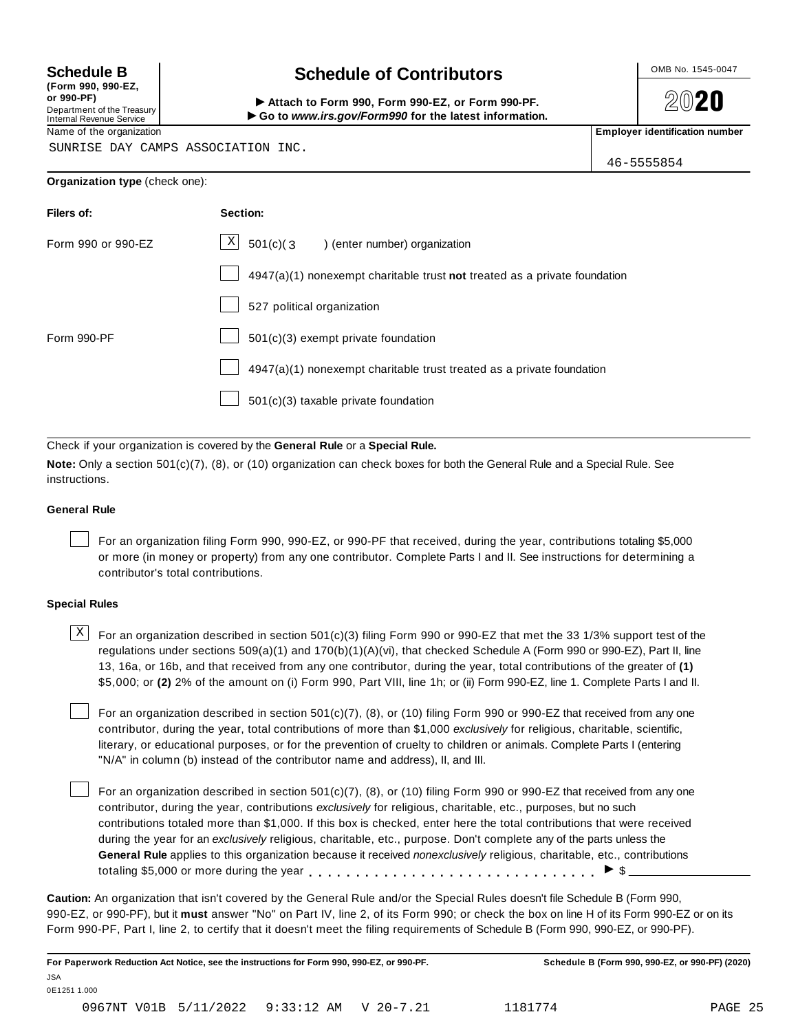**Schedule B**
**(Form 990, 990-EZ, or 990-PF)**
Department of the Treasury
Internal Revenue Service

# Schedule of Contributors

▶ **Attach to Form 990, Form 990-EZ, or Form 990-PF.**
▶ **Go to *www.irs.gov/Form990* for the latest information.**

OMB No. 1545-0047

**2020**

| Name of the organization | Employer identification number |
|---|---|
| SUNRISE DAY CAMPS ASSOCIATION INC. | 46-5555854 |

**Organization type** (check one):

| Filers of: | Section: |
|---|---|
| Form 990 or 990-EZ | [X] 501(c)( 3 ) (enter number) organization |
| | [ ] 4947(a)(1) nonexempt charitable trust **not** treated as a private foundation |
| | [ ] 527 political organization |
| Form 990-PF | [ ] 501(c)(3) exempt private foundation |
| | [ ] 4947(a)(1) nonexempt charitable trust treated as a private foundation |
| | [ ] 501(c)(3) taxable private foundation |

Check if your organization is covered by the **General Rule** or a **Special Rule.**

**Note:** Only a section 501(c)(7), (8), or (10) organization can check boxes for both the General Rule and a Special Rule. See instructions.

**General Rule**

[ ] For an organization filing Form 990, 990-EZ, or 990-PF that received, during the year, contributions totaling $5,000 or more (in money or property) from any one contributor. Complete Parts I and II. See instructions for determining a contributor's total contributions.

**Special Rules**

[X] For an organization described in section 501(c)(3) filing Form 990 or 990-EZ that met the 33 1/3% support test of the regulations under sections 509(a)(1) and 170(b)(1)(A)(vi), that checked Schedule A (Form 990 or 990-EZ), Part II, line 13, 16a, or 16b, and that received from any one contributor, during the year, total contributions of the greater of **(1)** $5,000; or **(2)** 2% of the amount on (i) Form 990, Part VIII, line 1h; or (ii) Form 990-EZ, line 1. Complete Parts I and II.

[ ] For an organization described in section 501(c)(7), (8), or (10) filing Form 990 or 990-EZ that received from any one contributor, during the year, total contributions of more than $1,000 *exclusively* for religious, charitable, scientific, literary, or educational purposes, or for the prevention of cruelty to children or animals. Complete Parts I (entering "N/A" in column (b) instead of the contributor name and address), II, and III.

[ ] For an organization described in section 501(c)(7), (8), or (10) filing Form 990 or 990-EZ that received from any one contributor, during the year, contributions *exclusively* for religious, charitable, etc., purposes, but no such contributions totaled more than $1,000. If this box is checked, enter here the total contributions that were received during the year for an *exclusively* religious, charitable, etc., purpose. Don't complete any of the parts unless the **General Rule** applies to this organization because it received *nonexclusively* religious, charitable, etc., contributions totaling $5,000 or more during the year . . . . . . . . . . . . . . . . . . . . . . . . . . . . . ▶ $ \_\_\_\_\_\_\_\_\_\_

**Caution:** An organization that isn't covered by the General Rule and/or the Special Rules doesn't file Schedule B (Form 990, 990-EZ, or 990-PF), but it **must** answer "No" on Part IV, line 2, of its Form 990; or check the box on line H of its Form 990-EZ or on its Form 990-PF, Part I, line 2, to certify that it doesn't meet the filing requirements of Schedule B (Form 990, 990-EZ, or 990-PF).

**For Paperwork Reduction Act Notice, see the instructions for Form 990, 990-EZ, or 990-PF.** **Schedule B (Form 990, 990-EZ, or 990-PF) (2020)**

JSA
0E1251 1.000

0967NT V01B 5/11/2022 9:33:12 AM V 20-7.21 1181774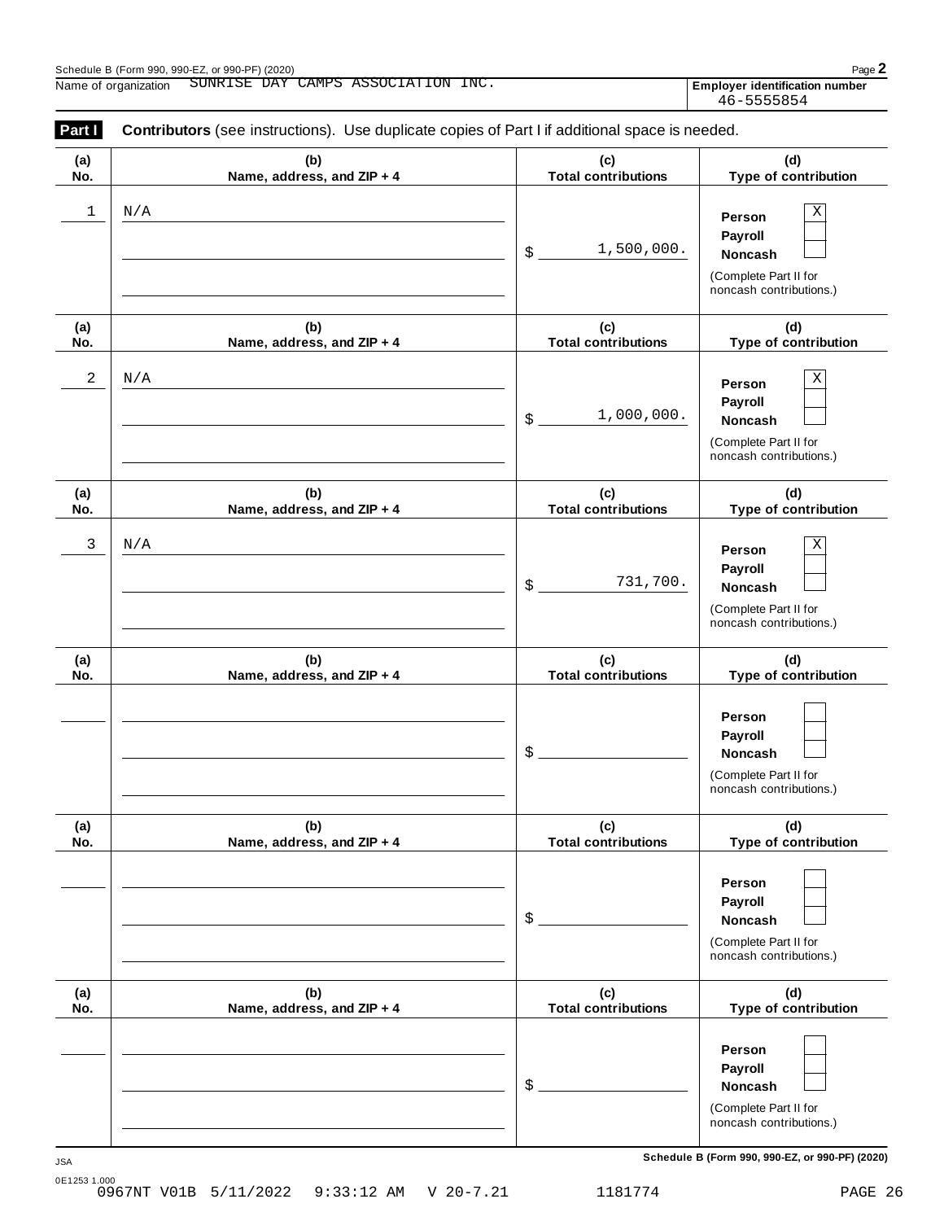Schedule B (Form 990, 990-EZ, or 990-PF) (2020)

Name of organization SUNRISE DAY CAMPS ASSOCIATION INC.

**Employer identification number** 46-5555854

**Part I** **Contributors** (see instructions). Use duplicate copies of Part I if additional space is needed.

| (a) No. | (b) Name, address, and ZIP + 4 | (c) Total contributions | (d) Type of contribution |
|---|---|---|---|
| 1 | N/A | $ 1,500,000. | Person [X] Payroll [ ] Noncash [ ] (Complete Part II for noncash contributions.) |
| 2 | N/A | $ 1,000,000. | Person [X] Payroll [ ] Noncash [ ] (Complete Part II for noncash contributions.) |
| 3 | N/A | $ 731,700. | Person [X] Payroll [ ] Noncash [ ] (Complete Part II for noncash contributions.) |
| | | $ | Person [ ] Payroll [ ] Noncash [ ] (Complete Part II for noncash contributions.) |
| | | $ | Person [ ] Payroll [ ] Noncash [ ] (Complete Part II for noncash contributions.) |
| | | $ | Person [ ] Payroll [ ] Noncash [ ] (Complete Part II for noncash contributions.) |

JSA

**Schedule B (Form 990, 990-EZ, or 990-PF) (2020)**

0E1253 1.000
0967NT V01B 5/11/2022 9:33:12 AM V 20-7.21 1181774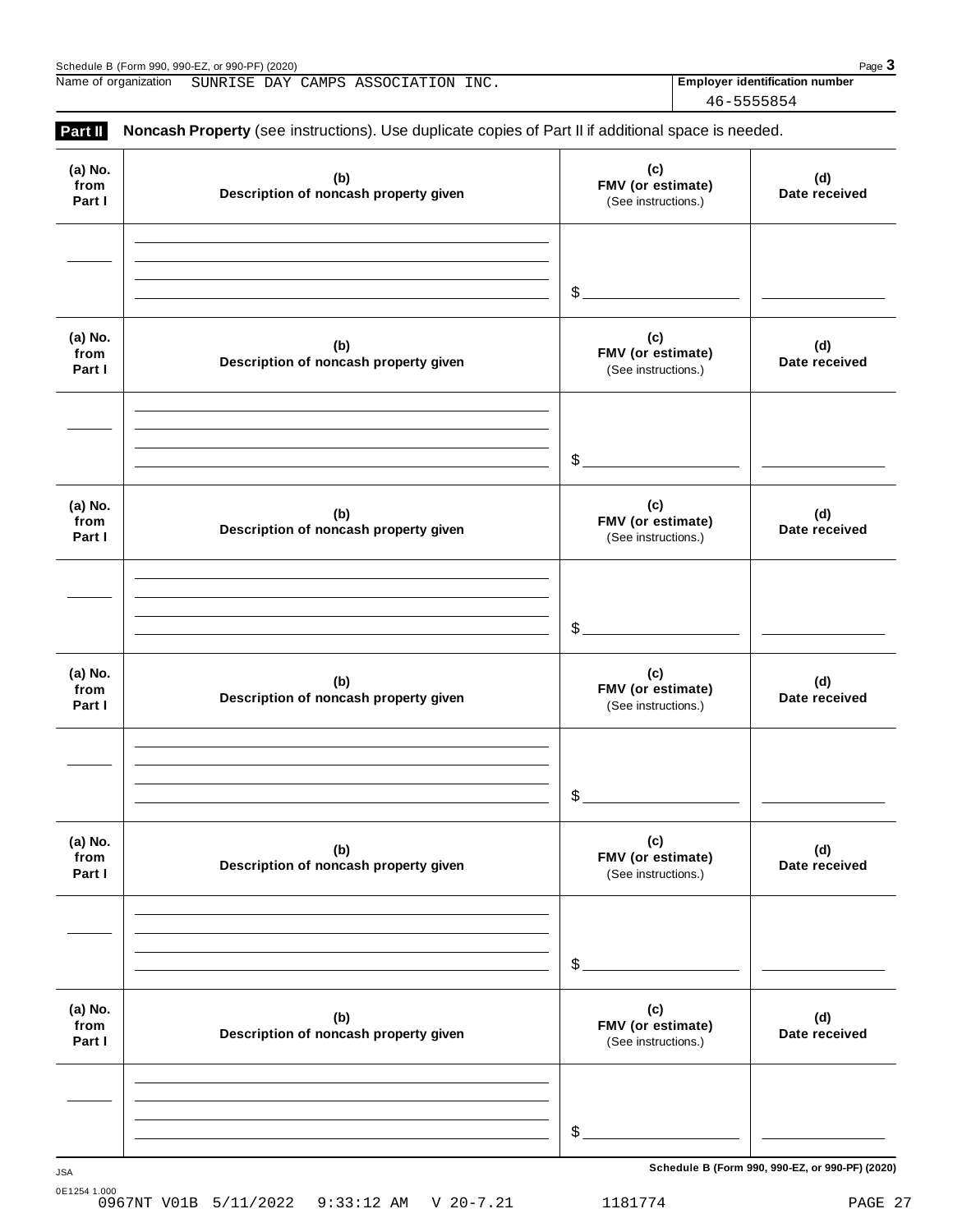Name of organization SUNRISE DAY CAMPS ASSOCIATION INC.

**Employer identification number** 46-5555854

## Part II Noncash Property (see instructions). Use duplicate copies of Part II if additional space is needed.

| (a) No. from Part I | (b) Description of noncash property given | (c) FMV (or estimate) (See instructions.) | (d) Date received |
|---|---|---|---|
| | | $ | |

| (a) No. from Part I | (b) Description of noncash property given | (c) FMV (or estimate) (See instructions.) | (d) Date received |
|---|---|---|---|
| | | $ | |

| (a) No. from Part I | (b) Description of noncash property given | (c) FMV (or estimate) (See instructions.) | (d) Date received |
|---|---|---|---|
| | | $ | |

| (a) No. from Part I | (b) Description of noncash property given | (c) FMV (or estimate) (See instructions.) | (d) Date received |
|---|---|---|---|
| | | $ | |

| (a) No. from Part I | (b) Description of noncash property given | (c) FMV (or estimate) (See instructions.) | (d) Date received |
|---|---|---|---|
| | | $ | |

| (a) No. from Part I | (b) Description of noncash property given | (c) FMV (or estimate) (See instructions.) | (d) Date received |
|---|---|---|---|
| | | $ | |

0967NT V01B 5/11/2022 9:33:12 AM V 20-7.21 1181774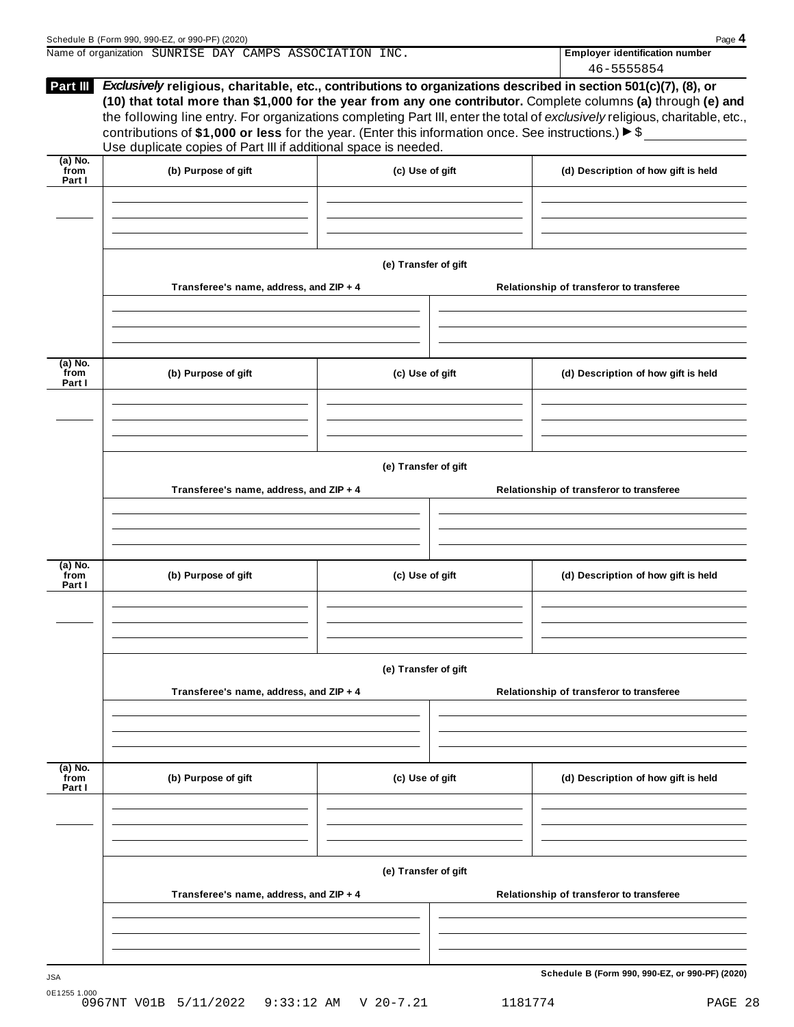Name of organization SUNRISE DAY CAMPS ASSOCIATION INC.

**Employer identification number**
46-5555854

**Part III** ***Exclusively*** **religious, charitable, etc., contributions to organizations described in section 501(c)(7), (8), or (10) that total more than $1,000 for the year from any one contributor.** Complete columns **(a)** through **(e)** and the following line entry. For organizations completing Part III, enter the total of *exclusively* religious, charitable, etc., contributions of **$1,000 or less** for the year. (Enter this information once. See instructions.) ▶ $ ____________

Use duplicate copies of Part III if additional space is needed.

| (a) No. from Part I | (b) Purpose of gift | (c) Use of gift | (d) Description of how gift is held |
|---|---|---|---|
| | | | |

**(e) Transfer of gift**

| Transferee's name, address, and ZIP + 4 | Relationship of transferor to transferee |
|---|---|
| | |

| (a) No. from Part I | (b) Purpose of gift | (c) Use of gift | (d) Description of how gift is held |
|---|---|---|---|
| | | | |

**(e) Transfer of gift**

| Transferee's name, address, and ZIP + 4 | Relationship of transferor to transferee |
|---|---|
| | |

| (a) No. from Part I | (b) Purpose of gift | (c) Use of gift | (d) Description of how gift is held |
|---|---|---|---|
| | | | |

**(e) Transfer of gift**

| Transferee's name, address, and ZIP + 4 | Relationship of transferor to transferee |
|---|---|
| | |

| (a) No. from Part I | (b) Purpose of gift | (c) Use of gift | (d) Description of how gift is held |
|---|---|---|---|
| | | | |

**(e) Transfer of gift**

| Transferee's name, address, and ZIP + 4 | Relationship of transferor to transferee |
|---|---|
| | |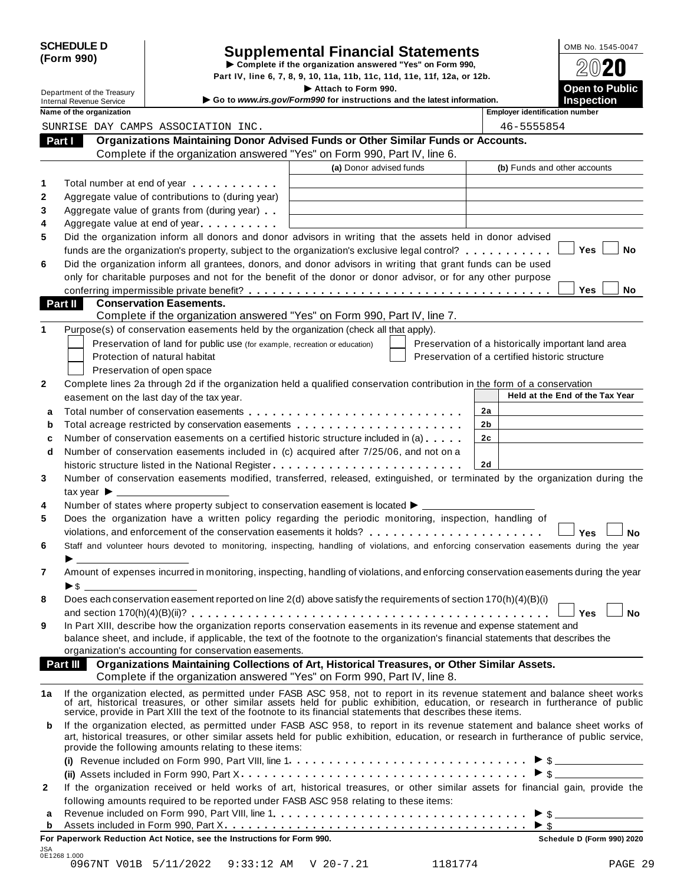**SCHEDULE D (Form 990)**

Department of the Treasury
Internal Revenue Service

# Supplemental Financial Statements

▶ Complete if the organization answered "Yes" on Form 990, Part IV, line 6, 7, 8, 9, 10, 11a, 11b, 11c, 11d, 11e, 11f, 12a, or 12b.
▶ Attach to Form 990.
▶ Go to *www.irs.gov/Form990* for instructions and the latest information.

OMB No. 1545-0047

**2020**

**Open to Public Inspection**

| Name of the organization | Employer identification number |
|---|---|
| SUNRISE DAY CAMPS ASSOCIATION INC. | 46-5555854 |

## Part I Organizations Maintaining Donor Advised Funds or Other Similar Funds or Accounts.

Complete if the organization answered "Yes" on Form 990, Part IV, line 6.

| | | (a) Donor advised funds | (b) Funds and other accounts |
|---|---|---|---|
| 1 | Total number at end of year | | |
| 2 | Aggregate value of contributions to (during year) | | |
| 3 | Aggregate value of grants from (during year) | | |
| 4 | Aggregate value at end of year | | |

5 Did the organization inform all donors and donor advisors in writing that the assets held in donor advised funds are the organization's property, subject to the organization's exclusive legal control? ☐ Yes ☐ No

6 Did the organization inform all grantees, donors, and donor advisors in writing that grant funds can be used only for charitable purposes and not for the benefit of the donor or donor advisor, or for any other purpose conferring impermissible private benefit? ☐ Yes ☐ No

## Part II Conservation Easements.

Complete if the organization answered "Yes" on Form 990, Part IV, line 7.

1 Purpose(s) of conservation easements held by the organization (check all that apply).

- ☐ Preservation of land for public use (for example, recreation or education)
- ☐ Protection of natural habitat
- ☐ Preservation of open space
- ☐ Preservation of a historically important land area
- ☐ Preservation of a certified historic structure

2 Complete lines 2a through 2d if the organization held a qualified conservation contribution in the form of a conservation easement on the last day of the tax year.

| | | | Held at the End of the Tax Year |
|---|---|---|---|
| a | Total number of conservation easements | 2a | |
| b | Total acreage restricted by conservation easements | 2b | |
| c | Number of conservation easements on a certified historic structure included in (a) | 2c | |
| d | Number of conservation easements included in (c) acquired after 7/25/06, and not on a historic structure listed in the National Register | 2d | |

3 Number of conservation easements modified, transferred, released, extinguished, or terminated by the organization during the tax year ▶ ____________

4 Number of states where property subject to conservation easement is located ▶ ____________

5 Does the organization have a written policy regarding the periodic monitoring, inspection, handling of violations, and enforcement of the conservation easements it holds? ☐ Yes ☐ No

6 Staff and volunteer hours devoted to monitoring, inspecting, handling of violations, and enforcing conservation easements during the year ▶ ____________

7 Amount of expenses incurred in monitoring, inspecting, handling of violations, and enforcing conservation easements during the year ▶ $ ____________

8 Does each conservation easement reported on line 2(d) above satisfy the requirements of section 170(h)(4)(B)(i) and section 170(h)(4)(B)(ii)? ☐ Yes ☐ No

9 In Part XIII, describe how the organization reports conservation easements in its revenue and expense statement and balance sheet, and include, if applicable, the text of the footnote to the organization's financial statements that describes the organization's accounting for conservation easements.

## Part III Organizations Maintaining Collections of Art, Historical Treasures, or Other Similar Assets.

Complete if the organization answered "Yes" on Form 990, Part IV, line 8.

1a If the organization elected, as permitted under FASB ASC 958, not to report in its revenue statement and balance sheet works of art, historical treasures, or other similar assets held for public exhibition, education, or research in furtherance of public service, provide in Part XIII the text of the footnote to its financial statements that describes these items.

b If the organization elected, as permitted under FASB ASC 958, to report in its revenue statement and balance sheet works of art, historical treasures, or other similar assets held for public exhibition, education, or research in furtherance of public service, provide the following amounts relating to these items:

(i) Revenue included on Form 990, Part VIII, line 1 ▶ $ ____________

(ii) Assets included in Form 990, Part X ▶ $ ____________

2 If the organization received or held works of art, historical treasures, or other similar assets for financial gain, provide the following amounts required to be reported under FASB ASC 958 relating to these items:

a Revenue included on Form 990, Part VIII, line 1 ▶ $ ____________

b Assets included in Form 990, Part X ▶ $ ____________

**For Paperwork Reduction Act Notice, see the Instructions for Form 990.** **Schedule D (Form 990) 2020**

JSA
0E1268 1.000
0967NT V01B 5/11/2022 9:33:12 AM V 20-7.21 1181774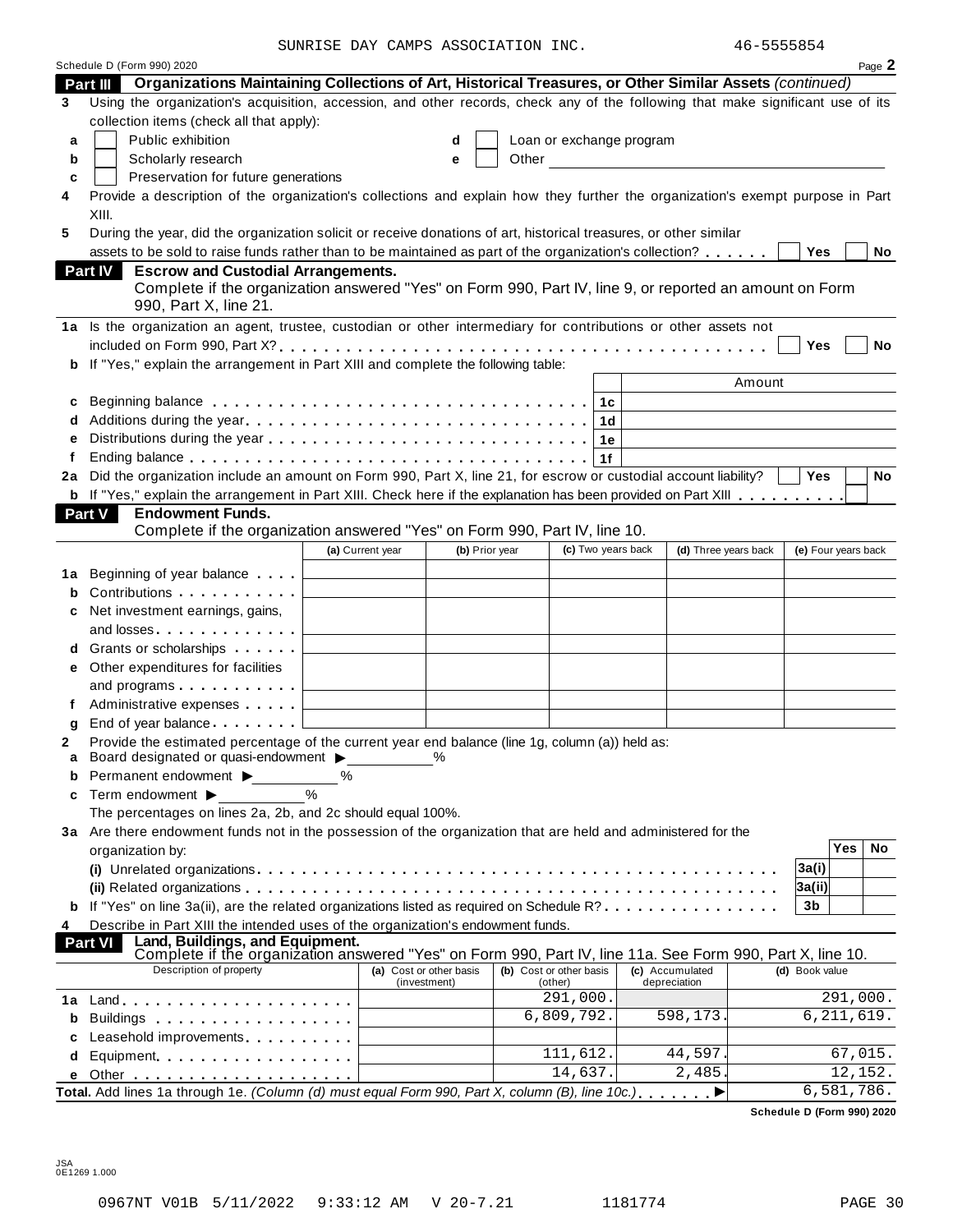SUNRISE DAY CAMPS ASSOCIATION INC. 46-5555854

Schedule D (Form 990) 2020 Page **2**

## Part III Organizations Maintaining Collections of Art, Historical Treasures, or Other Similar Assets *(continued)*

**3** Using the organization's acquisition, accession, and other records, check any of the following that make significant use of its collection items (check all that apply):

- **a** ☐ Public exhibition
- **b** ☐ Scholarly research
- **c** ☐ Preservation for future generations
- **d** ☐ Loan or exchange program
- **e** ☐ Other

**4** Provide a description of the organization's collections and explain how they further the organization's exempt purpose in Part XIII.

**5** During the year, did the organization solicit or receive donations of art, historical treasures, or other similar assets to be sold to raise funds rather than to be maintained as part of the organization's collection? ☐ Yes ☐ No

## Part IV Escrow and Custodial Arrangements.

Complete if the organization answered "Yes" on Form 990, Part IV, line 9, or reported an amount on Form 990, Part X, line 21.

**1a** Is the organization an agent, trustee, custodian or other intermediary for contributions or other assets not included on Form 990, Part X? ☐ Yes ☐ No

**b** If "Yes," explain the arrangement in Part XIII and complete the following table:

| | | | Amount |
|---|---|---|---|
| **c** | Beginning balance | 1c | |
| **d** | Additions during the year | 1d | |
| **e** | Distributions during the year | 1e | |
| **f** | Ending balance | 1f | |

**2a** Did the organization include an amount on Form 990, Part X, line 21, for escrow or custodial account liability? ☐ Yes ☐ No

**b** If "Yes," explain the arrangement in Part XIII. Check here if the explanation has been provided on Part XIII ☐

## Part V Endowment Funds.

Complete if the organization answered "Yes" on Form 990, Part IV, line 10.

| | | (a) Current year | (b) Prior year | (c) Two years back | (d) Three years back | (e) Four years back |
|---|---|---|---|---|---|---|
| **1a** | Beginning of year balance | | | | | |
| **b** | Contributions | | | | | |
| **c** | Net investment earnings, gains, and losses | | | | | |
| **d** | Grants or scholarships | | | | | |
| **e** | Other expenditures for facilities and programs | | | | | |
| **f** | Administrative expenses | | | | | |
| **g** | End of year balance | | | | | |

**2** Provide the estimated percentage of the current year end balance (line 1g, column (a)) held as:

- **a** Board designated or quasi-endowment ▶ ______ %
- **b** Permanent endowment ▶ ______ %
- **c** Term endowment ▶ ______ %

The percentages on lines 2a, 2b, and 2c should equal 100%.

**3a** Are there endowment funds not in the possession of the organization that are held and administered for the organization by:

| | | | Yes | No |
|---|---|---|---|---|
| | **(i)** Unrelated organizations | 3a(i) | | |
| | **(ii)** Related organizations | 3a(ii) | | |
| **b** | If "Yes" on line 3a(ii), are the related organizations listed as required on Schedule R? | 3b | | |

**4** Describe in Part XIII the intended uses of the organization's endowment funds.

## Part VI Land, Buildings, and Equipment.

Complete if the organization answered "Yes" on Form 990, Part IV, line 11a. See Form 990, Part X, line 10.

| | Description of property | (a) Cost or other basis (investment) | (b) Cost or other basis (other) | (c) Accumulated depreciation | (d) Book value |
|---|---|---|---|---|---|
| **1a** | Land | | 291,000. | | 291,000. |
| **b** | Buildings | | 6,809,792. | 598,173. | 6,211,619. |
| **c** | Leasehold improvements | | | | |
| **d** | Equipment | | 111,612. | 44,597. | 67,015. |
| **e** | Other | | 14,637. | 2,485. | 12,152. |
| **Total.** | Add lines 1a through 1e. *(Column (d) must equal Form 990, Part X, column (B), line 10c.)* ▶ | | | | 6,581,786. |

**Schedule D (Form 990) 2020**

JSA 0E1269 1.000

0967NT V01B 5/11/2022 9:33:12 AM V 20-7.21 1181774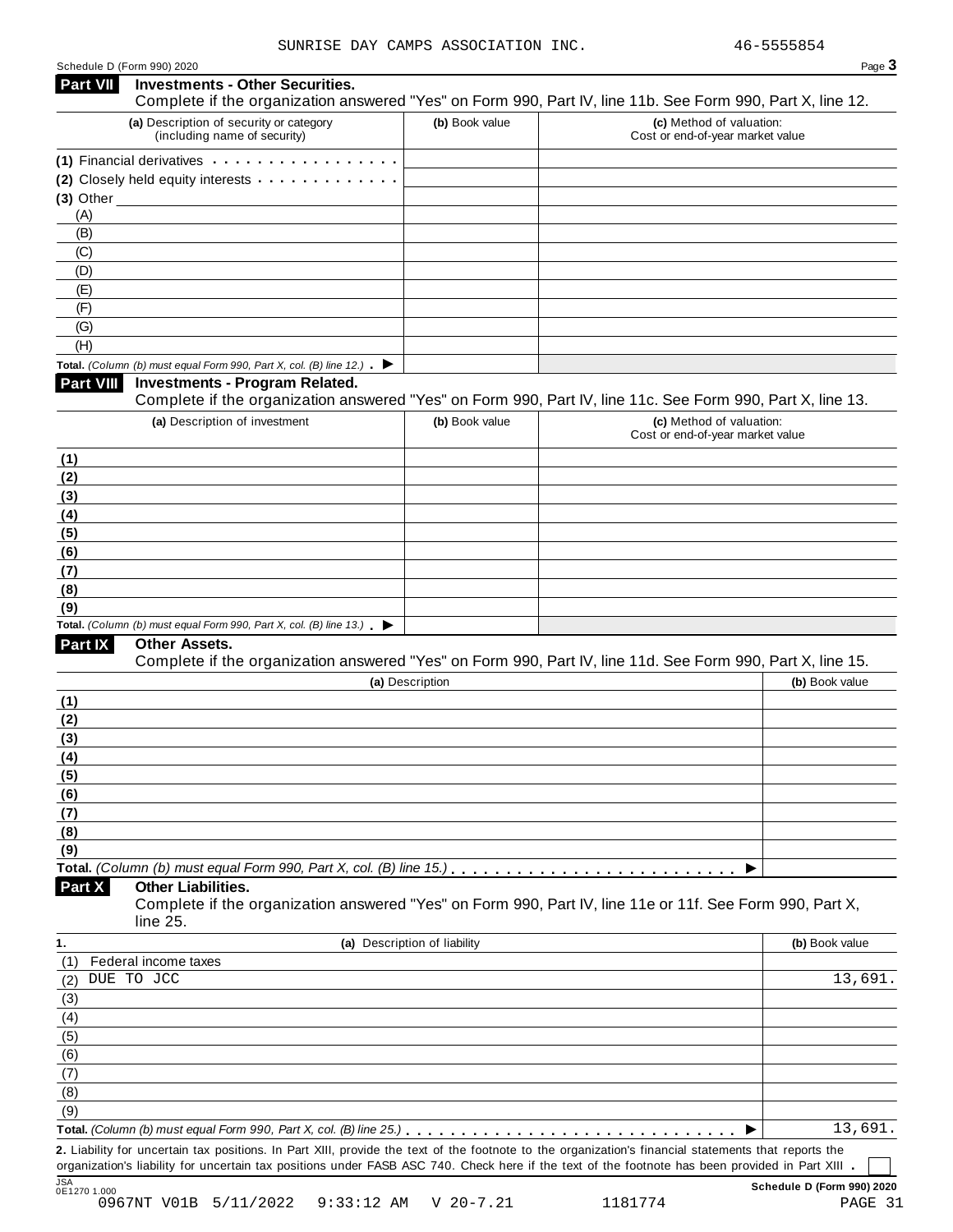SUNRISE DAY CAMPS ASSOCIATION INC. 46-5555854

Schedule D (Form 990) 2020

## Part VII Investments - Other Securities.

Complete if the organization answered "Yes" on Form 990, Part IV, line 11b. See Form 990, Part X, line 12.

| (a) Description of security or category (including name of security) | (b) Book value | (c) Method of valuation: Cost or end-of-year market value |
|---|---|---|
| (1) Financial derivatives | | |
| (2) Closely held equity interests | | |
| (3) Other | | |
| (A) | | |
| (B) | | |
| (C) | | |
| (D) | | |
| (E) | | |
| (F) | | |
| (G) | | |
| (H) | | |
| **Total.** *(Column (b) must equal Form 990, Part X, col. (B) line 12.)* ▶ | | |

## Part VIII Investments - Program Related.

Complete if the organization answered "Yes" on Form 990, Part IV, line 11c. See Form 990, Part X, line 13.

| (a) Description of investment | (b) Book value | (c) Method of valuation: Cost or end-of-year market value |
|---|---|---|
| (1) | | |
| (2) | | |
| (3) | | |
| (4) | | |
| (5) | | |
| (6) | | |
| (7) | | |
| (8) | | |
| (9) | | |
| **Total.** *(Column (b) must equal Form 990, Part X, col. (B) line 13.)* ▶ | | |

## Part IX Other Assets.

Complete if the organization answered "Yes" on Form 990, Part IV, line 11d. See Form 990, Part X, line 15.

| (a) Description | (b) Book value |
|---|---|
| (1) | |
| (2) | |
| (3) | |
| (4) | |
| (5) | |
| (6) | |
| (7) | |
| (8) | |
| (9) | |
| **Total.** *(Column (b) must equal Form 990, Part X, col. (B) line 15.)* ▶ | |

## Part X Other Liabilities.

Complete if the organization answered "Yes" on Form 990, Part IV, line 11e or 11f. See Form 990, Part X, line 25.

| 1. (a) Description of liability | (b) Book value |
|---|---|
| (1) Federal income taxes | |
| (2) DUE TO JCC | 13,691. |
| (3) | |
| (4) | |
| (5) | |
| (6) | |
| (7) | |
| (8) | |
| (9) | |
| **Total.** *(Column (b) must equal Form 990, Part X, col. (B) line 25.)* ▶ | 13,691. |

**2.** Liability for uncertain tax positions. In Part XIII, provide the text of the footnote to the organization's financial statements that reports the organization's liability for uncertain tax positions under FASB ASC 740. Check here if the text of the footnote has been provided in Part XIII . ☐

JSA 0E1270 1.000 Schedule D (Form 990) 2020

0967NT V01B 5/11/2022 9:33:12 AM V 20-7.21 1181774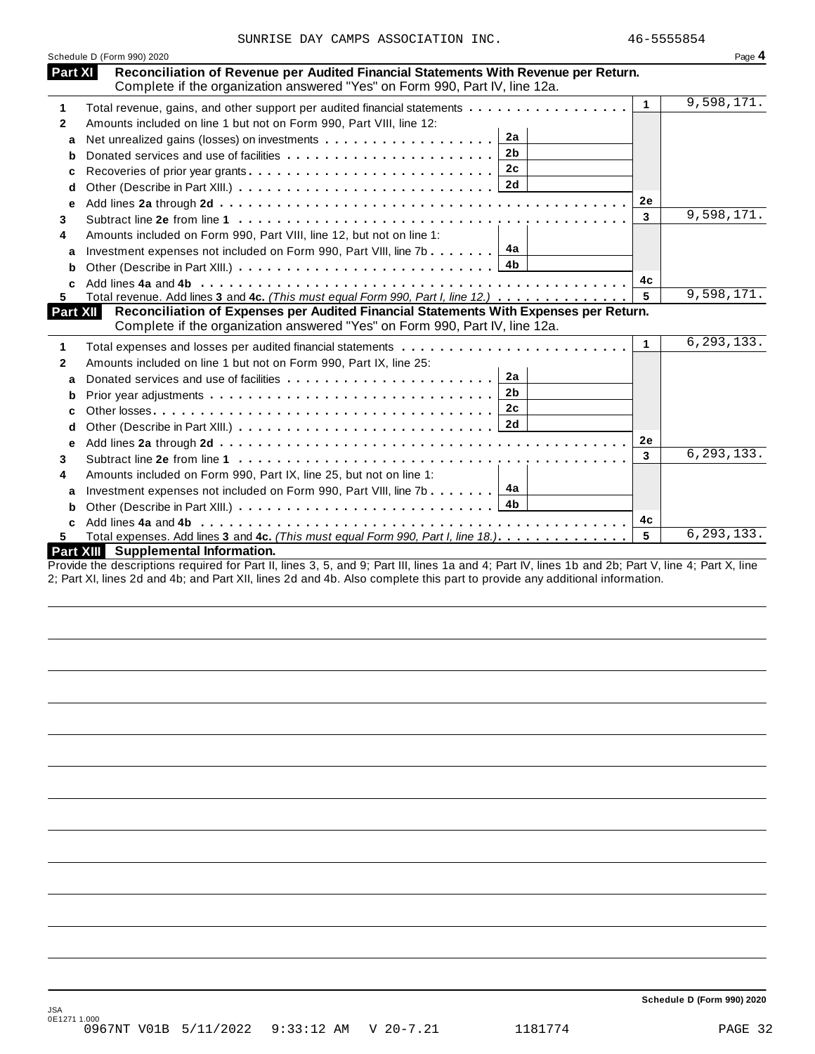SUNRISE DAY CAMPS ASSOCIATION INC. 46-5555854

Schedule D (Form 990) 2020 Page **4**

## Part XI Reconciliation of Revenue per Audited Financial Statements With Revenue per Return.

Complete if the organization answered "Yes" on Form 990, Part IV, line 12a.

| | | | | | |
|---|---|---|---|---|---|
| **1** | Total revenue, gains, and other support per audited financial statements | | | 1 | 9,598,171. |
| **2** | Amounts included on line 1 but not on Form 990, Part VIII, line 12: | | | | |
| **a** | Net unrealized gains (losses) on investments | 2a | | | |
| **b** | Donated services and use of facilities | 2b | | | |
| **c** | Recoveries of prior year grants | 2c | | | |
| **d** | Other (Describe in Part XIII.) | 2d | | | |
| **e** | Add lines **2a** through **2d** | | | 2e | |
| **3** | Subtract line **2e** from line **1** | | | 3 | 9,598,171. |
| **4** | Amounts included on Form 990, Part VIII, line 12, but not on line 1: | | | | |
| **a** | Investment expenses not included on Form 990, Part VIII, line 7b | 4a | | | |
| **b** | Other (Describe in Part XIII.) | 4b | | | |
| **c** | Add lines **4a** and **4b** | | | 4c | |
| **5** | Total revenue. Add lines **3** and **4c.** *(This must equal Form 990, Part I, line 12.)* | | | 5 | 9,598,171. |

## Part XII Reconciliation of Expenses per Audited Financial Statements With Expenses per Return.

Complete if the organization answered "Yes" on Form 990, Part IV, line 12a.

| | | | | | |
|---|---|---|---|---|---|
| **1** | Total expenses and losses per audited financial statements | | | 1 | 6,293,133. |
| **2** | Amounts included on line 1 but not on Form 990, Part IX, line 25: | | | | |
| **a** | Donated services and use of facilities | 2a | | | |
| **b** | Prior year adjustments | 2b | | | |
| **c** | Other losses | 2c | | | |
| **d** | Other (Describe in Part XIII.) | 2d | | | |
| **e** | Add lines **2a** through **2d** | | | 2e | |
| **3** | Subtract line **2e** from line **1** | | | 3 | 6,293,133. |
| **4** | Amounts included on Form 990, Part IX, line 25, but not on line 1: | | | | |
| **a** | Investment expenses not included on Form 990, Part VIII, line 7b | 4a | | | |
| **b** | Other (Describe in Part XIII.) | 4b | | | |
| **c** | Add lines **4a** and **4b** | | | 4c | |
| **5** | Total expenses. Add lines **3** and **4c.** *(This must equal Form 990, Part I, line 18.)* | | | 5 | 6,293,133. |

## Part XIII Supplemental Information.

Provide the descriptions required for Part II, lines 3, 5, and 9; Part III, lines 1a and 4; Part IV, lines 1b and 2b; Part V, line 4; Part X, line 2; Part XI, lines 2d and 4b; and Part XII, lines 2d and 4b. Also complete this part to provide any additional information.

**Schedule D (Form 990) 2020**

JSA
0E1271 1.000
0967NT V01B 5/11/2022 9:33:12 AM V 20-7.21 1181774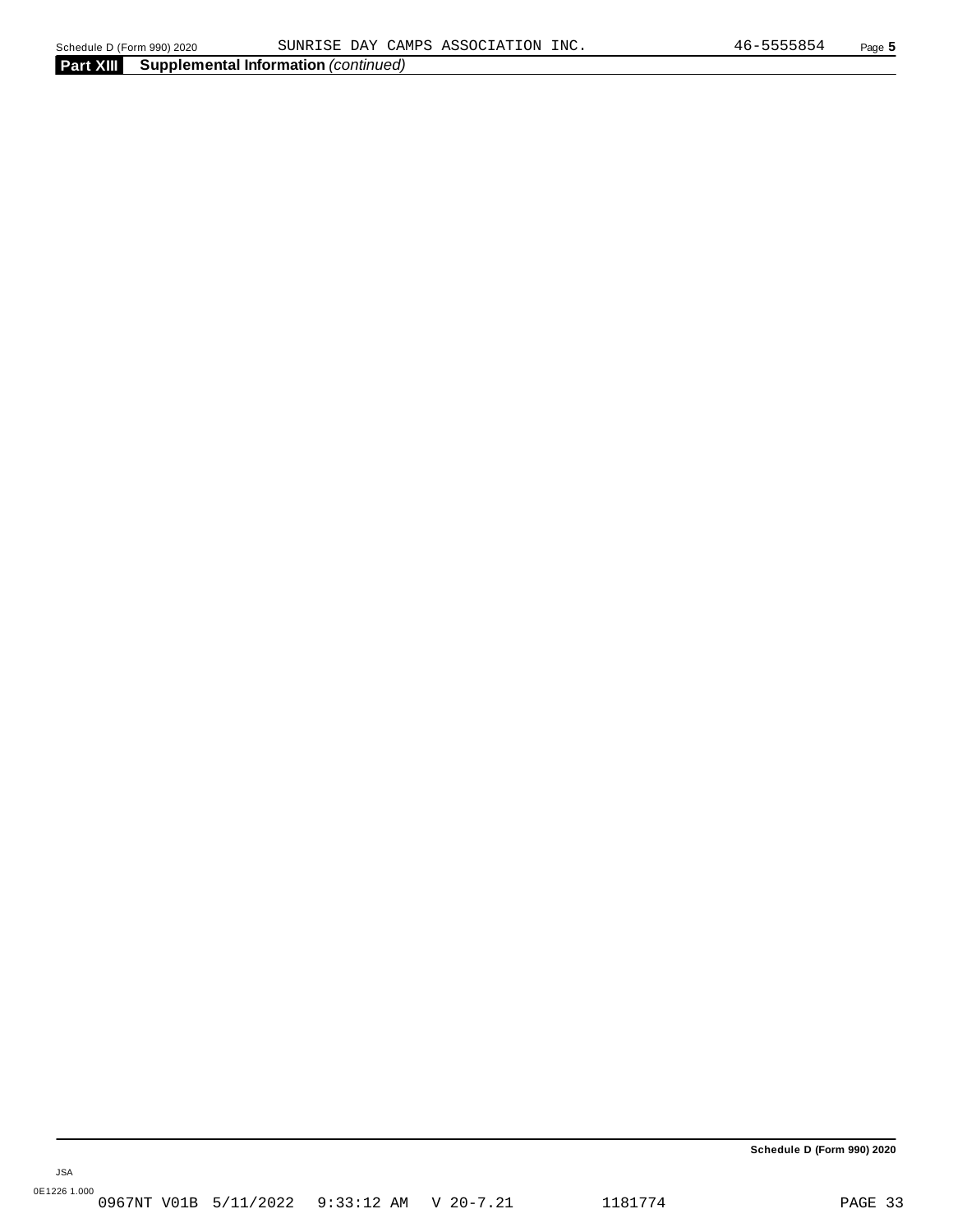**Part XIII Supplemental Information** *(continued)*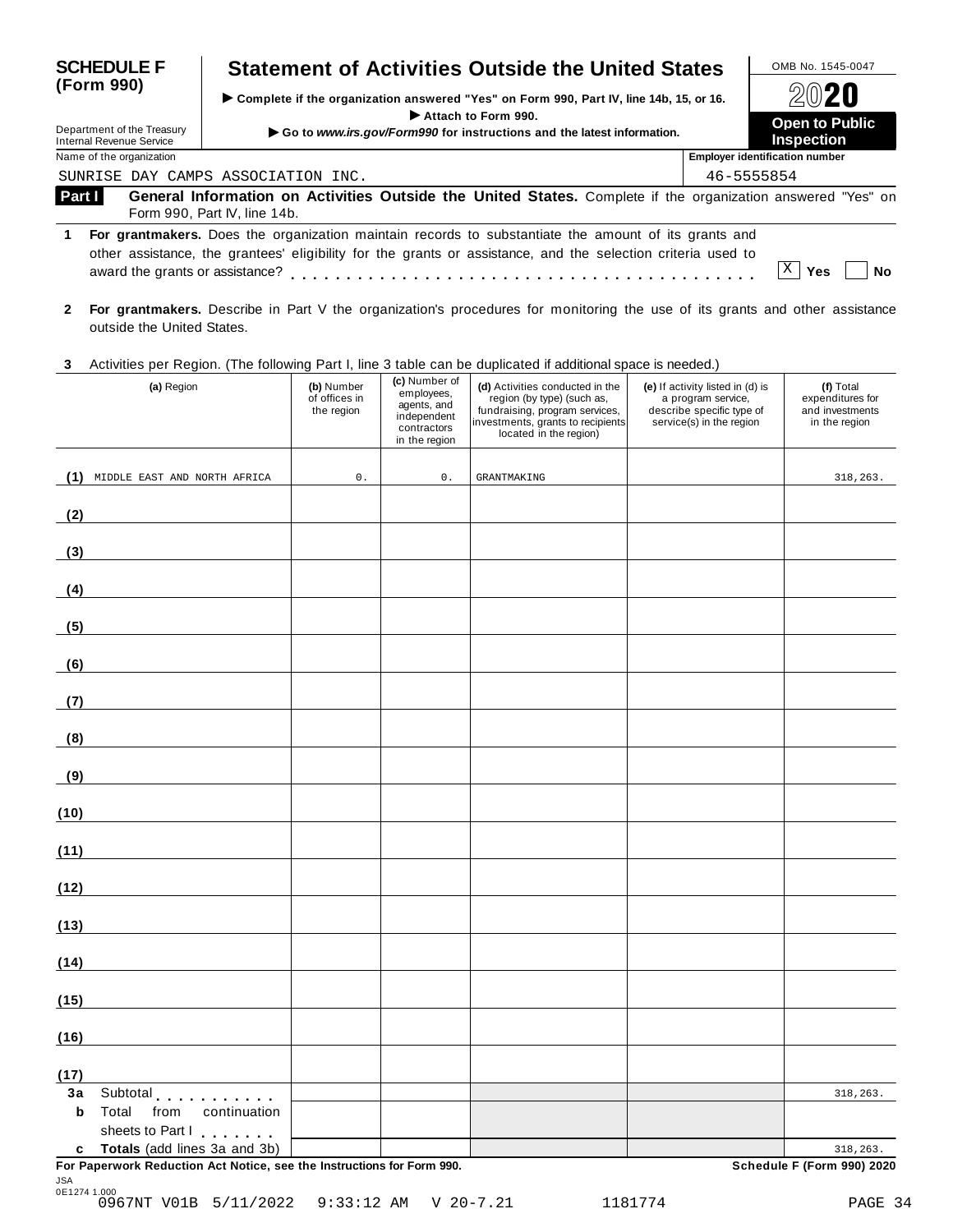**SCHEDULE F (Form 990)**

Department of the Treasury
Internal Revenue Service

# Statement of Activities Outside the United States

▶ Complete if the organization answered "Yes" on Form 990, Part IV, line 14b, 15, or 16.
▶ Attach to Form 990.
▶ Go to *www.irs.gov/Form990* for instructions and the latest information.

OMB No. 1545-0047

**2020**

**Open to Public Inspection**

Name of the organization: SUNRISE DAY CAMPS ASSOCIATION INC.

Employer identification number: 46-5555854

**Part I** **General Information on Activities Outside the United States.** Complete if the organization answered "Yes" on Form 990, Part IV, line 14b.

**1** **For grantmakers.** Does the organization maintain records to substantiate the amount of its grants and other assistance, the grantees' eligibility for the grants or assistance, and the selection criteria used to award the grants or assistance? . . . . . . . . . . . . . . . . . . . . . . . . . . . . . . . . . . . . . . . [X] **Yes** [ ] **No**

**2** **For grantmakers.** Describe in Part V the organization's procedures for monitoring the use of its grants and other assistance outside the United States.

**3** Activities per Region. (The following Part I, line 3 table can be duplicated if additional space is needed.)

| | (a) Region | (b) Number of offices in the region | (c) Number of employees, agents, and independent contractors in the region | (d) Activities conducted in the region (by type) (such as, fundraising, program services, investments, grants to recipients located in the region) | (e) If activity listed in (d) is a program service, describe specific type of service(s) in the region | (f) Total expenditures for and investments in the region |
|---|---|---|---|---|---|---|
| (1) | MIDDLE EAST AND NORTH AFRICA | 0. | 0. | GRANTMAKING | | 318,263. |
| (2) | | | | | | |
| (3) | | | | | | |
| (4) | | | | | | |
| (5) | | | | | | |
| (6) | | | | | | |
| (7) | | | | | | |
| (8) | | | | | | |
| (9) | | | | | | |
| (10) | | | | | | |
| (11) | | | | | | |
| (12) | | | | | | |
| (13) | | | | | | |
| (14) | | | | | | |
| (15) | | | | | | |
| (16) | | | | | | |
| (17) | | | | | | |
| 3a | Subtotal . . . . . . . . . . | | | | | 318,263. |
| b | Total from continuation sheets to Part I . . . . . . . | | | | | |
| c | **Totals** (add lines 3a and 3b) | | | | | 318,263. |

**For Paperwork Reduction Act Notice, see the Instructions for Form 990.** **Schedule F (Form 990) 2020**

JSA
0E1274 1.000
0967NT V01B 5/11/2022 9:33:12 AM V 20-7.21 1181774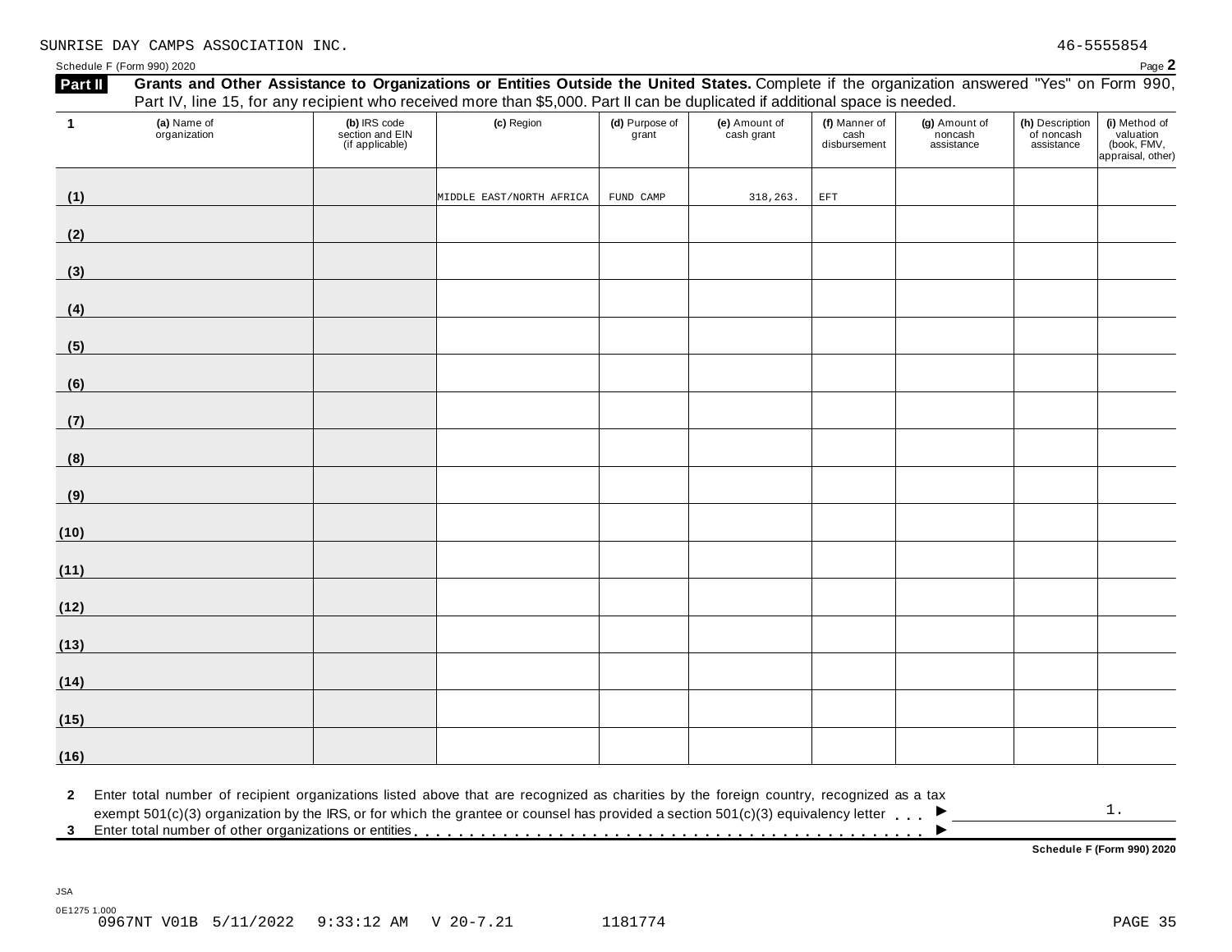SUNRISE DAY CAMPS ASSOCIATION INC. 46-5555854

Schedule F (Form 990) 2020 Page **2**

**Part II** **Grants and Other Assistance to Organizations or Entities Outside the United States.** Complete if the organization answered "Yes" on Form 990, Part IV, line 15, for any recipient who received more than $5,000. Part II can be duplicated if additional space is needed.

| 1 (a) Name of organization | (b) IRS code section and EIN (if applicable) | (c) Region | (d) Purpose of grant | (e) Amount of cash grant | (f) Manner of cash disbursement | (g) Amount of noncash assistance | (h) Description of noncash assistance | (i) Method of valuation (book, FMV, appraisal, other) |
|---|---|---|---|---|---|---|---|---|
| (1) | | MIDDLE EAST/NORTH AFRICA | FUND CAMP | 318,263. | EFT | | | |
| (2) | | | | | | | | |
| (3) | | | | | | | | |
| (4) | | | | | | | | |
| (5) | | | | | | | | |
| (6) | | | | | | | | |
| (7) | | | | | | | | |
| (8) | | | | | | | | |
| (9) | | | | | | | | |
| (10) | | | | | | | | |
| (11) | | | | | | | | |
| (12) | | | | | | | | |
| (13) | | | | | | | | |
| (14) | | | | | | | | |
| (15) | | | | | | | | |
| (16) | | | | | | | | |

**2** Enter total number of recipient organizations listed above that are recognized as charities by the foreign country, recognized as a tax exempt 501(c)(3) organization by the IRS, or for which the grantee or counsel has provided a section 501(c)(3) equivalency letter . . . ▶ 1.

**3** Enter total number of other organizations or entities . . . ▶

**Schedule F (Form 990) 2020**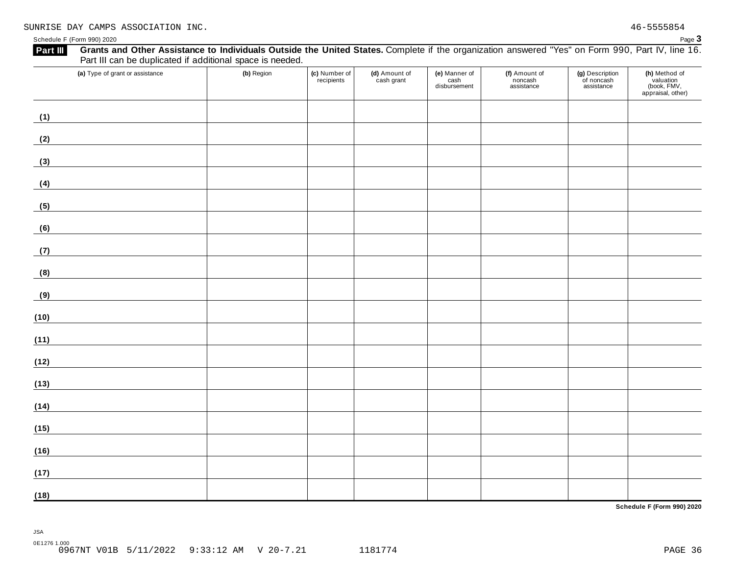SUNRISE DAY CAMPS ASSOCIATION INC. 46-5555854

Schedule F (Form 990) 2020

## Part III Grants and Other Assistance to Individuals Outside the United States.

Complete if the organization answered "Yes" on Form 990, Part IV, line 16. Part III can be duplicated if additional space is needed.

| (a) Type of grant or assistance | (b) Region | (c) Number of recipients | (d) Amount of cash grant | (e) Manner of cash disbursement | (f) Amount of noncash assistance | (g) Description of noncash assistance | (h) Method of valuation (book, FMV, appraisal, other) |
|---|---|---|---|---|---|---|---|
| (1) | | | | | | | |
| (2) | | | | | | | |
| (3) | | | | | | | |
| (4) | | | | | | | |
| (5) | | | | | | | |
| (6) | | | | | | | |
| (7) | | | | | | | |
| (8) | | | | | | | |
| (9) | | | | | | | |
| (10) | | | | | | | |
| (11) | | | | | | | |
| (12) | | | | | | | |
| (13) | | | | | | | |
| (14) | | | | | | | |
| (15) | | | | | | | |
| (16) | | | | | | | |
| (17) | | | | | | | |
| (18) | | | | | | | |

Schedule F (Form 990) 2020

JSA
0E1276 1.000
0967NT V01B 5/11/2022 9:33:12 AM V 20-7.21 1181774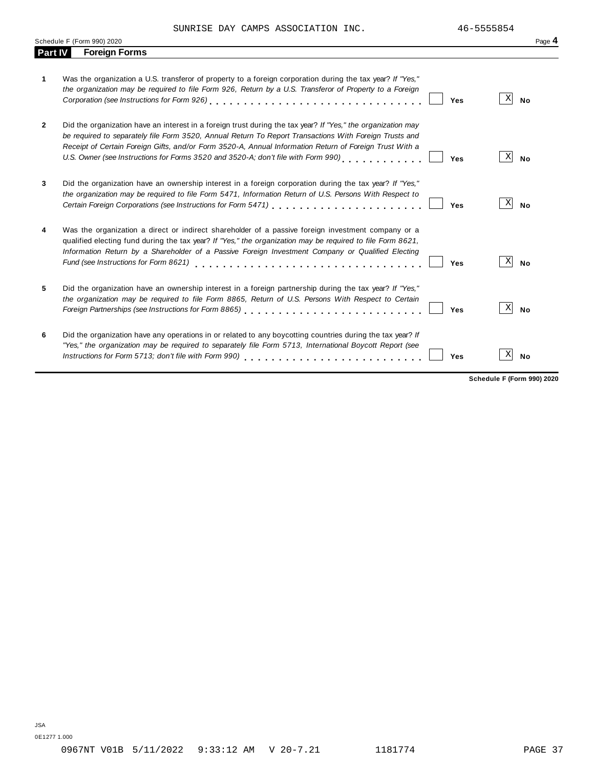SUNRISE DAY CAMPS ASSOCIATION INC. 46-5555854

Schedule F (Form 990) 2020 Page **4**

## Part IV Foreign Forms

| | | Yes | No |
|---|---|---|---|
| **1** | Was the organization a U.S. transferor of property to a foreign corporation during the tax year? *If "Yes," the organization may be required to file Form 926, Return by a U.S. Transferor of Property to a Foreign Corporation (see Instructions for Form 926)* | | X |
| **2** | Did the organization have an interest in a foreign trust during the tax year? *If "Yes," the organization may be required to separately file Form 3520, Annual Return To Report Transactions With Foreign Trusts and Receipt of Certain Foreign Gifts, and/or Form 3520-A, Annual Information Return of Foreign Trust With a U.S. Owner (see Instructions for Forms 3520 and 3520-A; don't file with Form 990)* | | X |
| **3** | Did the organization have an ownership interest in a foreign corporation during the tax year? *If "Yes," the organization may be required to file Form 5471, Information Return of U.S. Persons With Respect to Certain Foreign Corporations (see Instructions for Form 5471)* | | X |
| **4** | Was the organization a direct or indirect shareholder of a passive foreign investment company or a qualified electing fund during the tax year? *If "Yes," the organization may be required to file Form 8621, Information Return by a Shareholder of a Passive Foreign Investment Company or Qualified Electing Fund (see Instructions for Form 8621)* | | X |
| **5** | Did the organization have an ownership interest in a foreign partnership during the tax year? *If "Yes," the organization may be required to file Form 8865, Return of U.S. Persons With Respect to Certain Foreign Partnerships (see Instructions for Form 8865)* | | X |
| **6** | Did the organization have any operations in or related to any boycotting countries during the tax year? *If "Yes," the organization may be required to separately file Form 5713, International Boycott Report (see Instructions for Form 5713; don't file with Form 990)* | | X |

**Schedule F (Form 990) 2020**

JSA
0E1277 1.000

0967NT V01B 5/11/2022 9:33:12 AM V 20-7.21 1181774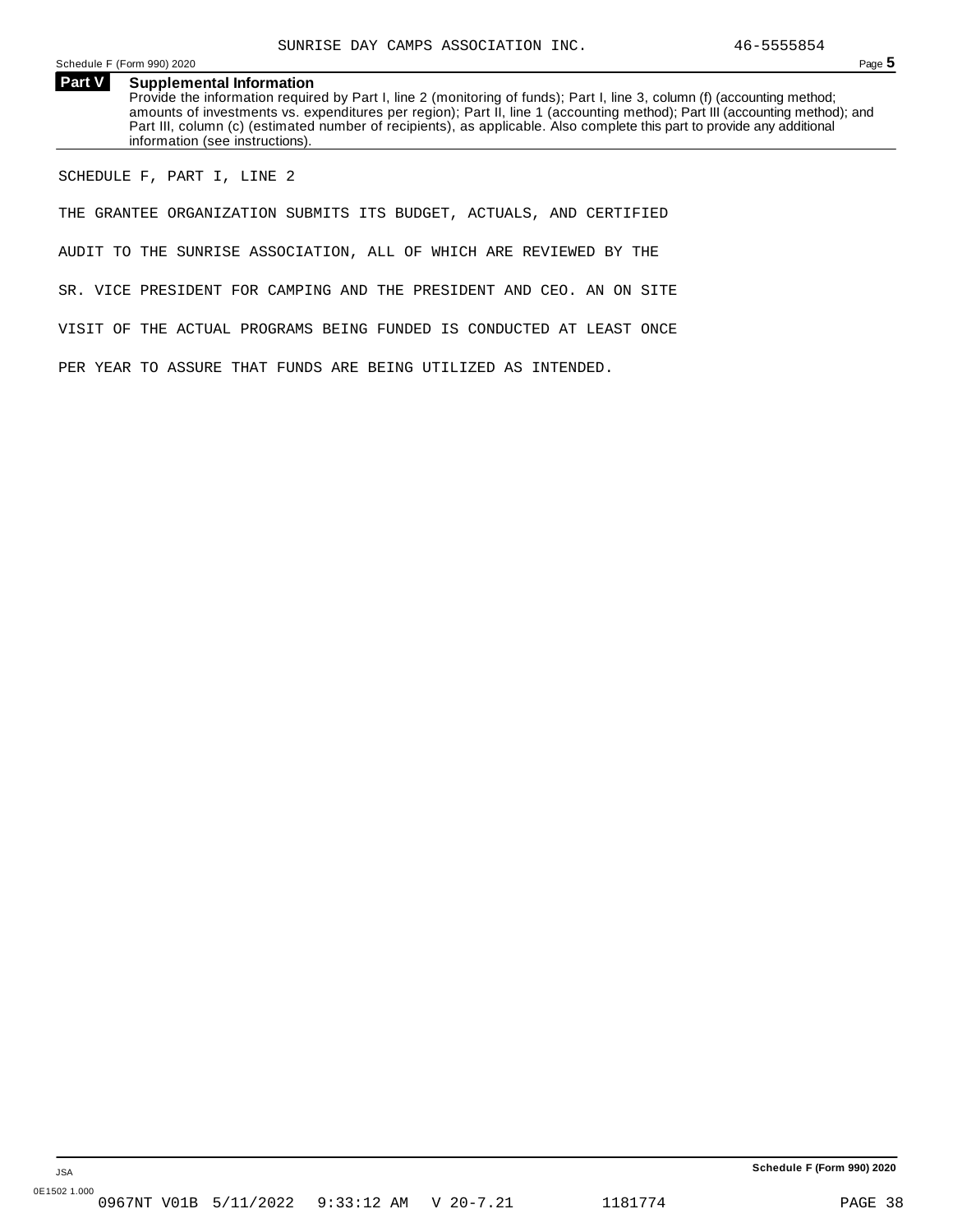SUNRISE DAY CAMPS ASSOCIATION INC. 46-5555854

## Part V Supplemental Information

Provide the information required by Part I, line 2 (monitoring of funds); Part I, line 3, column (f) (accounting method; amounts of investments vs. expenditures per region); Part II, line 1 (accounting method); Part III (accounting method); and Part III, column (c) (estimated number of recipients), as applicable. Also complete this part to provide any additional information (see instructions).

SCHEDULE F, PART I, LINE 2

THE GRANTEE ORGANIZATION SUBMITS ITS BUDGET, ACTUALS, AND CERTIFIED AUDIT TO THE SUNRISE ASSOCIATION, ALL OF WHICH ARE REVIEWED BY THE SR. VICE PRESIDENT FOR CAMPING AND THE PRESIDENT AND CEO. AN ON SITE VISIT OF THE ACTUAL PROGRAMS BEING FUNDED IS CONDUCTED AT LEAST ONCE PER YEAR TO ASSURE THAT FUNDS ARE BEING UTILIZED AS INTENDED.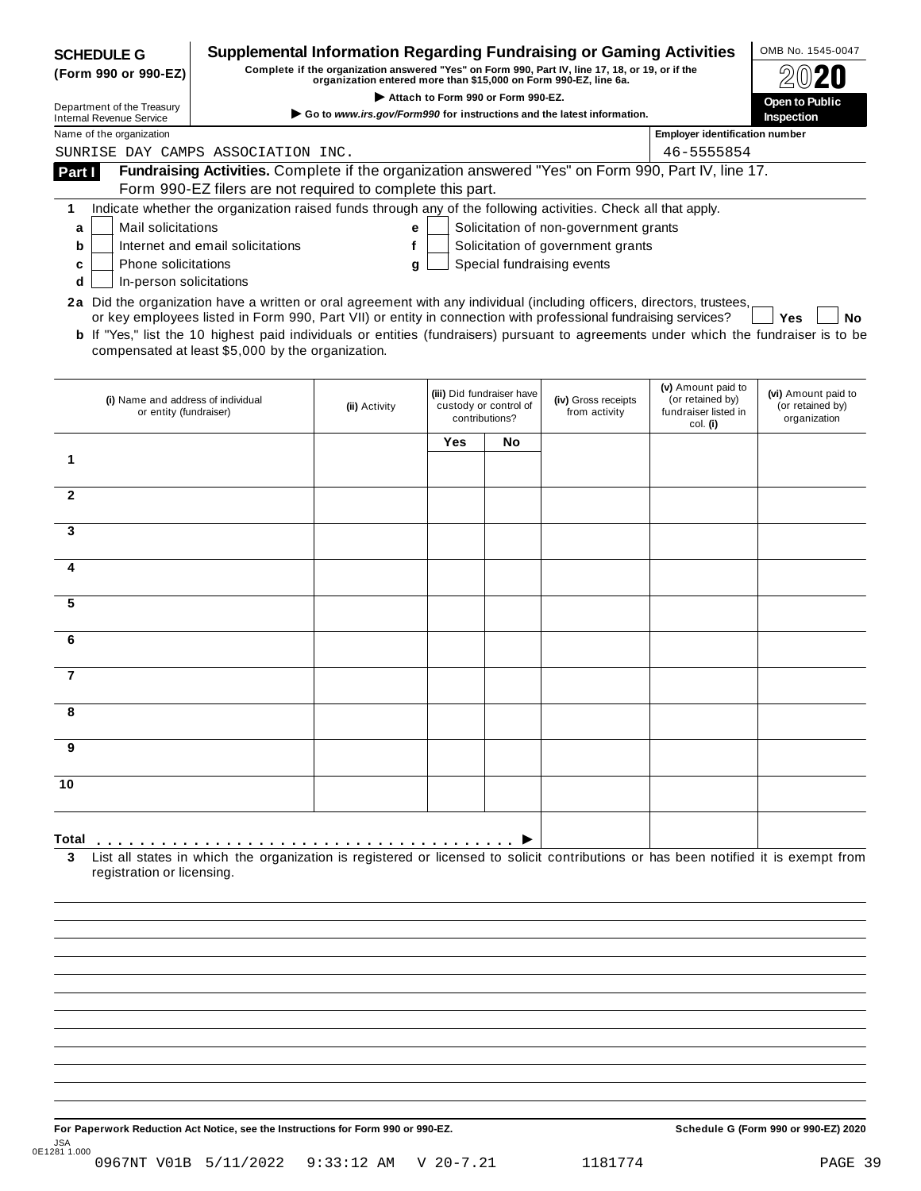**SCHEDULE G (Form 990 or 990-EZ)**

Department of the Treasury
Internal Revenue Service

# Supplemental Information Regarding Fundraising or Gaming Activities

**Complete if the organization answered "Yes" on Form 990, Part IV, line 17, 18, or 19, or if the organization entered more than $15,000 on Form 990-EZ, line 6a.**

▶ **Attach to Form 990 or Form 990-EZ.**

▶ **Go to *www.irs.gov/Form990* for instructions and the latest information.**

OMB No. 1545-0047

**2020**

**Open to Public Inspection**

Name of the organization: SUNRISE DAY CAMPS ASSOCIATION INC.

Employer identification number: 46-5555854

**Part I** **Fundraising Activities.** Complete if the organization answered "Yes" on Form 990, Part IV, line 17. Form 990-EZ filers are not required to complete this part.

**1** Indicate whether the organization raised funds through any of the following activities. Check all that apply.

- **a** ☐ Mail solicitations
- **b** ☐ Internet and email solicitations
- **c** ☐ Phone solicitations
- **d** ☐ In-person solicitations
- **e** ☐ Solicitation of non-government grants
- **f** ☐ Solicitation of government grants
- **g** ☐ Special fundraising events

**2a** Did the organization have a written or oral agreement with any individual (including officers, directors, trustees, or key employees listed in Form 990, Part VII) or entity in connection with professional fundraising services? ☐ **Yes** ☐ **No**

**b** If "Yes," list the 10 highest paid individuals or entities (fundraisers) pursuant to agreements under which the fundraiser is to be compensated at least $5,000 by the organization.

| | (i) Name and address of individual or entity (fundraiser) | (ii) Activity | (iii) Did fundraiser have custody or control of contributions? Yes | No | (iv) Gross receipts from activity | (v) Amount paid to (or retained by) fundraiser listed in col. (i) | (vi) Amount paid to (or retained by) organization |
|---|---|---|---|---|---|---|---|
| 1 | | | | | | | |
| 2 | | | | | | | |
| 3 | | | | | | | |
| 4 | | | | | | | |
| 5 | | | | | | | |
| 6 | | | | | | | |
| 7 | | | | | | | |
| 8 | | | | | | | |
| 9 | | | | | | | |
| 10 | | | | | | | |
| **Total** ▶ | | | | | | | |

**3** List all states in which the organization is registered or licensed to solicit contributions or has been notified it is exempt from registration or licensing.

**For Paperwork Reduction Act Notice, see the Instructions for Form 990 or 990-EZ.** **Schedule G (Form 990 or 990-EZ) 2020**

JSA
0E1281 1.000
0967NT V01B 5/11/2022 9:33:12 AM V 20-7.21 1181774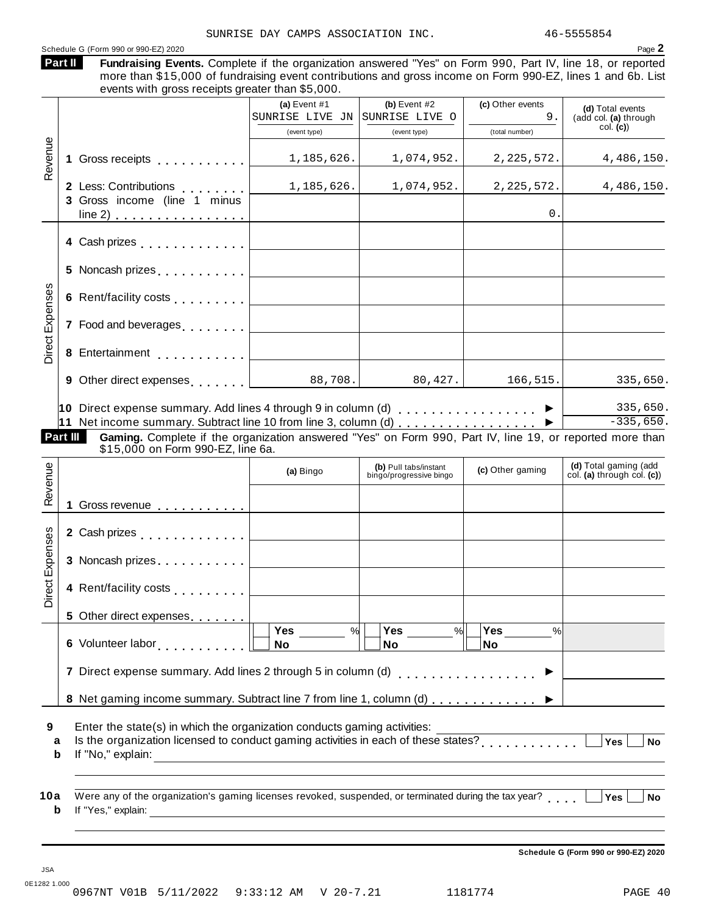SUNRISE DAY CAMPS ASSOCIATION INC. 46-5555854

Schedule G (Form 990 or 990-EZ) 2020 Page **2**

**Part II** **Fundraising Events.** Complete if the organization answered "Yes" on Form 990, Part IV, line 18, or reported more than $15,000 of fundraising event contributions and gross income on Form 990-EZ, lines 1 and 6b. List events with gross receipts greater than $5,000.

| | | (a) Event #1 SUNRISE LIVE JN (event type) | (b) Event #2 SUNRISE LIVE O (event type) | (c) Other events 9. (total number) | (d) Total events (add col. (a) through col. (c)) |
|---|---|---|---|---|---|
| Revenue | 1 Gross receipts | 1,185,626. | 1,074,952. | 2,225,572. | 4,486,150. |
| | 2 Less: Contributions | 1,185,626. | 1,074,952. | 2,225,572. | 4,486,150. |
| | 3 Gross income (line 1 minus line 2) | | | 0. | |
| Direct Expenses | 4 Cash prizes | | | | |
| | 5 Noncash prizes | | | | |
| | 6 Rent/facility costs | | | | |
| | 7 Food and beverages | | | | |
| | 8 Entertainment | | | | |
| | 9 Other direct expenses | 88,708. | 80,427. | 166,515. | 335,650. |
| | 10 Direct expense summary. Add lines 4 through 9 in column (d) ▶ | | | | 335,650. |
| | 11 Net income summary. Subtract line 10 from line 3, column (d) ▶ | | | | -335,650. |

**Part III** **Gaming.** Complete if the organization answered "Yes" on Form 990, Part IV, line 19, or reported more than $15,000 on Form 990-EZ, line 6a.

| | | (a) Bingo | (b) Pull tabs/instant bingo/progressive bingo | (c) Other gaming | (d) Total gaming (add col. (a) through col. (c)) |
|---|---|---|---|---|---|
| Revenue | 1 Gross revenue | | | | |
| Direct Expenses | 2 Cash prizes | | | | |
| | 3 Noncash prizes | | | | |
| | 4 Rent/facility costs | | | | |
| | 5 Other direct expenses | | | | |
| | 6 Volunteer labor | Yes ____ % No | Yes ____ % No | Yes ____ % No | |
| | 7 Direct expense summary. Add lines 2 through 5 in column (d) ▶ | | | | |
| | 8 Net gaming income summary. Subtract line 7 from line 1, column (d) ▶ | | | | |

**9** Enter the state(s) in which the organization conducts gaming activities: ____________

**a** Is the organization licensed to conduct gaming activities in each of these states? ☐ Yes ☐ No

**b** If "No," explain: ____________

**10a** Were any of the organization's gaming licenses revoked, suspended, or terminated during the tax year? ☐ Yes ☐ No

**b** If "Yes," explain: ____________

**Schedule G (Form 990 or 990-EZ) 2020**

JSA
0E1282 1.000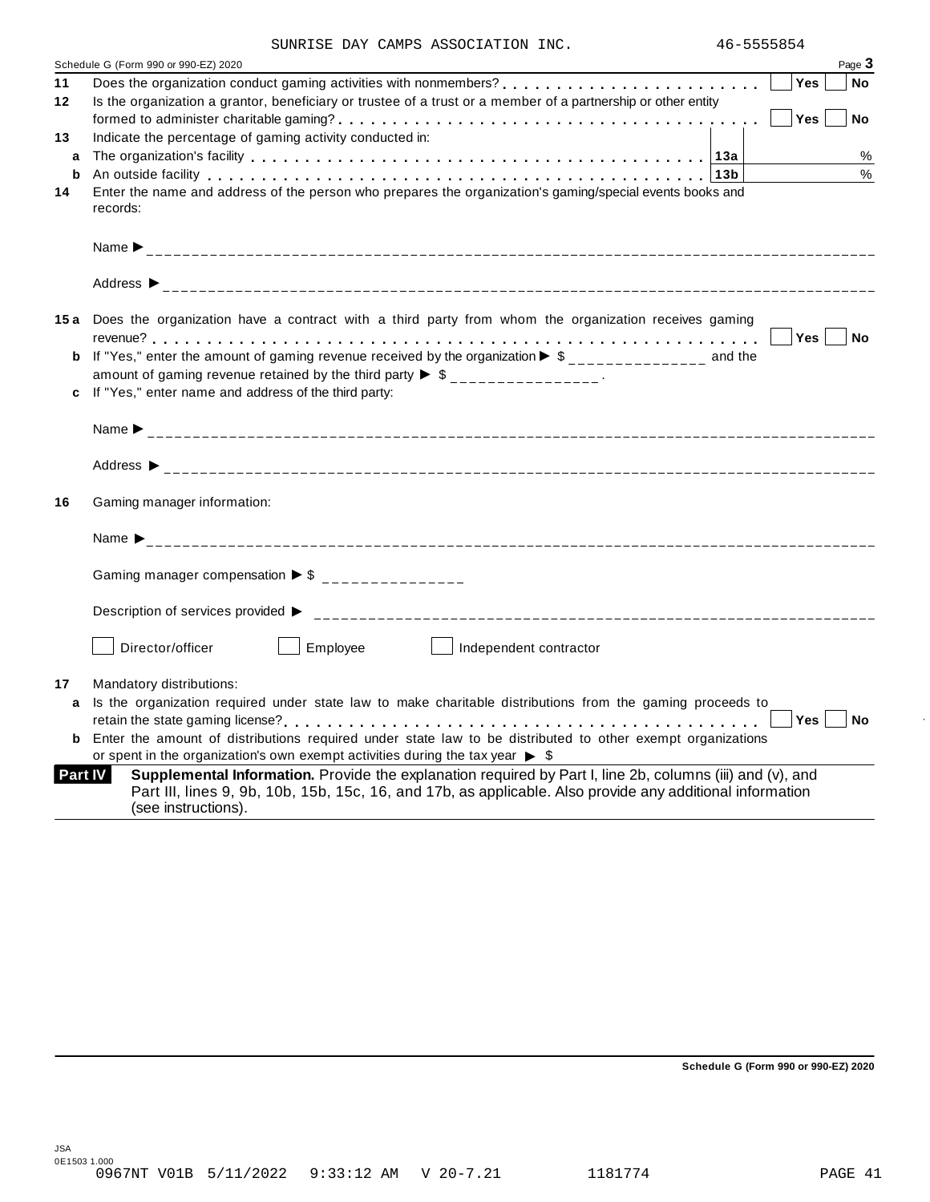SUNRISE DAY CAMPS ASSOCIATION INC. 46-5555854

Schedule G (Form 990 or 990-EZ) 2020 Page **3**

**11** Does the organization conduct gaming activities with nonmembers? . . . . . . . . . . . . . . . . . . . . . . . . Yes No

**12** Is the organization a grantor, beneficiary or trustee of a trust or a member of a partnership or other entity formed to administer charitable gaming? . . . . . . . . . . . . . . . . . . . . . . . . . . . . . . . . . . . . . . Yes No

**13** Indicate the percentage of gaming activity conducted in:

**a** The organization's facility . . . . . . . . . . . . . . . . . . . . . . . . . . . . . . . . . . . . . . . . **13a** %

**b** An outside facility . . . . . . . . . . . . . . . . . . . . . . . . . . . . . . . . . . . . . . . . . . . . **13b** %

**14** Enter the name and address of the person who prepares the organization's gaming/special events books and records:

Name ▶ ______________________________

Address ▶ ______________________________

**15a** Does the organization have a contract with a third party from whom the organization receives gaming revenue? . . . . . . . . . . . . . . . . . . . . . . . . . . . . . . . . . . . . . . . . . . . . . . . . . . Yes No

**b** If "Yes," enter the amount of gaming revenue received by the organization ▶ $ _______________ and the amount of gaming revenue retained by the third party ▶ $ _______________.

**c** If "Yes," enter name and address of the third party:

Name ▶ ______________________________

Address ▶ ______________________________

**16** Gaming manager information:

Name ▶ ______________________________

Gaming manager compensation ▶ $ _______________

Description of services provided ▶ ______________________________

☐ Director/officer ☐ Employee ☐ Independent contractor

**17** Mandatory distributions:

**a** Is the organization required under state law to make charitable distributions from the gaming proceeds to retain the state gaming license? . . . . . . . . . . . . . . . . . . . . . . . . . . . . . . . . . . . . . . . . Yes No

**b** Enter the amount of distributions required under state law to be distributed to other exempt organizations or spent in the organization's own exempt activities during the tax year ▶ $

**Part IV** **Supplemental Information.** Provide the explanation required by Part I, line 2b, columns (iii) and (v), and Part III, lines 9, 9b, 10b, 15b, 15c, 16, and 17b, as applicable. Also provide any additional information (see instructions).

**Schedule G (Form 990 or 990-EZ) 2020**

JSA
0E1503 1.000
0967NT V01B 5/11/2022 9:33:12 AM V 20-7.21 1181774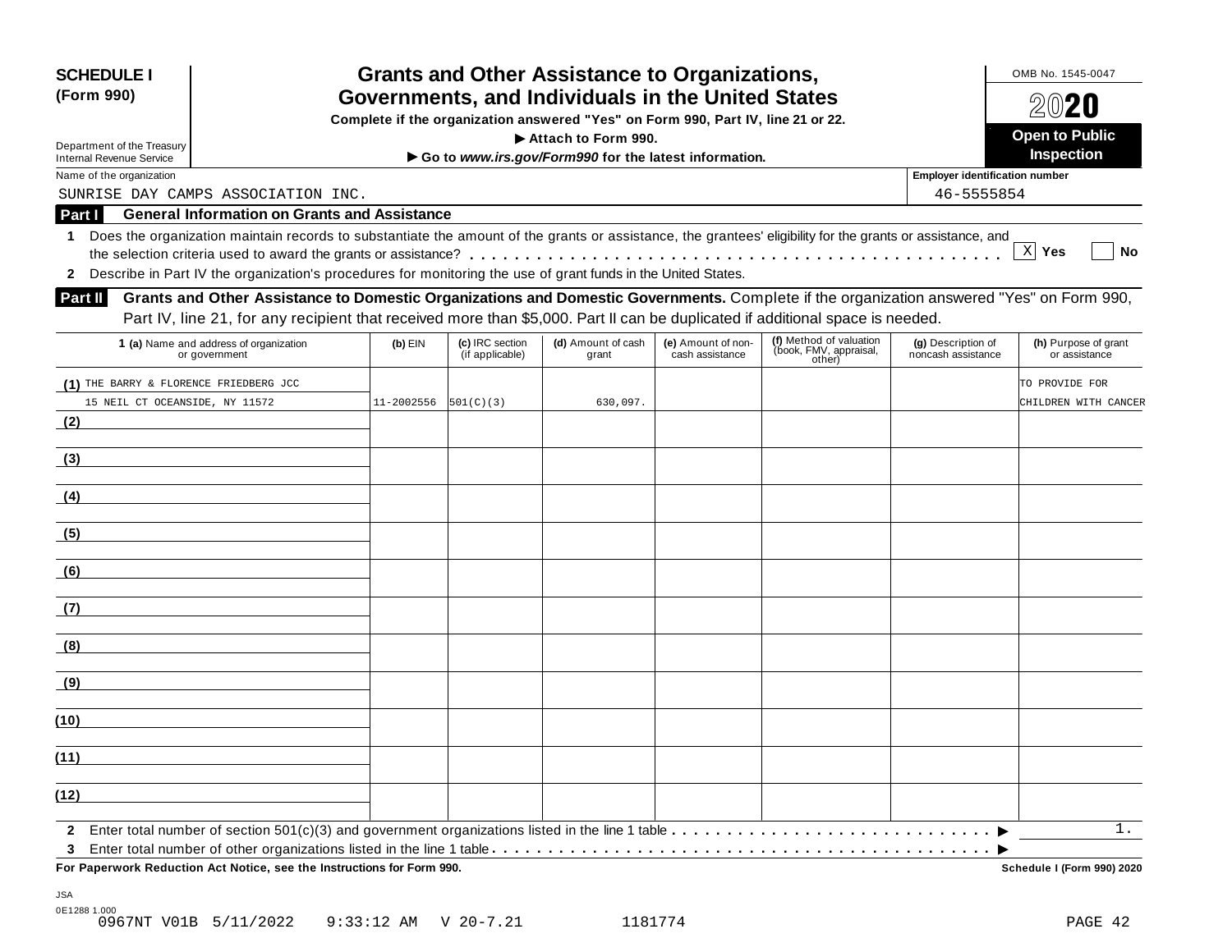**SCHEDULE I (Form 990)**

Department of the Treasury
Internal Revenue Service

# Grants and Other Assistance to Organizations, Governments, and Individuals in the United States

**Complete if the organization answered "Yes" on Form 990, Part IV, line 21 or 22.**
**▶ Attach to Form 990.**
**▶ Go to *www.irs.gov/Form990* for the latest information.**

OMB No. 1545-0047

**2020**

**Open to Public Inspection**

Name of the organization: SUNRISE DAY CAMPS ASSOCIATION INC.

Employer identification number: 46-5555854

## Part I General Information on Grants and Assistance

**1** Does the organization maintain records to substantiate the amount of the grants or assistance, the grantees' eligibility for the grants or assistance, and the selection criteria used to award the grants or assistance? . . . . . . . . . . . . . . . . . . . . . . . . . . . . . . . . . . . . . . . . . . . . . . . [X] Yes [ ] No

**2** Describe in Part IV the organization's procedures for monitoring the use of grant funds in the United States.

## Part II Grants and Other Assistance to Domestic Organizations and Domestic Governments.

Complete if the organization answered "Yes" on Form 990, Part IV, line 21, for any recipient that received more than $5,000. Part II can be duplicated if additional space is needed.

| 1 (a) Name and address of organization or government | (b) EIN | (c) IRC section (if applicable) | (d) Amount of cash grant | (e) Amount of non-cash assistance | (f) Method of valuation (book, FMV, appraisal, other) | (g) Description of noncash assistance | (h) Purpose of grant or assistance |
|---|---|---|---|---|---|---|---|
| (1) THE BARRY & FLORENCE FRIEDBERG JCC<br>15 NEIL CT OCEANSIDE, NY 11572 | 11-2002556 | 501(C)(3) | 630,097. | | | | TO PROVIDE FOR CHILDREN WITH CANCER |
| (2) | | | | | | | |
| (3) | | | | | | | |
| (4) | | | | | | | |
| (5) | | | | | | | |
| (6) | | | | | | | |
| (7) | | | | | | | |
| (8) | | | | | | | |
| (9) | | | | | | | |
| (10) | | | | | | | |
| (11) | | | | | | | |
| (12) | | | | | | | |

**2** Enter total number of section 501(c)(3) and government organizations listed in the line 1 table . . . . . . . . . . . . . . . . . . . . . . . . . . . . . ▶ 1.

**3** Enter total number of other organizations listed in the line 1 table . . . . . . . . . . . . . . . . . . . . . . . . . . . . . . . . . . . . . . . . . . . . . ▶

**For Paperwork Reduction Act Notice, see the Instructions for Form 990.**

**Schedule I (Form 990) 2020**

JSA
0E1288 1.000
0967NT V01B 5/11/2022 9:33:12 AM V 20-7.21 1181774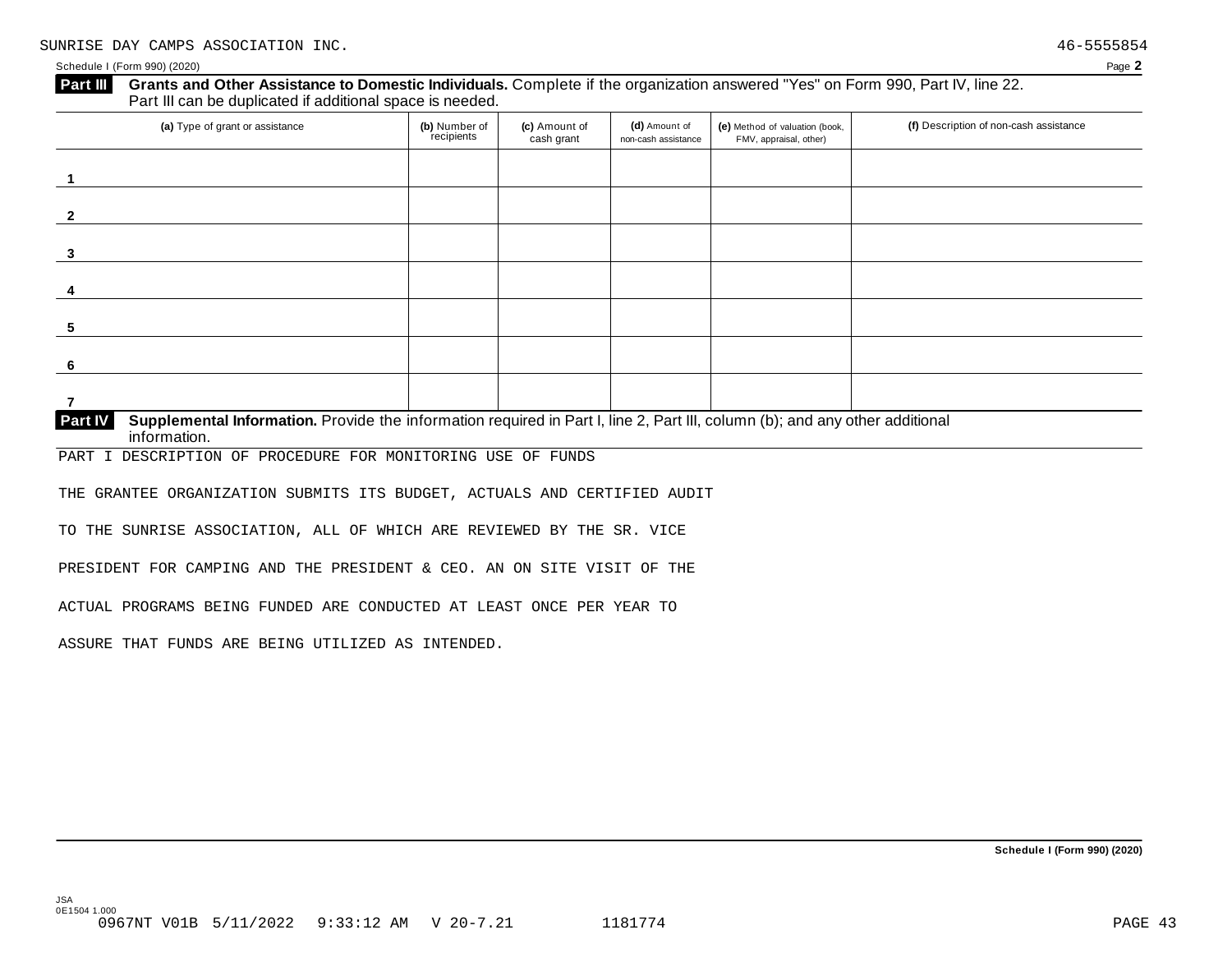SUNRISE DAY CAMPS ASSOCIATION INC. 46-5555854

Schedule I (Form 990) (2020) Page **2**

**Part III** **Grants and Other Assistance to Domestic Individuals.** Complete if the organization answered "Yes" on Form 990, Part IV, line 22. Part III can be duplicated if additional space is needed.

| (a) Type of grant or assistance | (b) Number of recipients | (c) Amount of cash grant | (d) Amount of non-cash assistance | (e) Method of valuation (book, FMV, appraisal, other) | (f) Description of non-cash assistance |
|---|---|---|---|---|---|
| 1 | | | | | |
| 2 | | | | | |
| 3 | | | | | |
| 4 | | | | | |
| 5 | | | | | |
| 6 | | | | | |
| 7 | | | | | |

**Part IV** **Supplemental Information.** Provide the information required in Part I, line 2, Part III, column (b); and any other additional information.

PART I DESCRIPTION OF PROCEDURE FOR MONITORING USE OF FUNDS

THE GRANTEE ORGANIZATION SUBMITS ITS BUDGET, ACTUALS AND CERTIFIED AUDIT

TO THE SUNRISE ASSOCIATION, ALL OF WHICH ARE REVIEWED BY THE SR. VICE

PRESIDENT FOR CAMPING AND THE PRESIDENT & CEO. AN ON SITE VISIT OF THE

ACTUAL PROGRAMS BEING FUNDED ARE CONDUCTED AT LEAST ONCE PER YEAR TO

ASSURE THAT FUNDS ARE BEING UTILIZED AS INTENDED.

**Schedule I (Form 990) (2020)**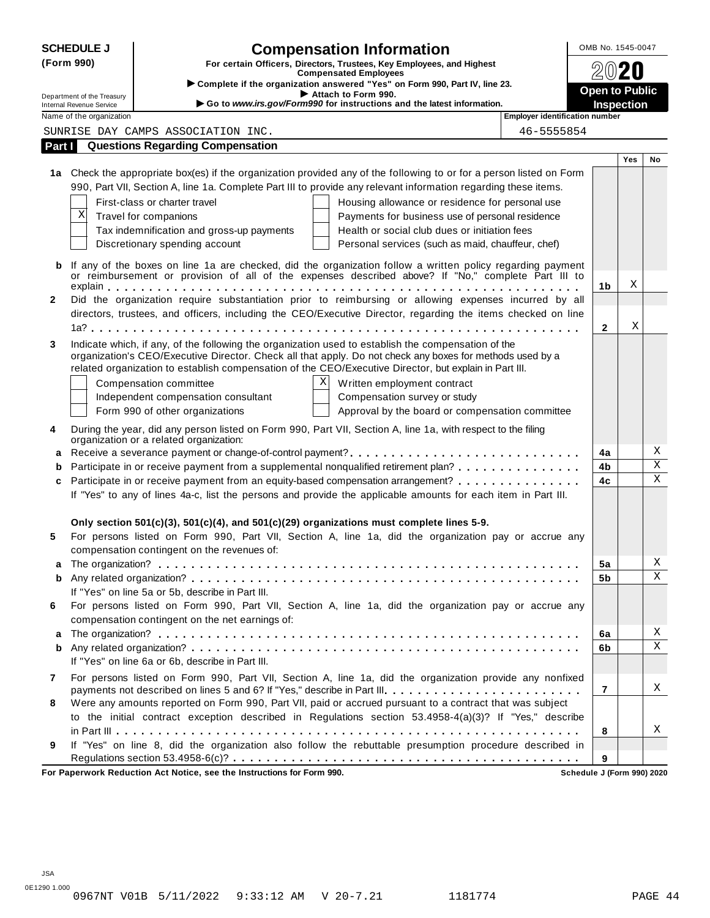**SCHEDULE J (Form 990)**

# Compensation Information

**For certain Officers, Directors, Trustees, Key Employees, and Highest Compensated Employees**

▶ Complete if the organization answered "Yes" on Form 990, Part IV, line 23.
▶ Attach to Form 990.
▶ Go to *www.irs.gov/Form990* for instructions and the latest information.

Department of the Treasury
Internal Revenue Service

OMB No. 1545-0047

**2020**

**Open to Public Inspection**

Name of the organization: SUNRISE DAY CAMPS ASSOCIATION INC.

Employer identification number: 46-5555854

## Part I Questions Regarding Compensation

| | | | Yes | No |
|---|---|---|---|---|
| **1a** | Check the appropriate box(es) if the organization provided any of the following to or for a person listed on Form 990, Part VII, Section A, line 1a. Complete Part III to provide any relevant information regarding these items. | | | |
| | [ ] First-class or charter travel  [ ] Housing allowance or residence for personal use | | | |
| | [X] Travel for companions  [ ] Payments for business use of personal residence | | | |
| | [ ] Tax indemnification and gross-up payments  [ ] Health or social club dues or initiation fees | | | |
| | [ ] Discretionary spending account  [ ] Personal services (such as maid, chauffeur, chef) | | | |
| **b** | If any of the boxes on line 1a are checked, did the organization follow a written policy regarding payment or reimbursement or provision of all of the expenses described above? If "No," complete Part III to explain | 1b | X | |
| **2** | Did the organization require substantiation prior to reimbursing or allowing expenses incurred by all directors, trustees, and officers, including the CEO/Executive Director, regarding the items checked on line 1a? | 2 | X | |
| **3** | Indicate which, if any, of the following the organization used to establish the compensation of the organization's CEO/Executive Director. Check all that apply. Do not check any boxes for methods used by a related organization to establish compensation of the CEO/Executive Director, but explain in Part III. | | | |
| | [ ] Compensation committee  [X] Written employment contract | | | |
| | [ ] Independent compensation consultant  [ ] Compensation survey or study | | | |
| | [ ] Form 990 of other organizations  [ ] Approval by the board or compensation committee | | | |
| **4** | During the year, did any person listed on Form 990, Part VII, Section A, line 1a, with respect to the filing organization or a related organization: | | | |
| **a** | Receive a severance payment or change-of-control payment? | 4a | | X |
| **b** | Participate in or receive payment from a supplemental nonqualified retirement plan? | 4b | | X |
| **c** | Participate in or receive payment from an equity-based compensation arrangement? | 4c | | X |
| | If "Yes" to any of lines 4a-c, list the persons and provide the applicable amounts for each item in Part III. | | | |
| | **Only section 501(c)(3), 501(c)(4), and 501(c)(29) organizations must complete lines 5-9.** | | | |
| **5** | For persons listed on Form 990, Part VII, Section A, line 1a, did the organization pay or accrue any compensation contingent on the revenues of: | | | |
| **a** | The organization? | 5a | | X |
| **b** | Any related organization? | 5b | | X |
| | If "Yes" on line 5a or 5b, describe in Part III. | | | |
| **6** | For persons listed on Form 990, Part VII, Section A, line 1a, did the organization pay or accrue any compensation contingent on the net earnings of: | | | |
| **a** | The organization? | 6a | | X |
| **b** | Any related organization? | 6b | | X |
| | If "Yes" on line 6a or 6b, describe in Part III. | | | |
| **7** | For persons listed on Form 990, Part VII, Section A, line 1a, did the organization provide any nonfixed payments not described on lines 5 and 6? If "Yes," describe in Part III | 7 | | X |
| **8** | Were any amounts reported on Form 990, Part VII, paid or accrued pursuant to a contract that was subject to the initial contract exception described in Regulations section 53.4958-4(a)(3)? If "Yes," describe in Part III | 8 | | X |
| **9** | If "Yes" on line 8, did the organization also follow the rebuttable presumption procedure described in Regulations section 53.4958-6(c)? | 9 | | |

**For Paperwork Reduction Act Notice, see the Instructions for Form 990.**  **Schedule J (Form 990) 2020**

JSA
0E1290 1.000
0967NT V01B 5/11/2022 9:33:12 AM V 20-7.21 1181774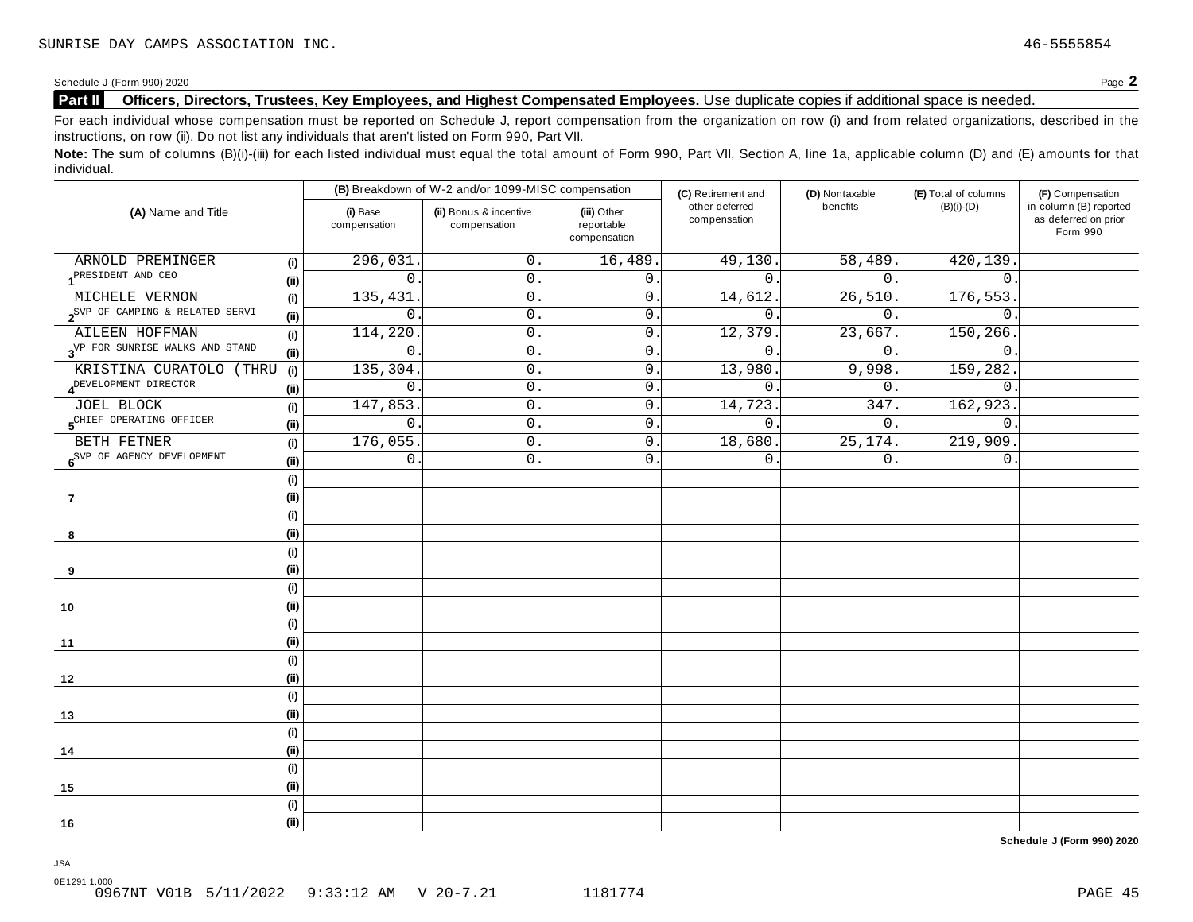SUNRISE DAY CAMPS ASSOCIATION INC. 46-5555854

Schedule J (Form 990) 2020 Page **2**

**Part II Officers, Directors, Trustees, Key Employees, and Highest Compensated Employees.** Use duplicate copies if additional space is needed.

For each individual whose compensation must be reported on Schedule J, report compensation from the organization on row (i) and from related organizations, described in the instructions, on row (ii). Do not list any individuals that aren't listed on Form 990, Part VII.

**Note:** The sum of columns (B)(i)-(iii) for each listed individual must equal the total amount of Form 990, Part VII, Section A, line 1a, applicable column (D) and (E) amounts for that individual.

| (A) Name and Title | | (B) Breakdown of W-2 and/or 1099-MISC compensation | | | (C) Retirement and other deferred compensation | (D) Nontaxable benefits | (E) Total of columns (B)(i)-(D) | (F) Compensation in column (B) reported as deferred on prior Form 990 |
|---|---|---|---|---|---|---|---|---|
| | | (i) Base compensation | (ii) Bonus & incentive compensation | (iii) Other reportable compensation | | | | |
| 1 ARNOLD PREMINGER | (i) | 296,031. | 0. | 16,489. | 49,130. | 58,489. | 420,139. | |
| PRESIDENT AND CEO | (ii) | 0. | 0. | 0. | 0. | 0. | 0. | |
| 2 MICHELE VERNON | (i) | 135,431. | 0. | 0. | 14,612. | 26,510. | 176,553. | |
| SVP OF CAMPING & RELATED SERVI | (ii) | 0. | 0. | 0. | 0. | 0. | 0. | |
| 3 AILEEN HOFFMAN | (i) | 114,220. | 0. | 0. | 12,379. | 23,667. | 150,266. | |
| VP FOR SUNRISE WALKS AND STAND | (ii) | 0. | 0. | 0. | 0. | 0. | 0. | |
| 4 KRISTINA CURATOLO (THRU | (i) | 135,304. | 0. | 0. | 13,980. | 9,998. | 159,282. | |
| DEVELOPMENT DIRECTOR | (ii) | 0. | 0. | 0. | 0. | 0. | 0. | |
| 5 JOEL BLOCK | (i) | 147,853. | 0. | 0. | 14,723. | 347. | 162,923. | |
| CHIEF OPERATING OFFICER | (ii) | 0. | 0. | 0. | 0. | 0. | 0. | |
| 6 BETH FETNER | (i) | 176,055. | 0. | 0. | 18,680. | 25,174. | 219,909. | |
| SVP OF AGENCY DEVELOPMENT | (ii) | 0. | 0. | 0. | 0. | 0. | 0. | |
| 7 | (i) | | | | | | | |
| | (ii) | | | | | | | |
| 8 | (i) | | | | | | | |
| | (ii) | | | | | | | |
| 9 | (i) | | | | | | | |
| | (ii) | | | | | | | |
| 10 | (i) | | | | | | | |
| | (ii) | | | | | | | |
| 11 | (i) | | | | | | | |
| | (ii) | | | | | | | |
| 12 | (i) | | | | | | | |
| | (ii) | | | | | | | |
| 13 | (i) | | | | | | | |
| | (ii) | | | | | | | |
| 14 | (i) | | | | | | | |
| | (ii) | | | | | | | |
| 15 | (i) | | | | | | | |
| | (ii) | | | | | | | |
| 16 | (i) | | | | | | | |
| | (ii) | | | | | | | |

**Schedule J (Form 990) 2020**

JSA
0E1291 1.000
0967NT V01B 5/11/2022 9:33:12 AM V 20-7.21 1181774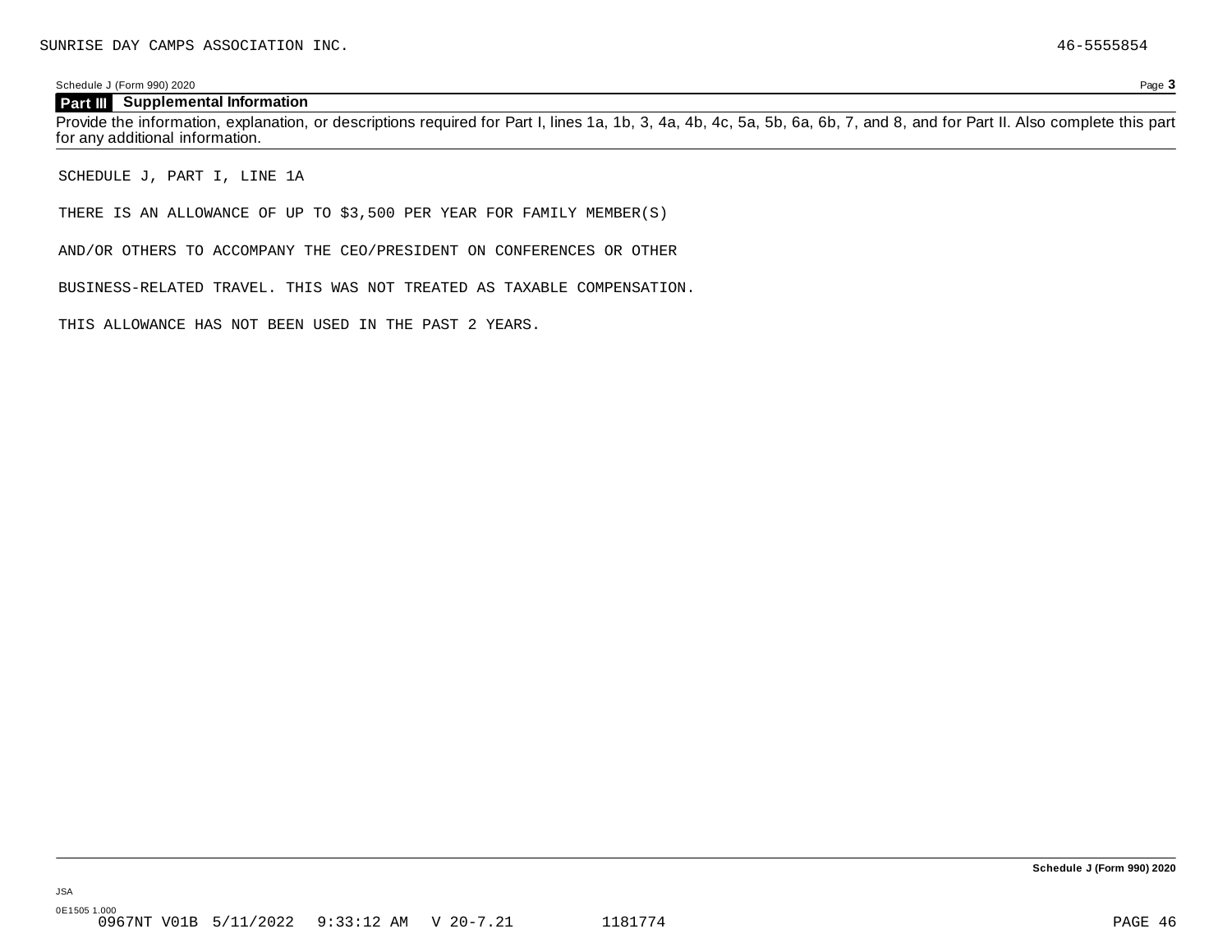SUNRISE DAY CAMPS ASSOCIATION INC. 46-5555854

Schedule J (Form 990) 2020 Page **3**

## Part III Supplemental Information

Provide the information, explanation, or descriptions required for Part I, lines 1a, 1b, 3, 4a, 4b, 4c, 5a, 5b, 6a, 6b, 7, and 8, and for Part II. Also complete this part for any additional information.

SCHEDULE J, PART I, LINE 1A

THERE IS AN ALLOWANCE OF UP TO $3,500 PER YEAR FOR FAMILY MEMBER(S)

AND/OR OTHERS TO ACCOMPANY THE CEO/PRESIDENT ON CONFERENCES OR OTHER

BUSINESS-RELATED TRAVEL. THIS WAS NOT TREATED AS TAXABLE COMPENSATION.

THIS ALLOWANCE HAS NOT BEEN USED IN THE PAST 2 YEARS.

**Schedule J (Form 990) 2020**

JSA

0E1505 1.000
0967NT V01B 5/11/2022 9:33:12 AM V 20-7.21 1181774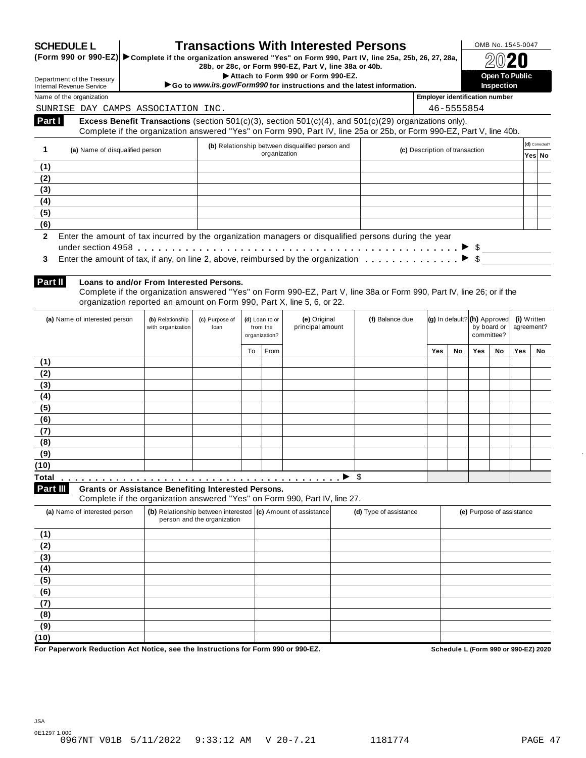**SCHEDULE L (Form 990 or 990-EZ)**

Department of the Treasury
Internal Revenue Service

# Transactions With Interested Persons

▶ Complete if the organization answered "Yes" on Form 990, Part IV, line 25a, 25b, 26, 27, 28a, 28b, or 28c, or Form 990-EZ, Part V, line 38a or 40b.
▶ Attach to Form 990 or Form 990-EZ.
▶ Go to *www.irs.gov/Form990* for instructions and the latest information.

OMB No. 1545-0047

**2020**

**Open To Public Inspection**

Name of the organization: SUNRISE DAY CAMPS ASSOCIATION INC.

Employer identification number: 46-5555854

## Part I Excess Benefit Transactions (section 501(c)(3), section 501(c)(4), and 501(c)(29) organizations only).

Complete if the organization answered "Yes" on Form 990, Part IV, line 25a or 25b, or Form 990-EZ, Part V, line 40b.

| 1 | (a) Name of disqualified person | (b) Relationship between disqualified person and organization | (c) Description of transaction | (d) Corrected? Yes | No |
|---|---|---|---|---|---|
| (1) | | | | | |
| (2) | | | | | |
| (3) | | | | | |
| (4) | | | | | |
| (5) | | | | | |
| (6) | | | | | |

**2** Enter the amount of tax incurred by the organization managers or disqualified persons during the year under section 4958 . . . . . . ▶ $

**3** Enter the amount of tax, if any, on line 2, above, reimbursed by the organization . . . . . . ▶ $

## Part II Loans to and/or From Interested Persons.

Complete if the organization answered "Yes" on Form 990-EZ, Part V, line 38a or Form 990, Part IV, line 26; or if the organization reported an amount on Form 990, Part X, line 5, 6, or 22.

| | (a) Name of interested person | (b) Relationship with organization | (c) Purpose of loan | (d) Loan to or from the organization? To | From | (e) Original principal amount | (f) Balance due | (g) In default? Yes | No | (h) Approved by board or committee? Yes | No | (i) Written agreement? Yes | No |
|---|---|---|---|---|---|---|---|---|---|---|---|---|---|
| (1) | | | | | | | | | | | | | |
| (2) | | | | | | | | | | | | | |
| (3) | | | | | | | | | | | | | |
| (4) | | | | | | | | | | | | | |
| (5) | | | | | | | | | | | | | |
| (6) | | | | | | | | | | | | | |
| (7) | | | | | | | | | | | | | |
| (8) | | | | | | | | | | | | | |
| (9) | | | | | | | | | | | | | |
| (10) | | | | | | | | | | | | | |
| Total | | | | | | ▶ | $ | | | | | | |

## Part III Grants or Assistance Benefiting Interested Persons.

Complete if the organization answered "Yes" on Form 990, Part IV, line 27.

| | (a) Name of interested person | (b) Relationship between interested person and the organization | (c) Amount of assistance | (d) Type of assistance | (e) Purpose of assistance |
|---|---|---|---|---|---|
| (1) | | | | | |
| (2) | | | | | |
| (3) | | | | | |
| (4) | | | | | |
| (5) | | | | | |
| (6) | | | | | |
| (7) | | | | | |
| (8) | | | | | |
| (9) | | | | | |
| (10) | | | | | |

**For Paperwork Reduction Act Notice, see the Instructions for Form 990 or 990-EZ.** **Schedule L (Form 990 or 990-EZ) 2020**

JSA
0E1297 1.000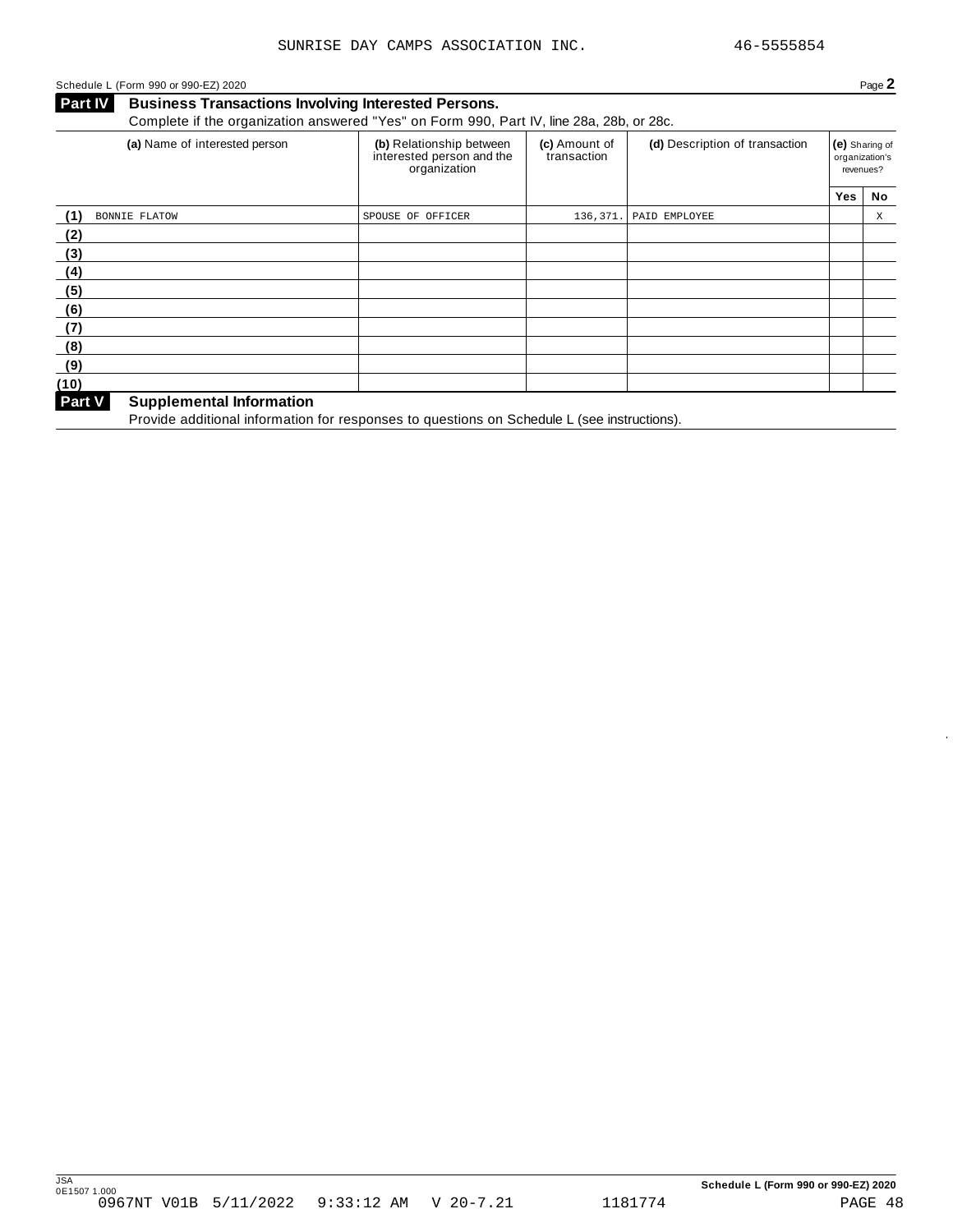SUNRISE DAY CAMPS ASSOCIATION INC. 46-5555854

Schedule L (Form 990 or 990-EZ) 2020 Page **2**

## Part IV Business Transactions Involving Interested Persons.

Complete if the organization answered "Yes" on Form 990, Part IV, line 28a, 28b, or 28c.

| | (a) Name of interested person | (b) Relationship between interested person and the organization | (c) Amount of transaction | (d) Description of transaction | (e) Sharing of organization's revenues? | |
|---|---|---|---|---|---|---|
| | | | | | Yes | No |
| (1) | BONNIE FLATOW | SPOUSE OF OFFICER | 136,371. | PAID EMPLOYEE | | X |
| (2) | | | | | | |
| (3) | | | | | | |
| (4) | | | | | | |
| (5) | | | | | | |
| (6) | | | | | | |
| (7) | | | | | | |
| (8) | | | | | | |
| (9) | | | | | | |
| (10) | | | | | | |

## Part V Supplemental Information

Provide additional information for responses to questions on Schedule L (see instructions).

JSA
0E1507 1.000
0967NT V01B 5/11/2022 9:33:12 AM V 20-7.21 1181774

**Schedule L (Form 990 or 990-EZ) 2020**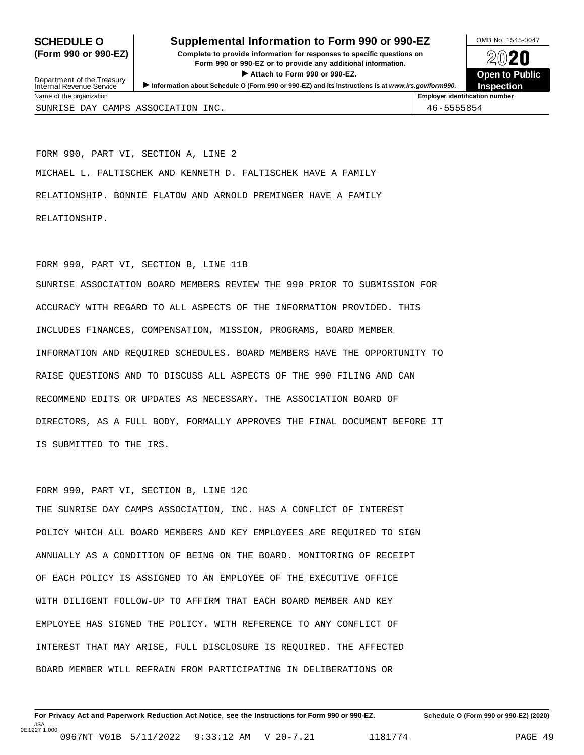# SCHEDULE O (Form 990 or 990-EZ)

## Supplemental Information to Form 990 or 990-EZ

**Complete to provide information for responses to specific questions on Form 990 or 990-EZ or to provide any additional information.**

▶ Attach to Form 990 or 990-EZ.

▶ Information about Schedule O (Form 990 or 990-EZ) and its instructions is at *www.irs.gov/form990.*

Department of the Treasury
Internal Revenue Service

OMB No. 1545-0047

2020

**Open to Public Inspection**

| Name of the organization | Employer identification number |
|---|---|
| SUNRISE DAY CAMPS ASSOCIATION INC. | 46-5555854 |

FORM 990, PART VI, SECTION A, LINE 2

MICHAEL L. FALTISCHEK AND KENNETH D. FALTISCHEK HAVE A FAMILY RELATIONSHIP. BONNIE FLATOW AND ARNOLD PREMINGER HAVE A FAMILY RELATIONSHIP.

FORM 990, PART VI, SECTION B, LINE 11B

SUNRISE ASSOCIATION BOARD MEMBERS REVIEW THE 990 PRIOR TO SUBMISSION FOR ACCURACY WITH REGARD TO ALL ASPECTS OF THE INFORMATION PROVIDED. THIS INCLUDES FINANCES, COMPENSATION, MISSION, PROGRAMS, BOARD MEMBER INFORMATION AND REQUIRED SCHEDULES. BOARD MEMBERS HAVE THE OPPORTUNITY TO RAISE QUESTIONS AND TO DISCUSS ALL ASPECTS OF THE 990 FILING AND CAN RECOMMEND EDITS OR UPDATES AS NECESSARY. THE ASSOCIATION BOARD OF DIRECTORS, AS A FULL BODY, FORMALLY APPROVES THE FINAL DOCUMENT BEFORE IT IS SUBMITTED TO THE IRS.

FORM 990, PART VI, SECTION B, LINE 12C

THE SUNRISE DAY CAMPS ASSOCIATION, INC. HAS A CONFLICT OF INTEREST POLICY WHICH ALL BOARD MEMBERS AND KEY EMPLOYEES ARE REQUIRED TO SIGN ANNUALLY AS A CONDITION OF BEING ON THE BOARD. MONITORING OF RECEIPT OF EACH POLICY IS ASSIGNED TO AN EMPLOYEE OF THE EXECUTIVE OFFICE WITH DILIGENT FOLLOW-UP TO AFFIRM THAT EACH BOARD MEMBER AND KEY EMPLOYEE HAS SIGNED THE POLICY. WITH REFERENCE TO ANY CONFLICT OF INTEREST THAT MAY ARISE, FULL DISCLOSURE IS REQUIRED. THE AFFECTED BOARD MEMBER WILL REFRAIN FROM PARTICIPATING IN DELIBERATIONS OR

**For Privacy Act and Paperwork Reduction Act Notice, see the Instructions for Form 990 or 990-EZ.** **Schedule O (Form 990 or 990-EZ) (2020)**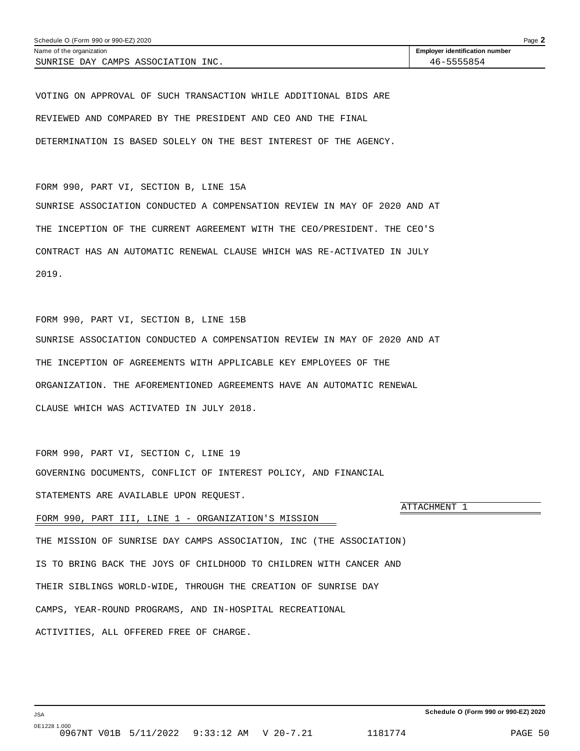Name of the organization: SUNRISE DAY CAMPS ASSOCIATION INC.

Employer identification number: 46-5555854

VOTING ON APPROVAL OF SUCH TRANSACTION WHILE ADDITIONAL BIDS ARE REVIEWED AND COMPARED BY THE PRESIDENT AND CEO AND THE FINAL DETERMINATION IS BASED SOLELY ON THE BEST INTEREST OF THE AGENCY.

FORM 990, PART VI, SECTION B, LINE 15A

SUNRISE ASSOCIATION CONDUCTED A COMPENSATION REVIEW IN MAY OF 2020 AND AT THE INCEPTION OF THE CURRENT AGREEMENT WITH THE CEO/PRESIDENT. THE CEO'S CONTRACT HAS AN AUTOMATIC RENEWAL CLAUSE WHICH WAS RE-ACTIVATED IN JULY 2019.

FORM 990, PART VI, SECTION B, LINE 15B

SUNRISE ASSOCIATION CONDUCTED A COMPENSATION REVIEW IN MAY OF 2020 AND AT THE INCEPTION OF AGREEMENTS WITH APPLICABLE KEY EMPLOYEES OF THE ORGANIZATION. THE AFOREMENTIONED AGREEMENTS HAVE AN AUTOMATIC RENEWAL CLAUSE WHICH WAS ACTIVATED IN JULY 2018.

FORM 990, PART VI, SECTION C, LINE 19

GOVERNING DOCUMENTS, CONFLICT OF INTEREST POLICY, AND FINANCIAL STATEMENTS ARE AVAILABLE UPON REQUEST.

ATTACHMENT 1

FORM 990, PART III, LINE 1 - ORGANIZATION'S MISSION

THE MISSION OF SUNRISE DAY CAMPS ASSOCIATION, INC (THE ASSOCIATION) IS TO BRING BACK THE JOYS OF CHILDHOOD TO CHILDREN WITH CANCER AND THEIR SIBLINGS WORLD-WIDE, THROUGH THE CREATION OF SUNRISE DAY CAMPS, YEAR-ROUND PROGRAMS, AND IN-HOSPITAL RECREATIONAL ACTIVITIES, ALL OFFERED FREE OF CHARGE.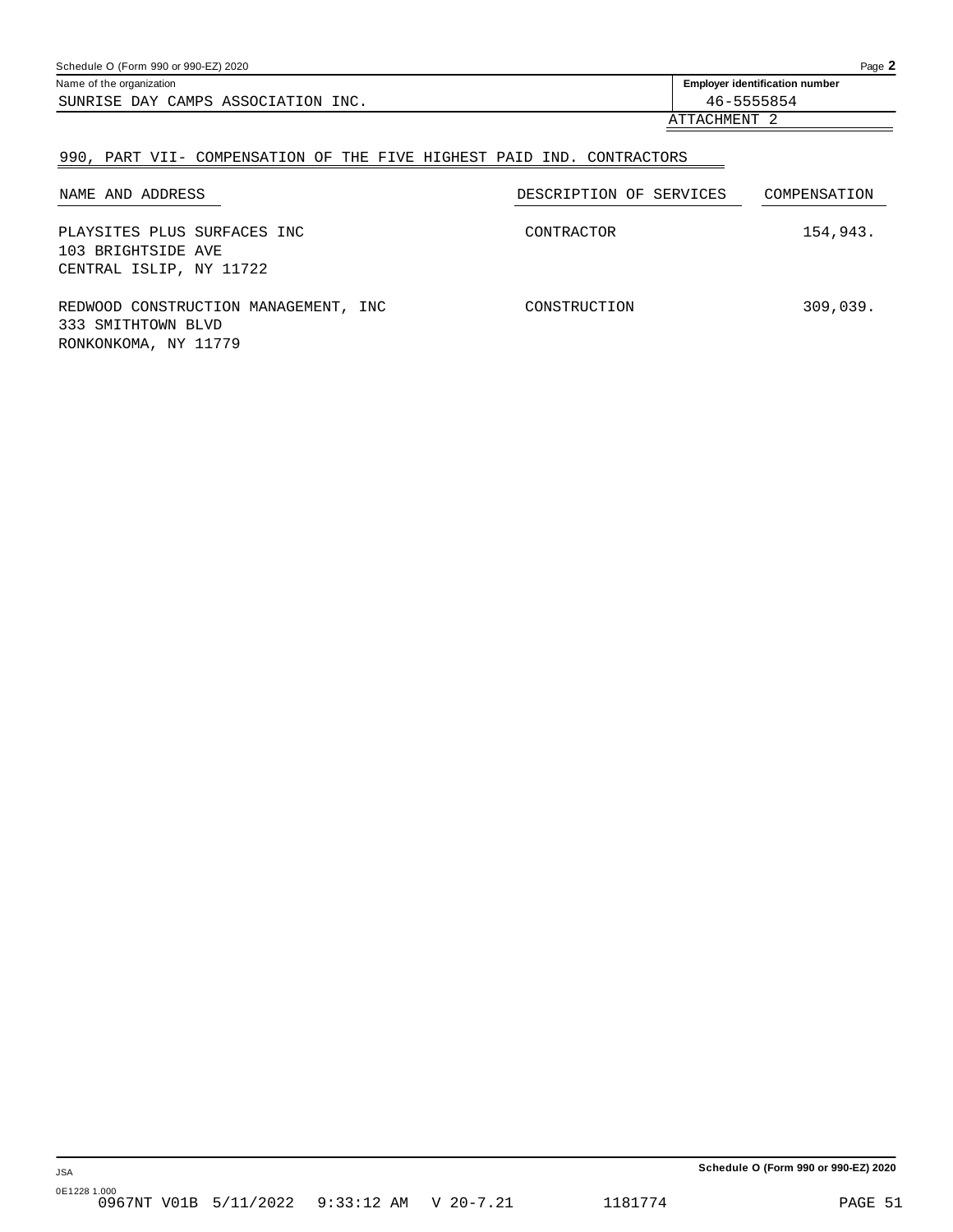Name of the organization: SUNRISE DAY CAMPS ASSOCIATION INC.

Employer identification number: 46-5555854

ATTACHMENT 2

## 990, PART VII- COMPENSATION OF THE FIVE HIGHEST PAID IND. CONTRACTORS

| NAME AND ADDRESS | DESCRIPTION OF SERVICES | COMPENSATION |
|---|---|---|
| PLAYSITES PLUS SURFACES INC<br>103 BRIGHTSIDE AVE<br>CENTRAL ISLIP, NY 11722 | CONTRACTOR | 154,943. |
| REDWOOD CONSTRUCTION MANAGEMENT, INC<br>333 SMITHTOWN BLVD<br>RONKONKOMA, NY 11779 | CONSTRUCTION | 309,039. |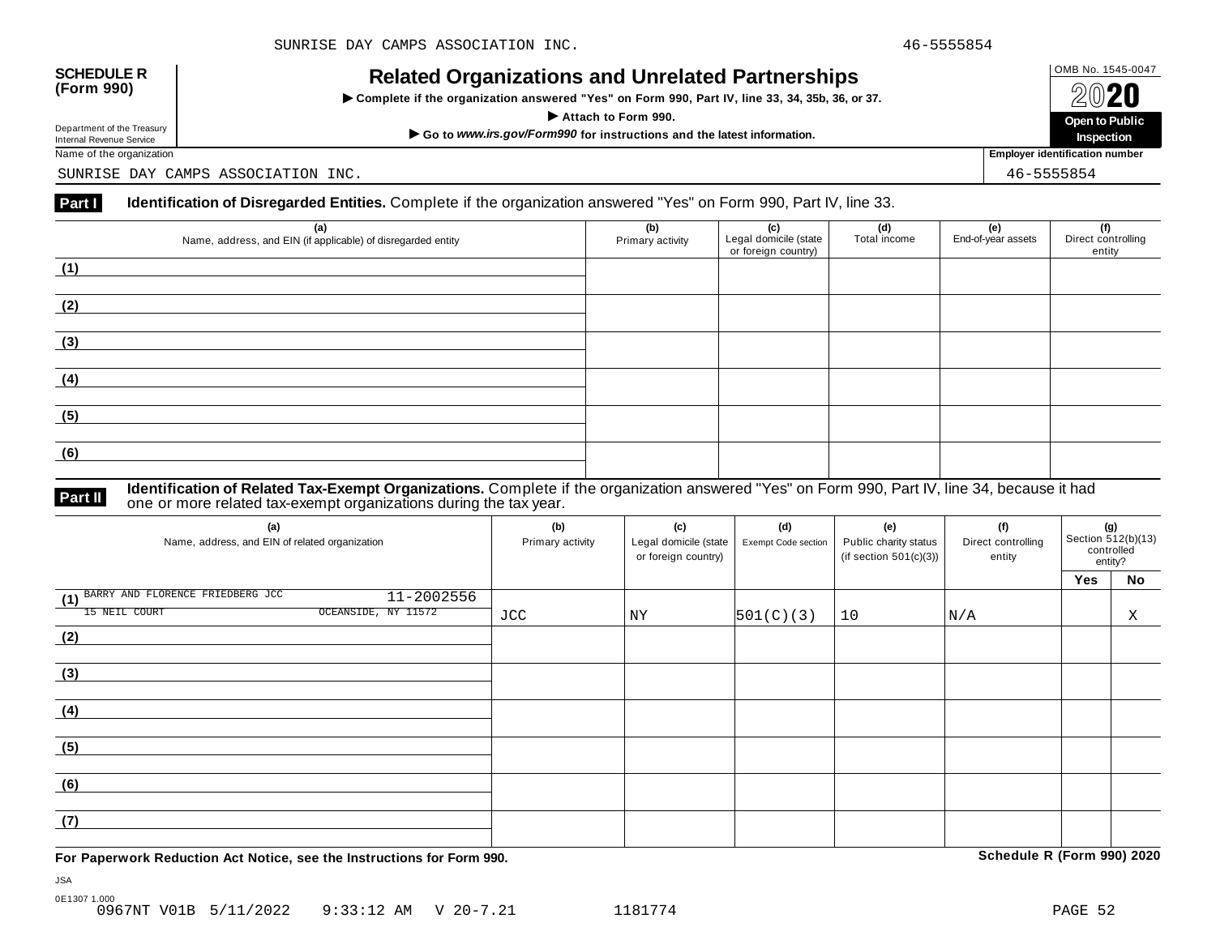SUNRISE DAY CAMPS ASSOCIATION INC. 46-5555854

**SCHEDULE R (Form 990)**

Department of the Treasury
Internal Revenue Service

# Related Organizations and Unrelated Partnerships

▶ **Complete if the organization answered "Yes" on Form 990, Part IV, line 33, 34, 35b, 36, or 37.**

▶ **Attach to Form 990.**

▶ **Go to *www.irs.gov/Form990* for instructions and the latest information.**

OMB No. 1545-0047

**2020**

**Open to Public Inspection**

Name of the organization: SUNRISE DAY CAMPS ASSOCIATION INC.

Employer identification number: 46-5555854

**Part I** **Identification of Disregarded Entities.** Complete if the organization answered "Yes" on Form 990, Part IV, line 33.

| (a) Name, address, and EIN (if applicable) of disregarded entity | (b) Primary activity | (c) Legal domicile (state or foreign country) | (d) Total income | (e) End-of-year assets | (f) Direct controlling entity |
|---|---|---|---|---|---|
| (1) | | | | | |
| (2) | | | | | |
| (3) | | | | | |
| (4) | | | | | |
| (5) | | | | | |
| (6) | | | | | |

**Part II** **Identification of Related Tax-Exempt Organizations.** Complete if the organization answered "Yes" on Form 990, Part IV, line 34, because it had one or more related tax-exempt organizations during the tax year.

| (a) Name, address, and EIN of related organization | (b) Primary activity | (c) Legal domicile (state or foreign country) | (d) Exempt Code section | (e) Public charity status (if section 501(c)(3)) | (f) Direct controlling entity | (g) Section 512(b)(13) controlled entity? | |
|---|---|---|---|---|---|---|---|
| | | | | | | Yes | No |
| (1) BARRY AND FLORENCE FRIEDBERG JCC 11-2002556 15 NEIL COURT OCEANSIDE, NY 11572 | JCC | NY | 501(C)(3) | 10 | N/A | | X |
| (2) | | | | | | | |
| (3) | | | | | | | |
| (4) | | | | | | | |
| (5) | | | | | | | |
| (6) | | | | | | | |
| (7) | | | | | | | |

**For Paperwork Reduction Act Notice, see the Instructions for Form 990.** **Schedule R (Form 990) 2020**

JSA
0E1307 1.000
0967NT V01B 5/11/2022 9:33:12 AM V 20-7.21 1181774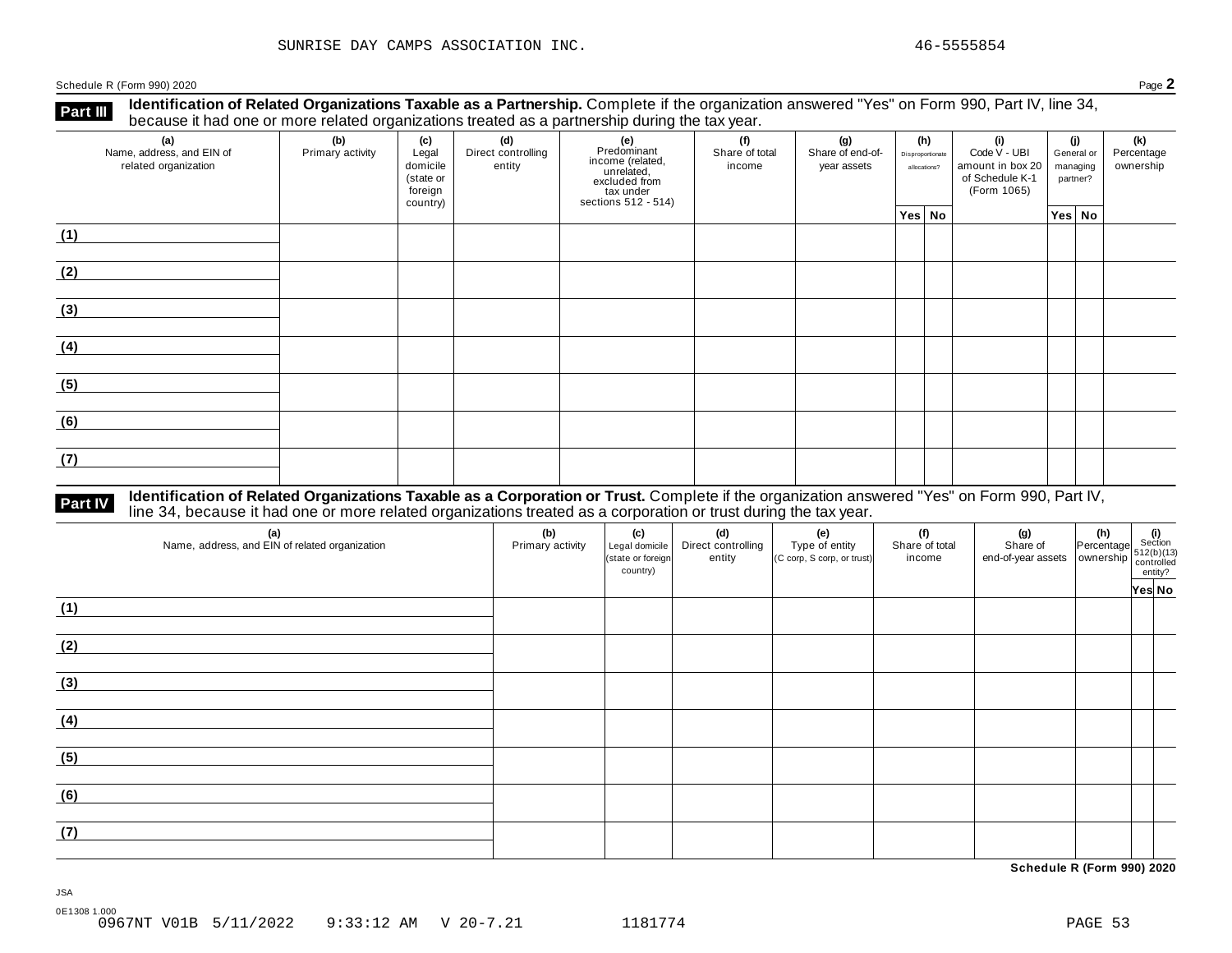SUNRISE DAY CAMPS ASSOCIATION INC. 46-5555854

Schedule R (Form 990) 2020 Page **2**

## Part III Identification of Related Organizations Taxable as a Partnership.

Complete if the organization answered "Yes" on Form 990, Part IV, line 34, because it had one or more related organizations treated as a partnership during the tax year.

| (a) Name, address, and EIN of related organization | (b) Primary activity | (c) Legal domicile (state or foreign country) | (d) Direct controlling entity | (e) Predominant income (related, unrelated, excluded from tax under sections 512 - 514) | (f) Share of total income | (g) Share of end-of-year assets | (h) Disproportionate allocations? | | (i) Code V - UBI amount in box 20 of Schedule K-1 (Form 1065) | (j) General or managing partner? | | (k) Percentage ownership |
|---|---|---|---|---|---|---|---|---|---|---|---|---|
| | | | | | | | Yes | No | | Yes | No | |
| (1) | | | | | | | | | | | | |
| (2) | | | | | | | | | | | | |
| (3) | | | | | | | | | | | | |
| (4) | | | | | | | | | | | | |
| (5) | | | | | | | | | | | | |
| (6) | | | | | | | | | | | | |
| (7) | | | | | | | | | | | | |

## Part IV Identification of Related Organizations Taxable as a Corporation or Trust.

Complete if the organization answered "Yes" on Form 990, Part IV, line 34, because it had one or more related organizations treated as a corporation or trust during the tax year.

| (a) Name, address, and EIN of related organization | (b) Primary activity | (c) Legal domicile (state or foreign country) | (d) Direct controlling entity | (e) Type of entity (C corp, S corp, or trust) | (f) Share of total income | (g) Share of end-of-year assets | (h) Percentage ownership | (i) Section 512(b)(13) controlled entity? | |
|---|---|---|---|---|---|---|---|---|---|
| | | | | | | | | Yes | No |
| (1) | | | | | | | | | |
| (2) | | | | | | | | | |
| (3) | | | | | | | | | |
| (4) | | | | | | | | | |
| (5) | | | | | | | | | |
| (6) | | | | | | | | | |
| (7) | | | | | | | | | |

**Schedule R (Form 990) 2020**

JSA
0E1308 1.000
0967NT V01B 5/11/2022 9:33:12 AM V 20-7.21 1181774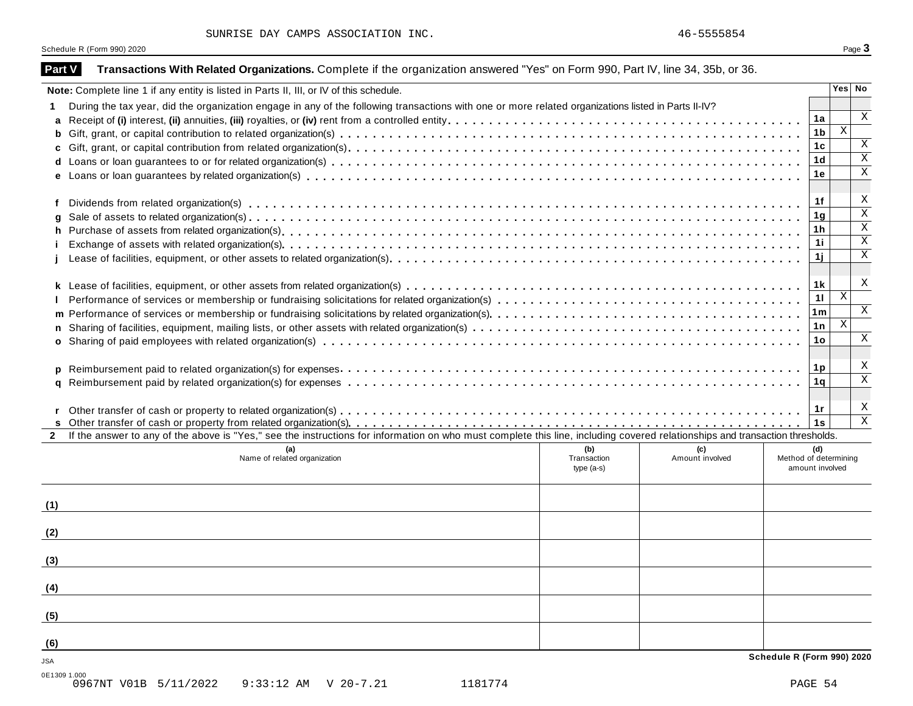SUNRISE DAY CAMPS ASSOCIATION INC. 46-5555854

## Part V Transactions With Related Organizations. Complete if the organization answered "Yes" on Form 990, Part IV, line 34, 35b, or 36.

**Note:** Complete line 1 if any entity is listed in Parts II, III, or IV of this schedule.

| | | | Yes | No |
|---|---|---|---|---|
| **1** | During the tax year, did the organization engage in any of the following transactions with one or more related organizations listed in Parts II-IV? | | | |
| **a** | Receipt of **(i)** interest, **(ii)** annuities, **(iii)** royalties, or **(iv)** rent from a controlled entity | 1a | | X |
| **b** | Gift, grant, or capital contribution to related organization(s) | 1b | X | |
| **c** | Gift, grant, or capital contribution from related organization(s) | 1c | | X |
| **d** | Loans or loan guarantees to or for related organization(s) | 1d | | X |
| **e** | Loans or loan guarantees by related organization(s) | 1e | | X |
| **f** | Dividends from related organization(s) | 1f | | X |
| **g** | Sale of assets to related organization(s) | 1g | | X |
| **h** | Purchase of assets from related organization(s) | 1h | | X |
| **i** | Exchange of assets with related organization(s) | 1i | | X |
| **j** | Lease of facilities, equipment, or other assets to related organization(s) | 1j | | X |
| **k** | Lease of facilities, equipment, or other assets from related organization(s) | 1k | | X |
| **l** | Performance of services or membership or fundraising solicitations for related organization(s) | 1l | X | |
| **m** | Performance of services or membership or fundraising solicitations by related organization(s) | 1m | | X |
| **n** | Sharing of facilities, equipment, mailing lists, or other assets with related organization(s) | 1n | X | |
| **o** | Sharing of paid employees with related organization(s) | 1o | | X |
| **p** | Reimbursement paid to related organization(s) for expenses | 1p | | X |
| **q** | Reimbursement paid by related organization(s) for expenses | 1q | | X |
| **r** | Other transfer of cash or property to related organization(s) | 1r | | X |
| **s** | Other transfer of cash or property from related organization(s) | 1s | | X |

**2** If the answer to any of the above is "Yes," see the instructions for information on who must complete this line, including covered relationships and transaction thresholds.

| | (a) Name of related organization | (b) Transaction type (a-s) | (c) Amount involved | (d) Method of determining amount involved |
|---|---|---|---|---|
| (1) | | | | |
| (2) | | | | |
| (3) | | | | |
| (4) | | | | |
| (5) | | | | |
| (6) | | | | |

JSA

0E1309 1.000

0967NT V01B 5/11/2022 9:33:12 AM V 20-7.21 1181774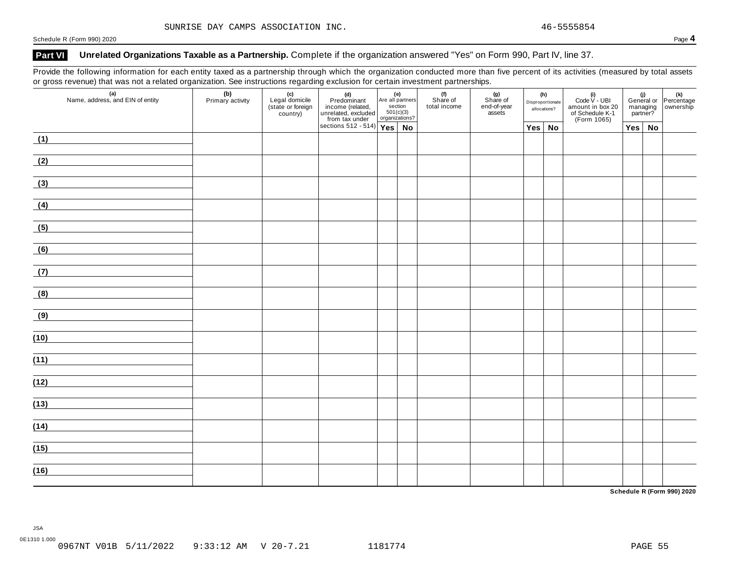SUNRISE DAY CAMPS ASSOCIATION INC. 46-5555854

Schedule R (Form 990) 2020

## Part VI Unrelated Organizations Taxable as a Partnership. Complete if the organization answered "Yes" on Form 990, Part IV, line 37.

Provide the following information for each entity taxed as a partnership through which the organization conducted more than five percent of its activities (measured by total assets or gross revenue) that was not a related organization. See instructions regarding exclusion for certain investment partnerships.

| (a) Name, address, and EIN of entity | (b) Primary activity | (c) Legal domicile (state or foreign country) | (d) Predominant income (related, unrelated, excluded from tax under sections 512 - 514) | (e) Are all partners section 501(c)(3) organizations? | | (f) Share of total income | (g) Share of end-of-year assets | (h) Disproportionate allocations? | | (i) Code V - UBI amount in box 20 of Schedule K-1 (Form 1065) | (j) General or managing partner? | | (k) Percentage ownership |
|---|---|---|---|---|---|---|---|---|---|---|---|---|---|
| | | | | Yes | No | | | Yes | No | | Yes | No | |
| (1) | | | | | | | | | | | | | |
| (2) | | | | | | | | | | | | | |
| (3) | | | | | | | | | | | | | |
| (4) | | | | | | | | | | | | | |
| (5) | | | | | | | | | | | | | |
| (6) | | | | | | | | | | | | | |
| (7) | | | | | | | | | | | | | |
| (8) | | | | | | | | | | | | | |
| (9) | | | | | | | | | | | | | |
| (10) | | | | | | | | | | | | | |
| (11) | | | | | | | | | | | | | |
| (12) | | | | | | | | | | | | | |
| (13) | | | | | | | | | | | | | |
| (14) | | | | | | | | | | | | | |
| (15) | | | | | | | | | | | | | |
| (16) | | | | | | | | | | | | | |

Schedule R (Form 990) 2020

JSA
0E1310 1.000
0967NT V01B 5/11/2022 9:33:12 AM V 20-7.21 1181774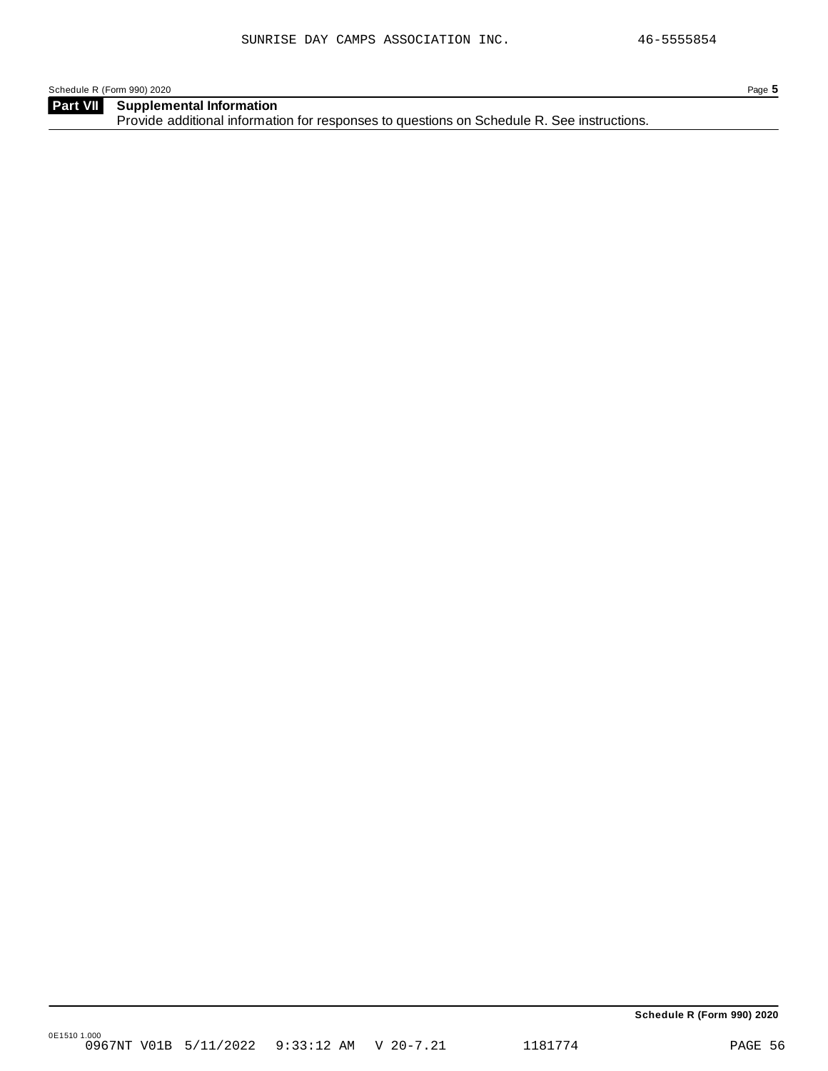## Part VII Supplemental Information

Provide additional information for responses to questions on Schedule R. See instructions.